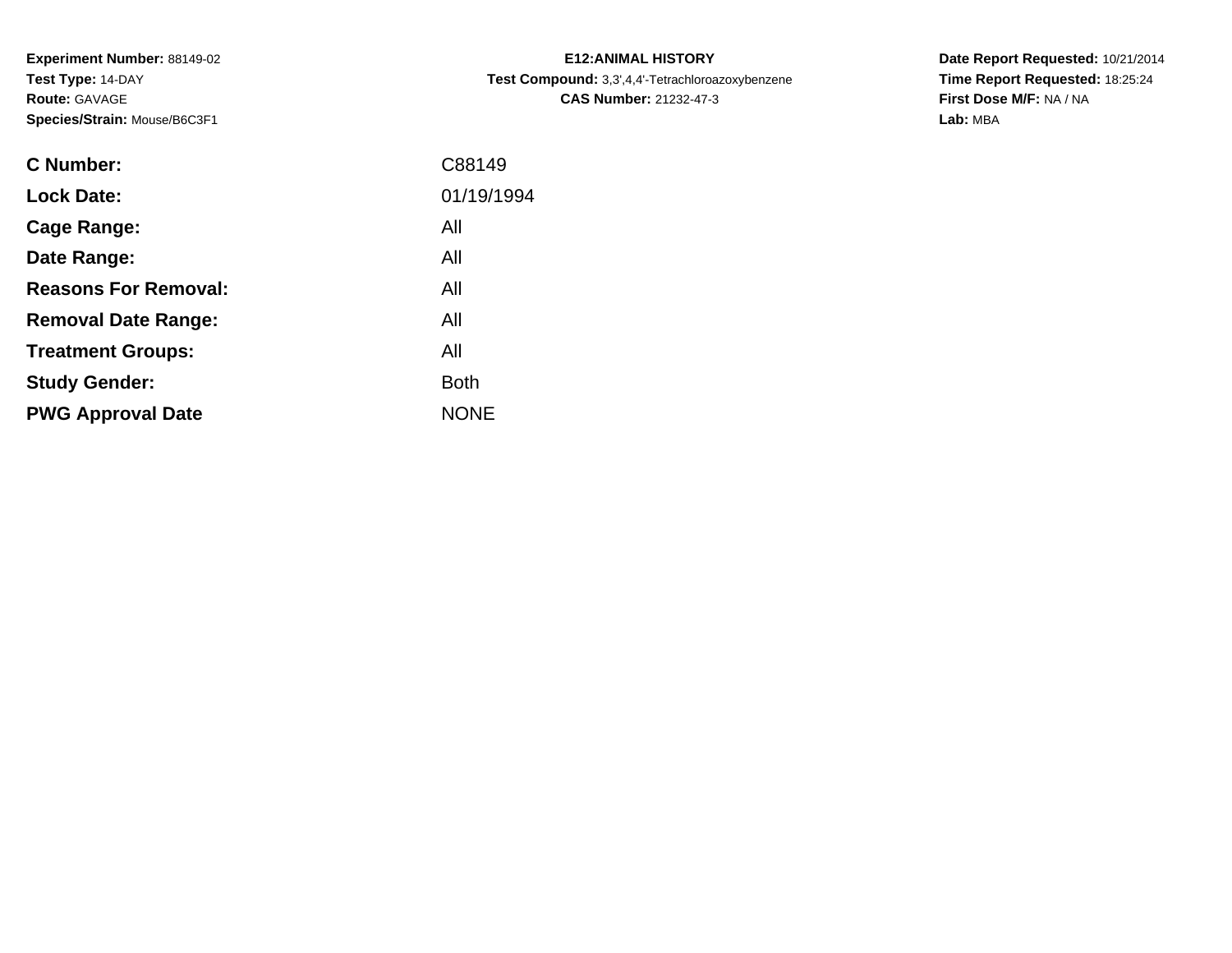**Experiment Number:** 88149-02
**Test Type:** 14-DAY
**Route:** GAVAGE
**Species/Strain:** Mouse/B6C3F1

**E12:ANIMAL HISTORY**
**Test Compound:** 3,3',4,4'-Tetrachloroazoxybenzene
**CAS Number:** 21232-47-3

**Date Report Requested:** 10/21/2014
**Time Report Requested:** 18:25:24
**First Dose M/F:** NA / NA
**Lab:** MBA

| | |
|---|---|
| **C Number:** | C88149 |
| **Lock Date:** | 01/19/1994 |
| **Cage Range:** | All |
| **Date Range:** | All |
| **Reasons For Removal:** | All |
| **Removal Date Range:** | All |
| **Treatment Groups:** | All |
| **Study Gender:** | Both |
| **PWG Approval Date** | NONE |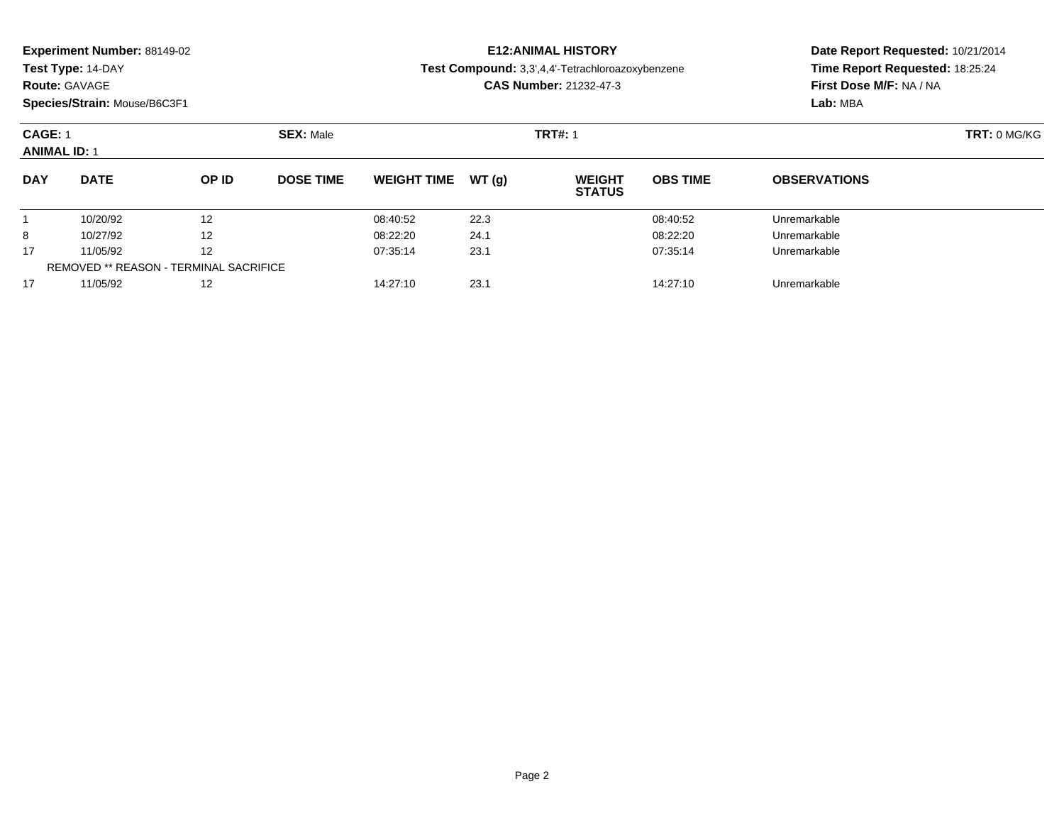**Experiment Number:** 88149-02
**Test Type:** 14-DAY
**Route:** GAVAGE
**Species/Strain:** Mouse/B6C3F1

**E12:ANIMAL HISTORY**
**Test Compound:** 3,3',4,4'-Tetrachloroazoxybenzene
**CAS Number:** 21232-47-3

**Date Report Requested:** 10/21/2014
**Time Report Requested:** 18:25:24
**First Dose M/F:** NA / NA
**Lab:** MBA

**CAGE:** 1 **SEX:** Male **TRT#:** 1 **TRT:** 0 MG/KG
**ANIMAL ID:** 1

| DAY | DATE | OP ID | DOSE TIME | WEIGHT TIME | WT (g) | WEIGHT STATUS | OBS TIME | OBSERVATIONS |
|---|---|---|---|---|---|---|---|---|
| 1 | 10/20/92 | 12 | | 08:40:52 | 22.3 | | 08:40:52 | Unremarkable |
| 8 | 10/27/92 | 12 | | 08:22:20 | 24.1 | | 08:22:20 | Unremarkable |
| 17 | 11/05/92 | 12 | | 07:35:14 | 23.1 | | 07:35:14 | Unremarkable |
| REMOVED ** REASON - TERMINAL SACRIFICE | | | | | | | | |
| 17 | 11/05/92 | 12 | | 14:27:10 | 23.1 | | 14:27:10 | Unremarkable |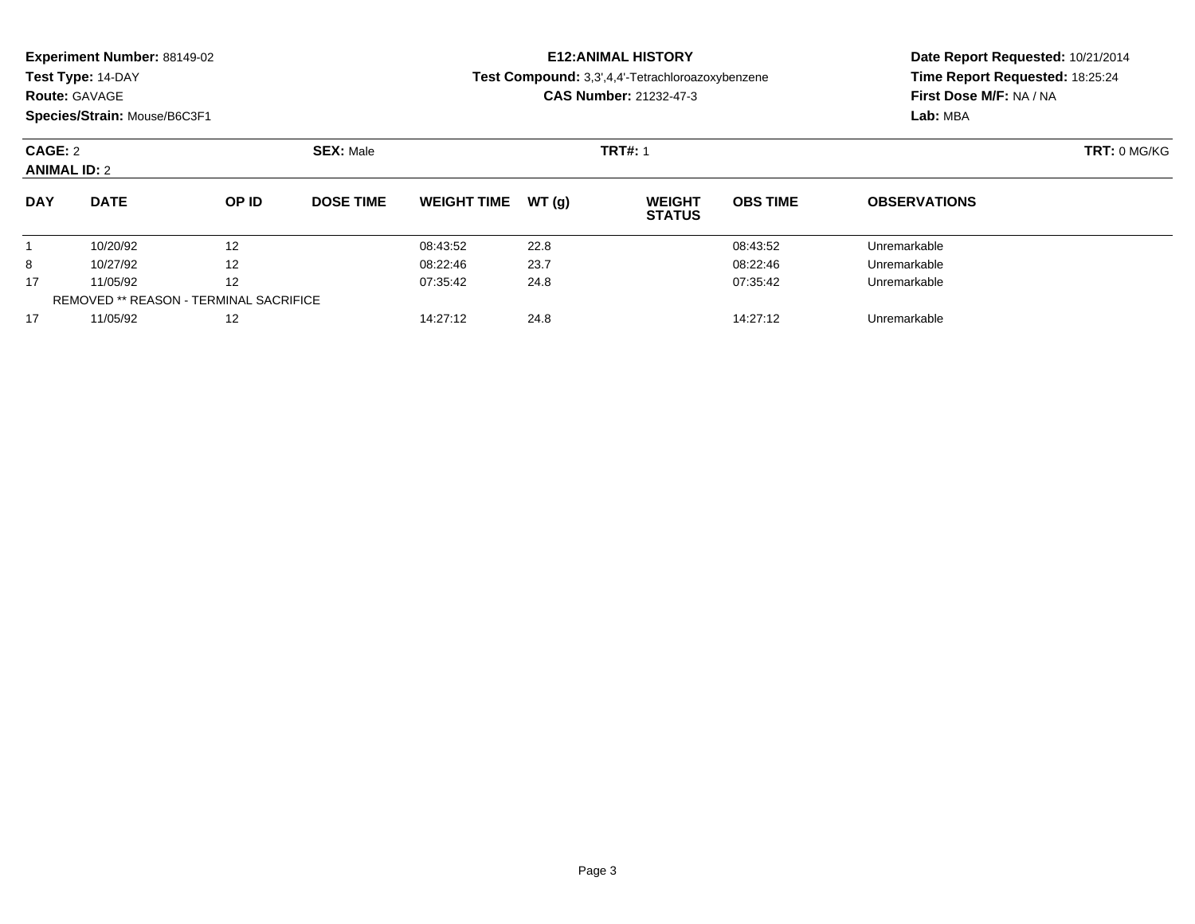**Experiment Number:** 88149-02
**Test Type:** 14-DAY
**Route:** GAVAGE
**Species/Strain:** Mouse/B6C3F1

**E12:ANIMAL HISTORY**
**Test Compound:** 3,3',4,4'-Tetrachloroazoxybenzene
**CAS Number:** 21232-47-3

**Date Report Requested:** 10/21/2014
**Time Report Requested:** 18:25:24
**First Dose M/F:** NA / NA
**Lab:** MBA

**CAGE:** 2
**ANIMAL ID:** 2
**SEX:** Male
**TRT#:** 1
**TRT:** 0 MG/KG

| DAY | DATE | OP ID | DOSE TIME | WEIGHT TIME | WT (g) | WEIGHT STATUS | OBS TIME | OBSERVATIONS |
|---|---|---|---|---|---|---|---|---|
| 1 | 10/20/92 | 12 | | 08:43:52 | 22.8 | | 08:43:52 | Unremarkable |
| 8 | 10/27/92 | 12 | | 08:22:46 | 23.7 | | 08:22:46 | Unremarkable |
| 17 | 11/05/92 | 12 | | 07:35:42 | 24.8 | | 07:35:42 | Unremarkable |
| REMOVED ** REASON - TERMINAL SACRIFICE | | | | | | | | |
| 17 | 11/05/92 | 12 | | 14:27:12 | 24.8 | | 14:27:12 | Unremarkable |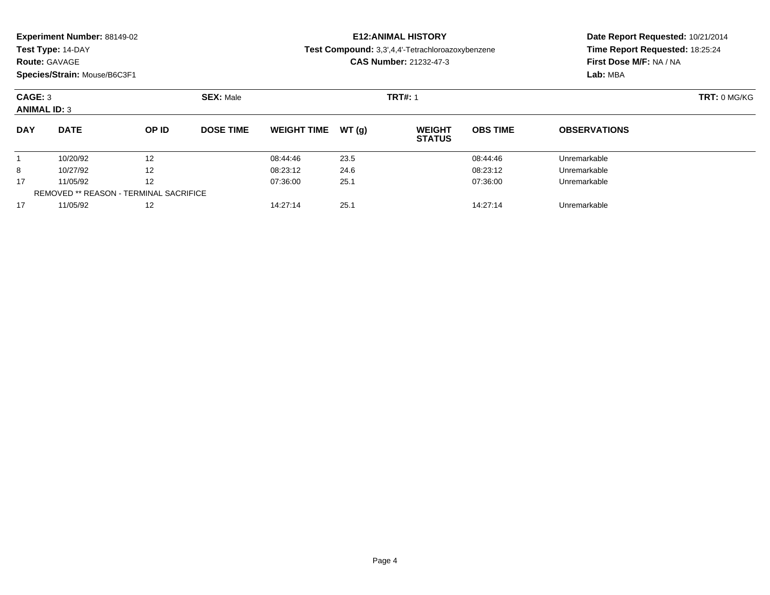**Experiment Number:** 88149-02
**Test Type:** 14-DAY
**Route:** GAVAGE
**Species/Strain:** Mouse/B6C3F1

**E12:ANIMAL HISTORY**
**Test Compound:** 3,3',4,4'-Tetrachloroazoxybenzene
**CAS Number:** 21232-47-3

**Date Report Requested:** 10/21/2014
**Time Report Requested:** 18:25:24
**First Dose M/F:** NA / NA
**Lab:** MBA

**CAGE:** 3
**ANIMAL ID:** 3
**SEX:** Male
**TRT#:** 1
**TRT:** 0 MG/KG

| DAY | DATE | OP ID | DOSE TIME | WEIGHT TIME | WT (g) | WEIGHT STATUS | OBS TIME | OBSERVATIONS |
|---|---|---|---|---|---|---|---|---|
| 1 | 10/20/92 | 12 | | 08:44:46 | 23.5 | | 08:44:46 | Unremarkable |
| 8 | 10/27/92 | 12 | | 08:23:12 | 24.6 | | 08:23:12 | Unremarkable |
| 17 | 11/05/92 | 12 | | 07:36:00 | 25.1 | | 07:36:00 | Unremarkable |
| REMOVED ** REASON - TERMINAL SACRIFICE | | | | | | | | |
| 17 | 11/05/92 | 12 | | 14:27:14 | 25.1 | | 14:27:14 | Unremarkable |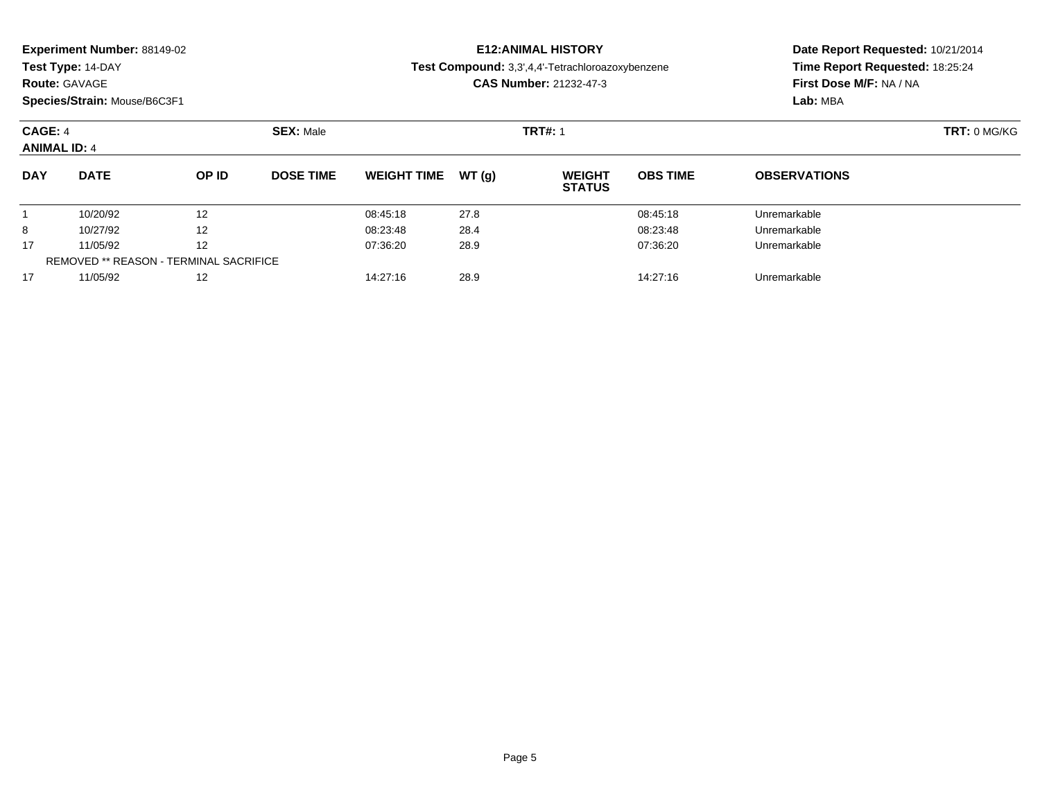**Experiment Number:** 88149-02
**Test Type:** 14-DAY
**Route:** GAVAGE
**Species/Strain:** Mouse/B6C3F1

**E12:ANIMAL HISTORY**
**Test Compound:** 3,3',4,4'-Tetrachloroazoxybenzene
**CAS Number:** 21232-47-3

**Date Report Requested:** 10/21/2014
**Time Report Requested:** 18:25:24
**First Dose M/F:** NA / NA
**Lab:** MBA

**CAGE:** 4 **SEX:** Male **TRT#:** 1 **TRT:** 0 MG/KG
**ANIMAL ID:** 4

| DAY | DATE | OP ID | DOSE TIME | WEIGHT TIME | WT (g) | WEIGHT STATUS | OBS TIME | OBSERVATIONS |
|---|---|---|---|---|---|---|---|---|
| 1 | 10/20/92 | 12 | | 08:45:18 | 27.8 | | 08:45:18 | Unremarkable |
| 8 | 10/27/92 | 12 | | 08:23:48 | 28.4 | | 08:23:48 | Unremarkable |
| 17 | 11/05/92 | 12 | | 07:36:20 | 28.9 | | 07:36:20 | Unremarkable |
| REMOVED ** REASON - TERMINAL SACRIFICE | | | | | | | | |
| 17 | 11/05/92 | 12 | | 14:27:16 | 28.9 | | 14:27:16 | Unremarkable |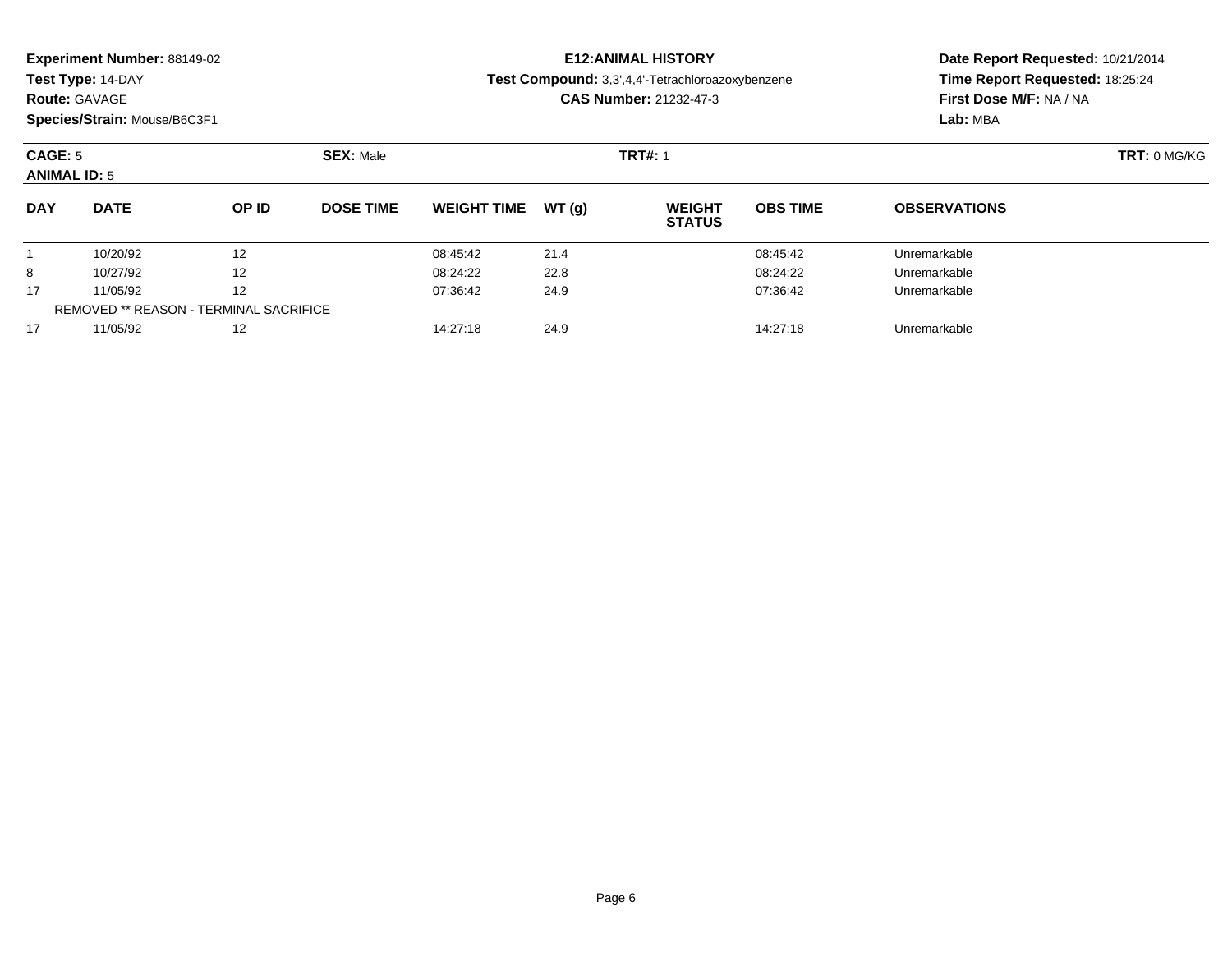**Experiment Number:** 88149-02
**Test Type:** 14-DAY
**Route:** GAVAGE
**Species/Strain:** Mouse/B6C3F1

**E12:ANIMAL HISTORY**
**Test Compound:** 3,3',4,4'-Tetrachloroazoxybenzene
**CAS Number:** 21232-47-3

**Date Report Requested:** 10/21/2014
**Time Report Requested:** 18:25:24
**First Dose M/F:** NA / NA
**Lab:** MBA

**CAGE:** 5 **SEX:** Male **TRT#:** 1 **TRT:** 0 MG/KG
**ANIMAL ID:** 5

| DAY | DATE | OP ID | DOSE TIME | WEIGHT TIME | WT (g) | WEIGHT STATUS | OBS TIME | OBSERVATIONS |
|---|---|---|---|---|---|---|---|---|
| 1 | 10/20/92 | 12 | | 08:45:42 | 21.4 | | 08:45:42 | Unremarkable |
| 8 | 10/27/92 | 12 | | 08:24:22 | 22.8 | | 08:24:22 | Unremarkable |
| 17 | 11/05/92 | 12 | | 07:36:42 | 24.9 | | 07:36:42 | Unremarkable |
| REMOVED ** REASON - TERMINAL SACRIFICE | | | | | | | | |
| 17 | 11/05/92 | 12 | | 14:27:18 | 24.9 | | 14:27:18 | Unremarkable |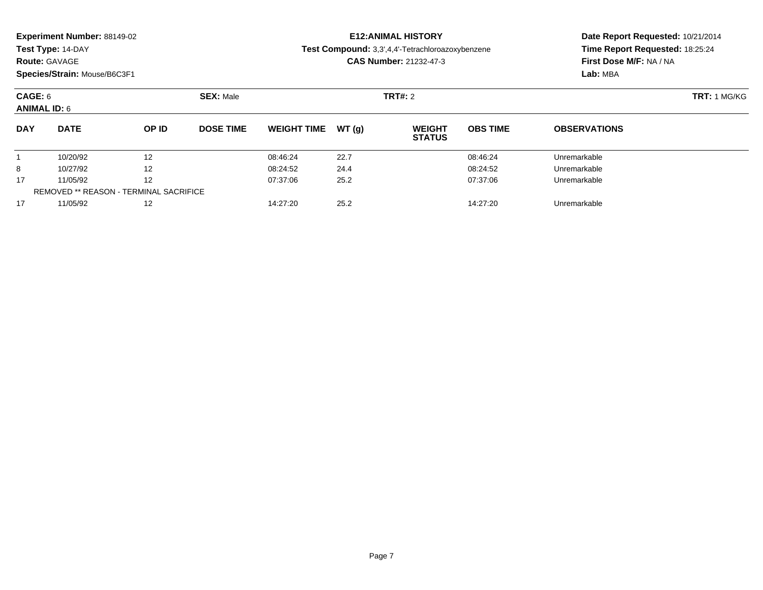**Experiment Number:** 88149-02
**Test Type:** 14-DAY
**Route:** GAVAGE
**Species/Strain:** Mouse/B6C3F1

**E12:ANIMAL HISTORY**
**Test Compound:** 3,3',4,4'-Tetrachloroazoxybenzene
**CAS Number:** 21232-47-3

**Date Report Requested:** 10/21/2014
**Time Report Requested:** 18:25:24
**First Dose M/F:** NA / NA
**Lab:** MBA

**CAGE:** 6 **SEX:** Male **TRT#:** 2 **TRT:** 1 MG/KG
**ANIMAL ID:** 6

| DAY | DATE | OP ID | DOSE TIME | WEIGHT TIME | WT (g) | WEIGHT STATUS | OBS TIME | OBSERVATIONS |
|---|---|---|---|---|---|---|---|---|
| 1 | 10/20/92 | 12 | | 08:46:24 | 22.7 | | 08:46:24 | Unremarkable |
| 8 | 10/27/92 | 12 | | 08:24:52 | 24.4 | | 08:24:52 | Unremarkable |
| 17 | 11/05/92 | 12 | | 07:37:06 | 25.2 | | 07:37:06 | Unremarkable |
| REMOVED ** REASON - TERMINAL SACRIFICE | | | | | | | | |
| 17 | 11/05/92 | 12 | | 14:27:20 | 25.2 | | 14:27:20 | Unremarkable |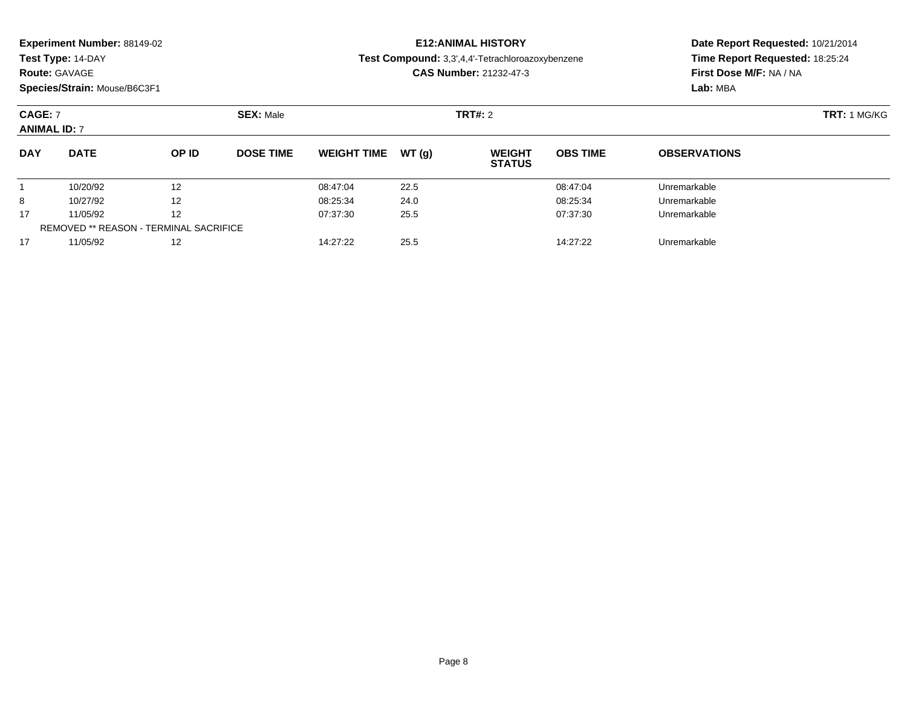**Experiment Number:** 88149-02
**Test Type:** 14-DAY
**Route:** GAVAGE
**Species/Strain:** Mouse/B6C3F1

**E12:ANIMAL HISTORY**
**Test Compound:** 3,3',4,4'-Tetrachloroazoxybenzene
**CAS Number:** 21232-47-3

**Date Report Requested:** 10/21/2014
**Time Report Requested:** 18:25:24
**First Dose M/F:** NA / NA
**Lab:** MBA

**CAGE:** 7 **SEX:** Male **TRT#:** 2 **TRT:** 1 MG/KG
**ANIMAL ID:** 7

| DAY | DATE | OP ID | DOSE TIME | WEIGHT TIME | WT (g) | WEIGHT STATUS | OBS TIME | OBSERVATIONS |
|---|---|---|---|---|---|---|---|---|
| 1 | 10/20/92 | 12 | | 08:47:04 | 22.5 | | 08:47:04 | Unremarkable |
| 8 | 10/27/92 | 12 | | 08:25:34 | 24.0 | | 08:25:34 | Unremarkable |
| 17 | 11/05/92 | 12 | | 07:37:30 | 25.5 | | 07:37:30 | Unremarkable |
| REMOVED ** REASON - TERMINAL SACRIFICE | | | | | | | | |
| 17 | 11/05/92 | 12 | | 14:27:22 | 25.5 | | 14:27:22 | Unremarkable |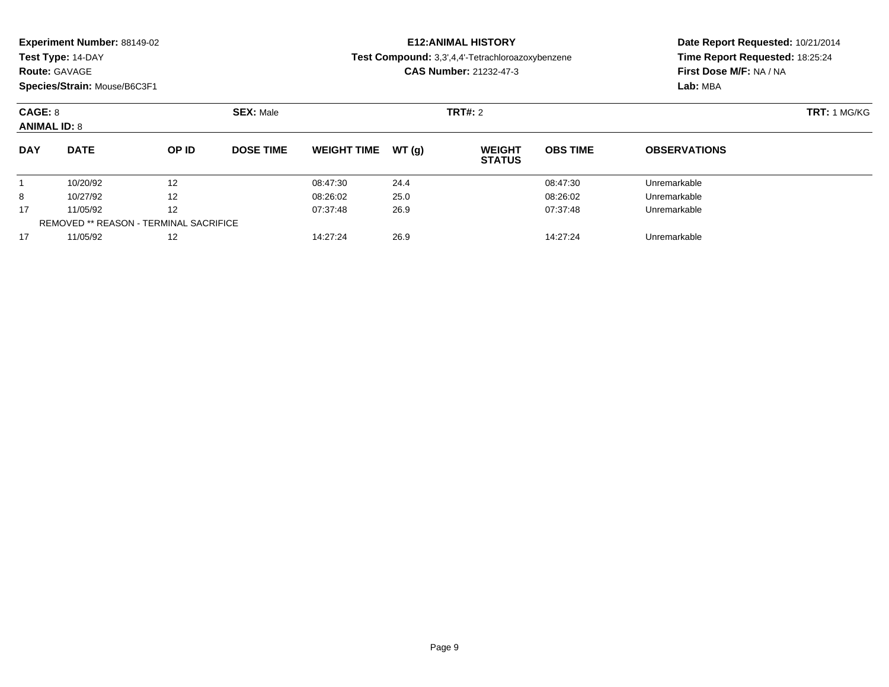**Experiment Number:** 88149-02
**Test Type:** 14-DAY
**Route:** GAVAGE
**Species/Strain:** Mouse/B6C3F1

**E12:ANIMAL HISTORY**
**Test Compound:** 3,3',4,4'-Tetrachloroazoxybenzene
**CAS Number:** 21232-47-3

**Date Report Requested:** 10/21/2014
**Time Report Requested:** 18:25:24
**First Dose M/F:** NA / NA
**Lab:** MBA

**CAGE:** 8
**ANIMAL ID:** 8
**SEX:** Male
**TRT#:** 2
**TRT:** 1 MG/KG

| DAY | DATE | OP ID | DOSE TIME | WEIGHT TIME | WT (g) | WEIGHT STATUS | OBS TIME | OBSERVATIONS |
|---|---|---|---|---|---|---|---|---|
| 1 | 10/20/92 | 12 | | 08:47:30 | 24.4 | | 08:47:30 | Unremarkable |
| 8 | 10/27/92 | 12 | | 08:26:02 | 25.0 | | 08:26:02 | Unremarkable |
| 17 | 11/05/92 | 12 | | 07:37:48 | 26.9 | | 07:37:48 | Unremarkable |
| REMOVED ** REASON - TERMINAL SACRIFICE | | | | | | | | |
| 17 | 11/05/92 | 12 | | 14:27:24 | 26.9 | | 14:27:24 | Unremarkable |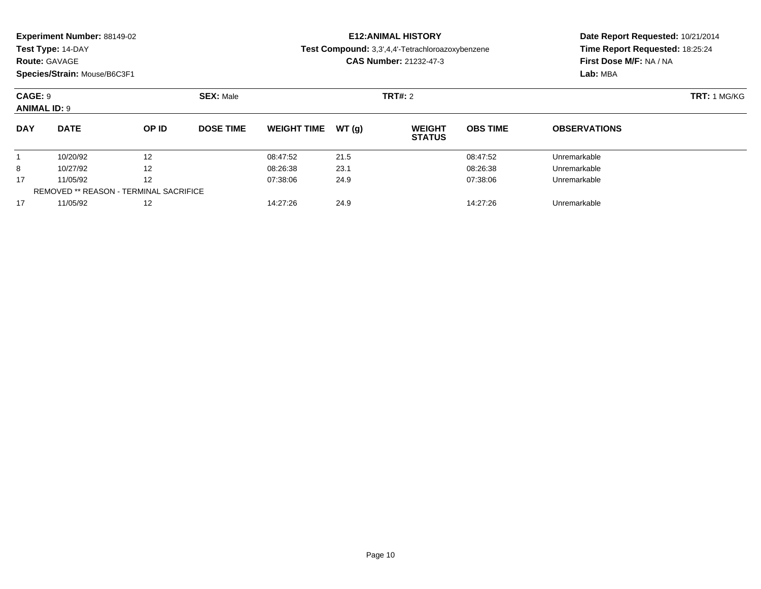**Experiment Number:** 88149-02
**Test Type:** 14-DAY
**Route:** GAVAGE
**Species/Strain:** Mouse/B6C3F1

**E12:ANIMAL HISTORY**
**Test Compound:** 3,3',4,4'-Tetrachloroazoxybenzene
**CAS Number:** 21232-47-3

**Date Report Requested:** 10/21/2014
**Time Report Requested:** 18:25:24
**First Dose M/F:** NA / NA
**Lab:** MBA

**CAGE:** 9 **SEX:** Male **TRT#:** 2 **TRT:** 1 MG/KG
**ANIMAL ID:** 9

| DAY | DATE | OP ID | DOSE TIME | WEIGHT TIME | WT (g) | WEIGHT STATUS | OBS TIME | OBSERVATIONS |
|---|---|---|---|---|---|---|---|---|
| 1 | 10/20/92 | 12 | | 08:47:52 | 21.5 | | 08:47:52 | Unremarkable |
| 8 | 10/27/92 | 12 | | 08:26:38 | 23.1 | | 08:26:38 | Unremarkable |
| 17 | 11/05/92 | 12 | | 07:38:06 | 24.9 | | 07:38:06 | Unremarkable |
| REMOVED ** REASON - TERMINAL SACRIFICE | | | | | | | | |
| 17 | 11/05/92 | 12 | | 14:27:26 | 24.9 | | 14:27:26 | Unremarkable |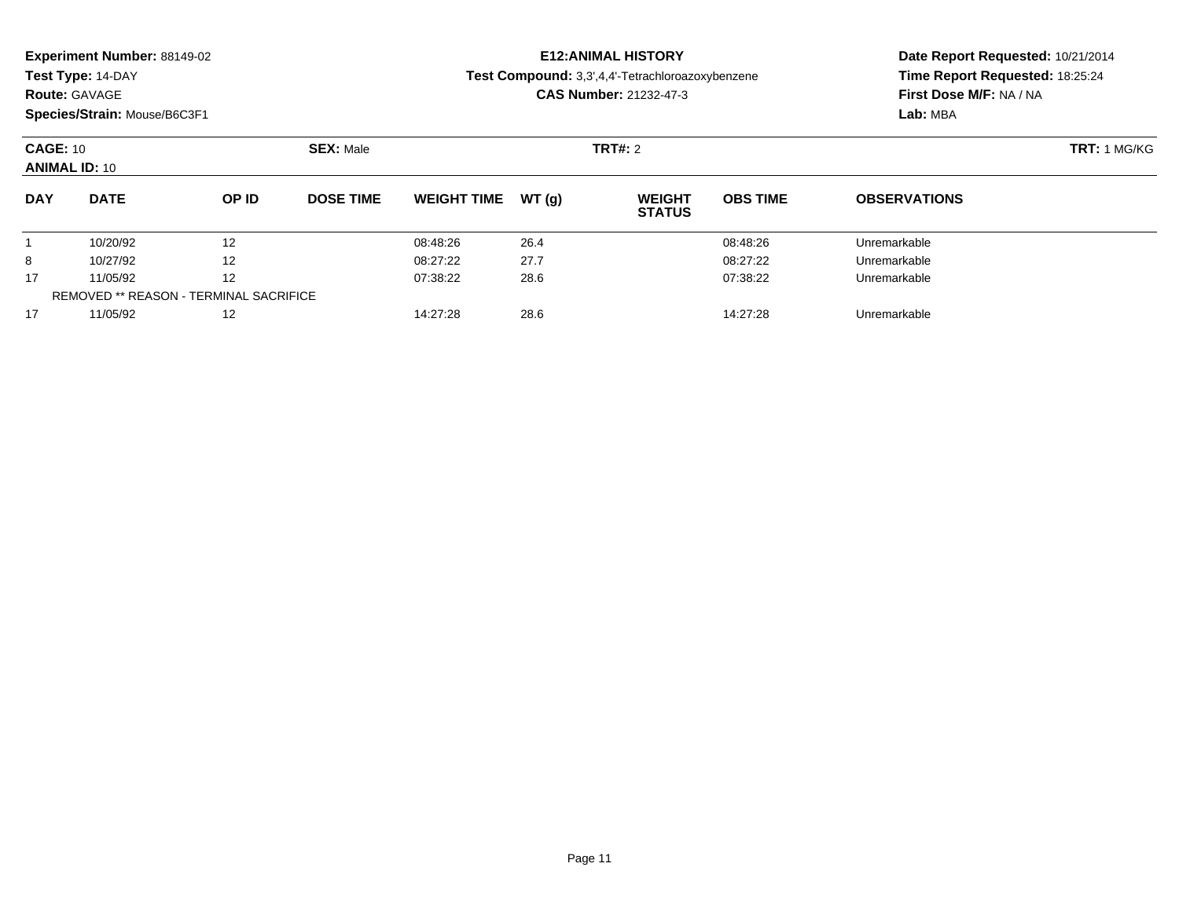**Experiment Number:** 88149-02
**Test Type:** 14-DAY
**Route:** GAVAGE
**Species/Strain:** Mouse/B6C3F1

**E12:ANIMAL HISTORY**
**Test Compound:** 3,3',4,4'-Tetrachloroazoxybenzene
**CAS Number:** 21232-47-3

**Date Report Requested:** 10/21/2014
**Time Report Requested:** 18:25:24
**First Dose M/F:** NA / NA
**Lab:** MBA

**CAGE:** 10 **SEX:** Male **TRT#:** 2 **TRT:** 1 MG/KG
**ANIMAL ID:** 10

| DAY | DATE | OP ID | DOSE TIME | WEIGHT TIME | WT (g) | WEIGHT STATUS | OBS TIME | OBSERVATIONS |
|---|---|---|---|---|---|---|---|---|
| 1 | 10/20/92 | 12 | | 08:48:26 | 26.4 | | 08:48:26 | Unremarkable |
| 8 | 10/27/92 | 12 | | 08:27:22 | 27.7 | | 08:27:22 | Unremarkable |
| 17 | 11/05/92 | 12 | | 07:38:22 | 28.6 | | 07:38:22 | Unremarkable |
| REMOVED ** REASON - TERMINAL SACRIFICE | | | | | | | | |
| 17 | 11/05/92 | 12 | | 14:27:28 | 28.6 | | 14:27:28 | Unremarkable |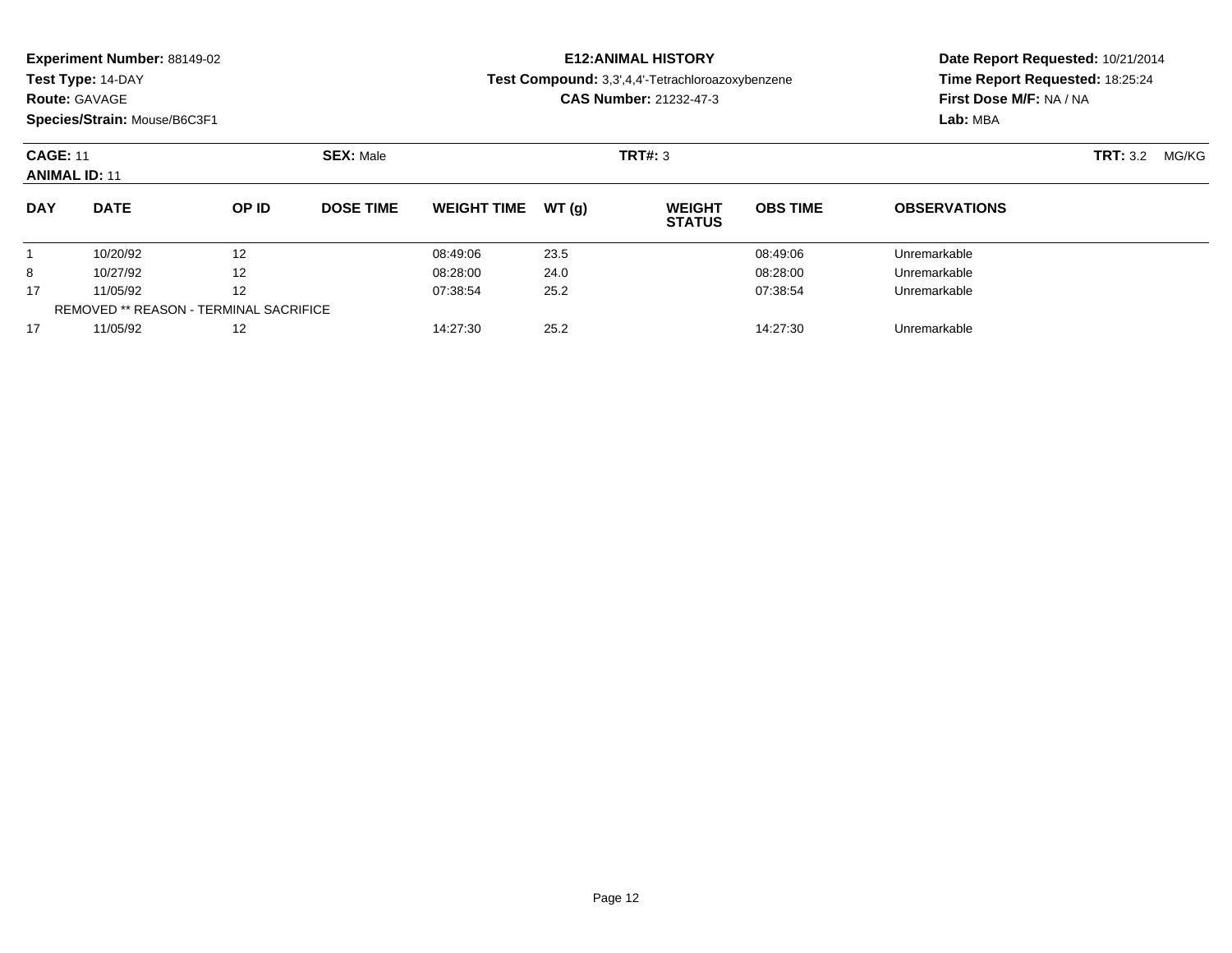**Experiment Number:** 88149-02
**Test Type:** 14-DAY
**Route:** GAVAGE
**Species/Strain:** Mouse/B6C3F1

**E12:ANIMAL HISTORY**
**Test Compound:** 3,3',4,4'-Tetrachloroazoxybenzene
**CAS Number:** 21232-47-3

**Date Report Requested:** 10/21/2014
**Time Report Requested:** 18:25:24
**First Dose M/F:** NA / NA
**Lab:** MBA

**CAGE:** 11
**ANIMAL ID:** 11
**SEX:** Male
**TRT#:** 3
**TRT:** 3.2 MG/KG

| DAY | DATE | OP ID | DOSE TIME | WEIGHT TIME | WT (g) | WEIGHT STATUS | OBS TIME | OBSERVATIONS |
|---|---|---|---|---|---|---|---|---|
| 1 | 10/20/92 | 12 | | 08:49:06 | 23.5 | | 08:49:06 | Unremarkable |
| 8 | 10/27/92 | 12 | | 08:28:00 | 24.0 | | 08:28:00 | Unremarkable |
| 17 | 11/05/92 | 12 | | 07:38:54 | 25.2 | | 07:38:54 | Unremarkable |
| REMOVED ** REASON - TERMINAL SACRIFICE | | | | | | | | |
| 17 | 11/05/92 | 12 | | 14:27:30 | 25.2 | | 14:27:30 | Unremarkable |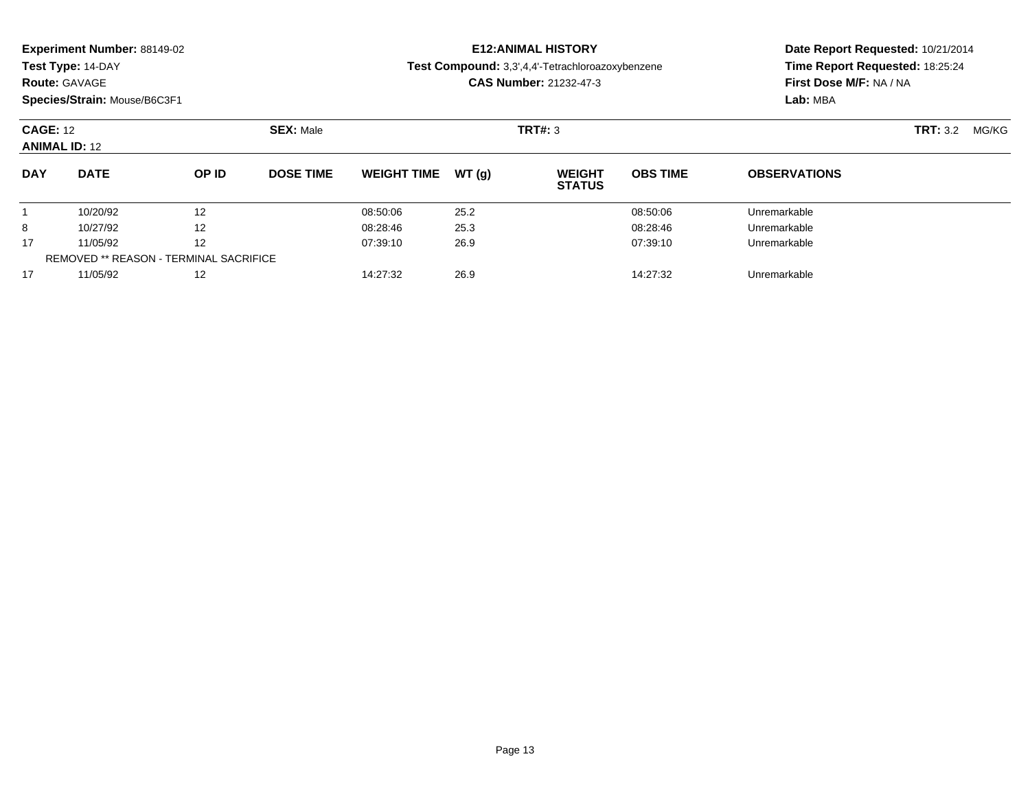**Experiment Number:** 88149-02
**Test Type:** 14-DAY
**Route:** GAVAGE
**Species/Strain:** Mouse/B6C3F1

**E12:ANIMAL HISTORY**
**Test Compound:** 3,3',4,4'-Tetrachloroazoxybenzene
**CAS Number:** 21232-47-3

**Date Report Requested:** 10/21/2014
**Time Report Requested:** 18:25:24
**First Dose M/F:** NA / NA
**Lab:** MBA

**CAGE:** 12
**ANIMAL ID:** 12
**SEX:** Male
**TRT#:** 3
**TRT:** 3.2 MG/KG

| DAY | DATE | OP ID | DOSE TIME | WEIGHT TIME | WT (g) | WEIGHT STATUS | OBS TIME | OBSERVATIONS |
|---|---|---|---|---|---|---|---|---|
| 1 | 10/20/92 | 12 | | 08:50:06 | 25.2 | | 08:50:06 | Unremarkable |
| 8 | 10/27/92 | 12 | | 08:28:46 | 25.3 | | 08:28:46 | Unremarkable |
| 17 | 11/05/92 | 12 | | 07:39:10 | 26.9 | | 07:39:10 | Unremarkable |
| REMOVED ** REASON - TERMINAL SACRIFICE | | | | | | | | |
| 17 | 11/05/92 | 12 | | 14:27:32 | 26.9 | | 14:27:32 | Unremarkable |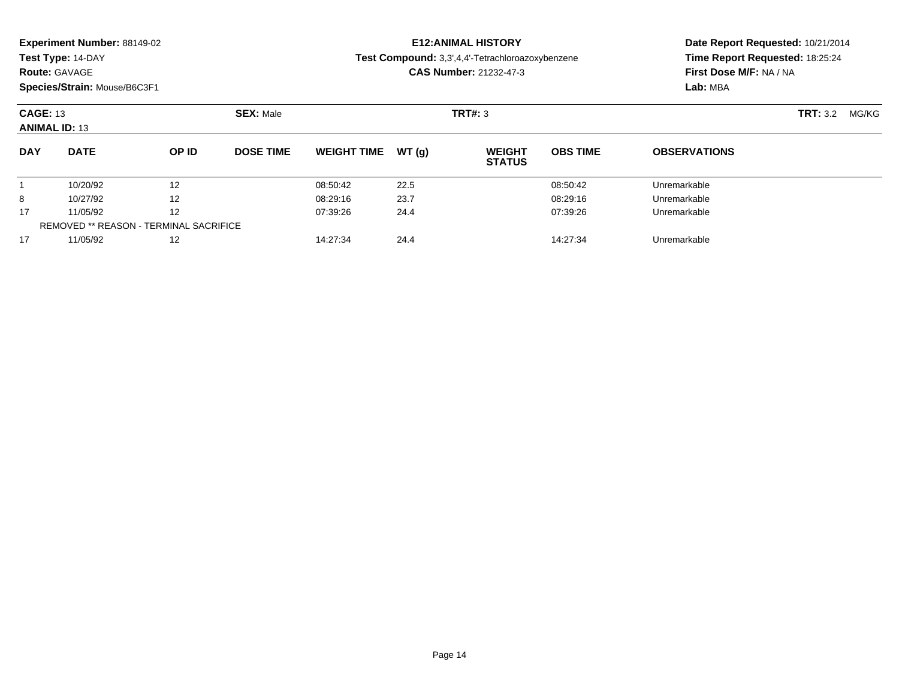**Experiment Number:** 88149-02
**Test Type:** 14-DAY
**Route:** GAVAGE
**Species/Strain:** Mouse/B6C3F1

**E12:ANIMAL HISTORY**
**Test Compound:** 3,3',4,4'-Tetrachloroazoxybenzene
**CAS Number:** 21232-47-3

**Date Report Requested:** 10/21/2014
**Time Report Requested:** 18:25:24
**First Dose M/F:** NA / NA
**Lab:** MBA

**CAGE:** 13
**ANIMAL ID:** 13
**SEX:** Male
**TRT#:** 3
**TRT:** 3.2 MG/KG

| DAY | DATE | OP ID | DOSE TIME | WEIGHT TIME | WT (g) | WEIGHT STATUS | OBS TIME | OBSERVATIONS |
|---|---|---|---|---|---|---|---|---|
| 1 | 10/20/92 | 12 | | 08:50:42 | 22.5 | | 08:50:42 | Unremarkable |
| 8 | 10/27/92 | 12 | | 08:29:16 | 23.7 | | 08:29:16 | Unremarkable |
| 17 | 11/05/92 | 12 | | 07:39:26 | 24.4 | | 07:39:26 | Unremarkable |
| REMOVED ** REASON - TERMINAL SACRIFICE | | | | | | | | |
| 17 | 11/05/92 | 12 | | 14:27:34 | 24.4 | | 14:27:34 | Unremarkable |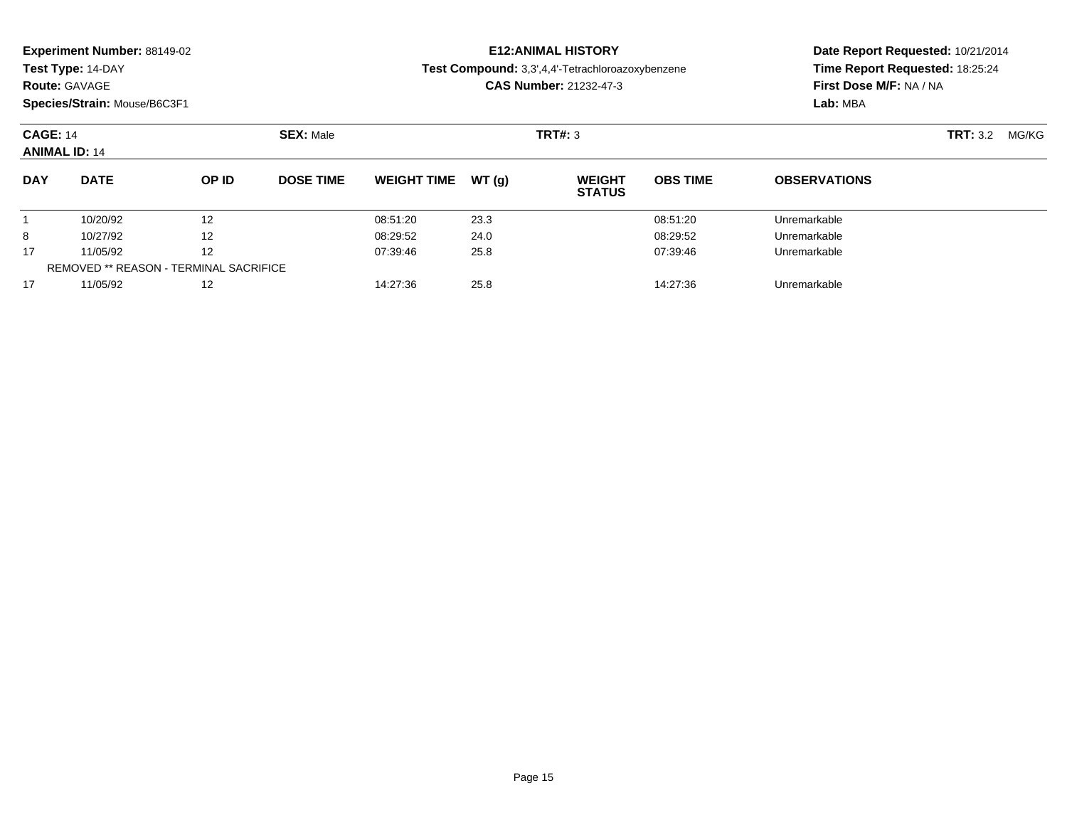**Experiment Number:** 88149-02
**Test Type:** 14-DAY
**Route:** GAVAGE
**Species/Strain:** Mouse/B6C3F1

**E12:ANIMAL HISTORY**
**Test Compound:** 3,3',4,4'-Tetrachloroazoxybenzene
**CAS Number:** 21232-47-3

**Date Report Requested:** 10/21/2014
**Time Report Requested:** 18:25:24
**First Dose M/F:** NA / NA
**Lab:** MBA

**CAGE:** 14
**ANIMAL ID:** 14
**SEX:** Male
**TRT#:** 3
**TRT:** 3.2 MG/KG

| DAY | DATE | OP ID | DOSE TIME | WEIGHT TIME | WT (g) | WEIGHT STATUS | OBS TIME | OBSERVATIONS |
|---|---|---|---|---|---|---|---|---|
| 1 | 10/20/92 | 12 | | 08:51:20 | 23.3 | | 08:51:20 | Unremarkable |
| 8 | 10/27/92 | 12 | | 08:29:52 | 24.0 | | 08:29:52 | Unremarkable |
| 17 | 11/05/92 | 12 | | 07:39:46 | 25.8 | | 07:39:46 | Unremarkable |
| REMOVED ** REASON - TERMINAL SACRIFICE | | | | | | | | |
| 17 | 11/05/92 | 12 | | 14:27:36 | 25.8 | | 14:27:36 | Unremarkable |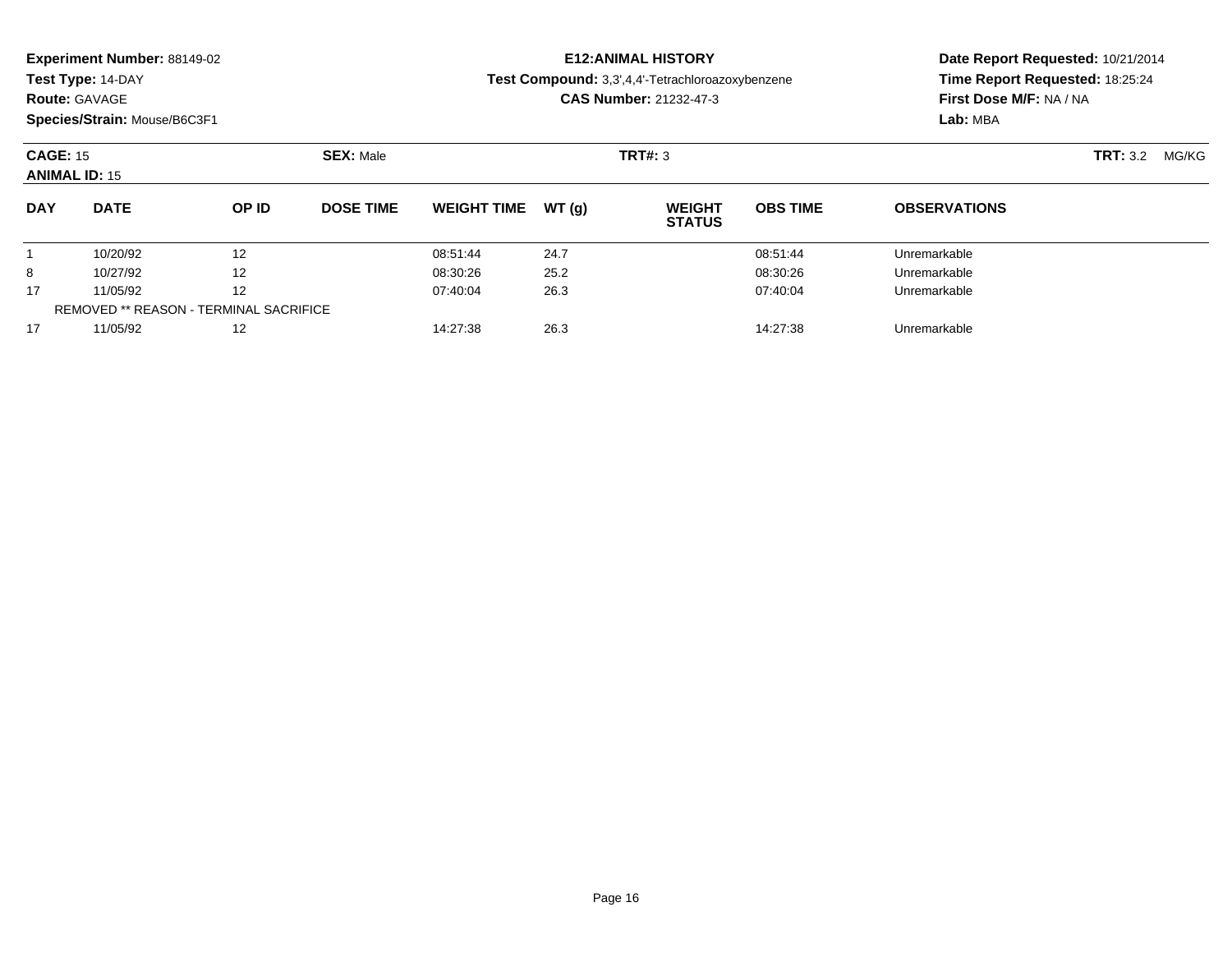**Experiment Number:** 88149-02
**Test Type:** 14-DAY
**Route:** GAVAGE
**Species/Strain:** Mouse/B6C3F1

**E12:ANIMAL HISTORY**
**Test Compound:** 3,3',4,4'-Tetrachloroazoxybenzene
**CAS Number:** 21232-47-3

**Date Report Requested:** 10/21/2014
**Time Report Requested:** 18:25:24
**First Dose M/F:** NA / NA
**Lab:** MBA

**CAGE:** 15 **SEX:** Male **TRT#:** 3 **TRT:** 3.2 MG/KG
**ANIMAL ID:** 15

| DAY | DATE | OP ID | DOSE TIME | WEIGHT TIME | WT (g) | WEIGHT STATUS | OBS TIME | OBSERVATIONS |
|---|---|---|---|---|---|---|---|---|
| 1 | 10/20/92 | 12 | | 08:51:44 | 24.7 | | 08:51:44 | Unremarkable |
| 8 | 10/27/92 | 12 | | 08:30:26 | 25.2 | | 08:30:26 | Unremarkable |
| 17 | 11/05/92 | 12 | | 07:40:04 | 26.3 | | 07:40:04 | Unremarkable |
| REMOVED ** REASON - TERMINAL SACRIFICE | | | | | | | | |
| 17 | 11/05/92 | 12 | | 14:27:38 | 26.3 | | 14:27:38 | Unremarkable |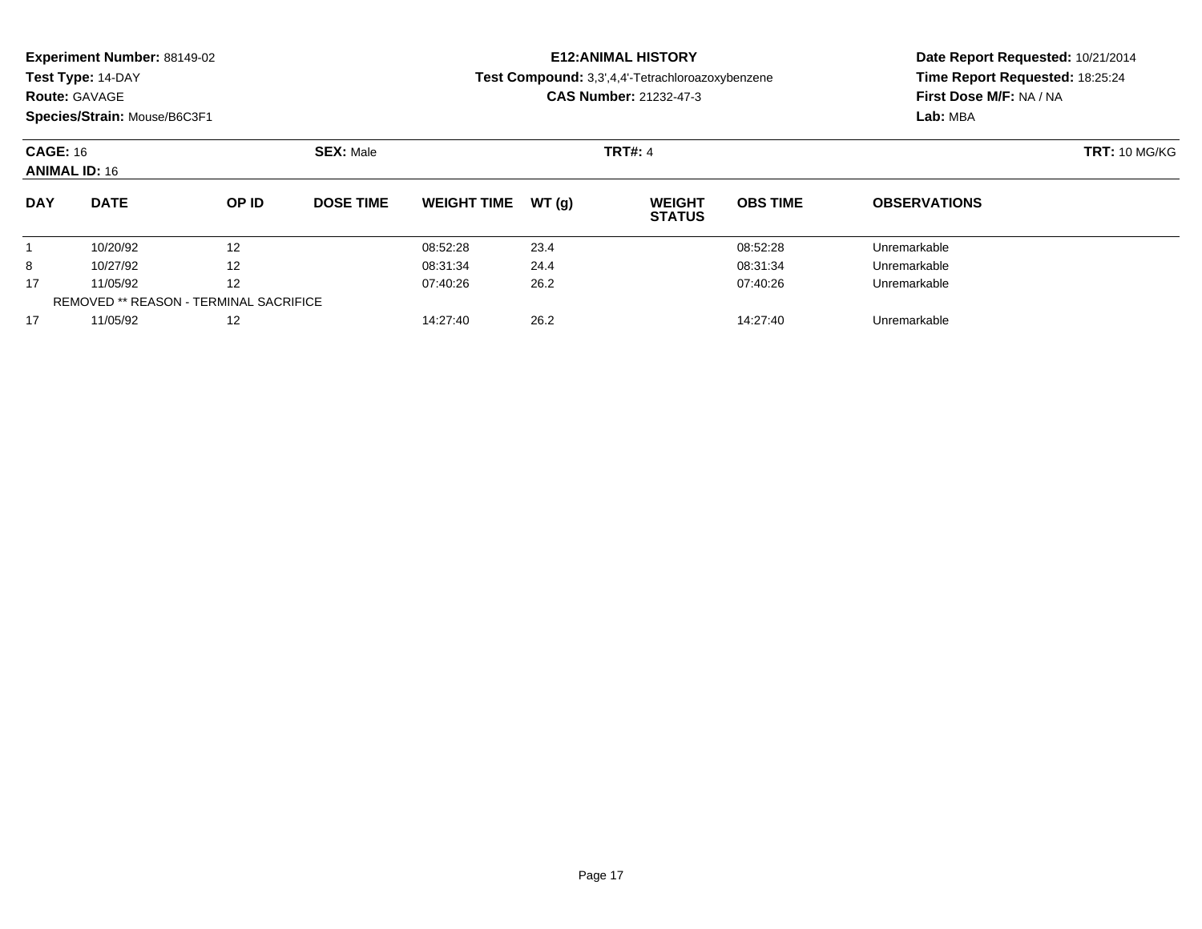**Experiment Number:** 88149-02
**Test Type:** 14-DAY
**Route:** GAVAGE
**Species/Strain:** Mouse/B6C3F1

**E12:ANIMAL HISTORY**
**Test Compound:** 3,3',4,4'-Tetrachloroazoxybenzene
**CAS Number:** 21232-47-3

**Date Report Requested:** 10/21/2014
**Time Report Requested:** 18:25:24
**First Dose M/F:** NA / NA
**Lab:** MBA

**CAGE:** 16 **SEX:** Male **TRT#:** 4 **TRT:** 10 MG/KG
**ANIMAL ID:** 16

| DAY | DATE | OP ID | DOSE TIME | WEIGHT TIME | WT (g) | WEIGHT STATUS | OBS TIME | OBSERVATIONS |
|---|---|---|---|---|---|---|---|---|
| 1 | 10/20/92 | 12 | | 08:52:28 | 23.4 | | 08:52:28 | Unremarkable |
| 8 | 10/27/92 | 12 | | 08:31:34 | 24.4 | | 08:31:34 | Unremarkable |
| 17 | 11/05/92 | 12 | | 07:40:26 | 26.2 | | 07:40:26 | Unremarkable |
| REMOVED ** REASON - TERMINAL SACRIFICE | | | | | | | | |
| 17 | 11/05/92 | 12 | | 14:27:40 | 26.2 | | 14:27:40 | Unremarkable |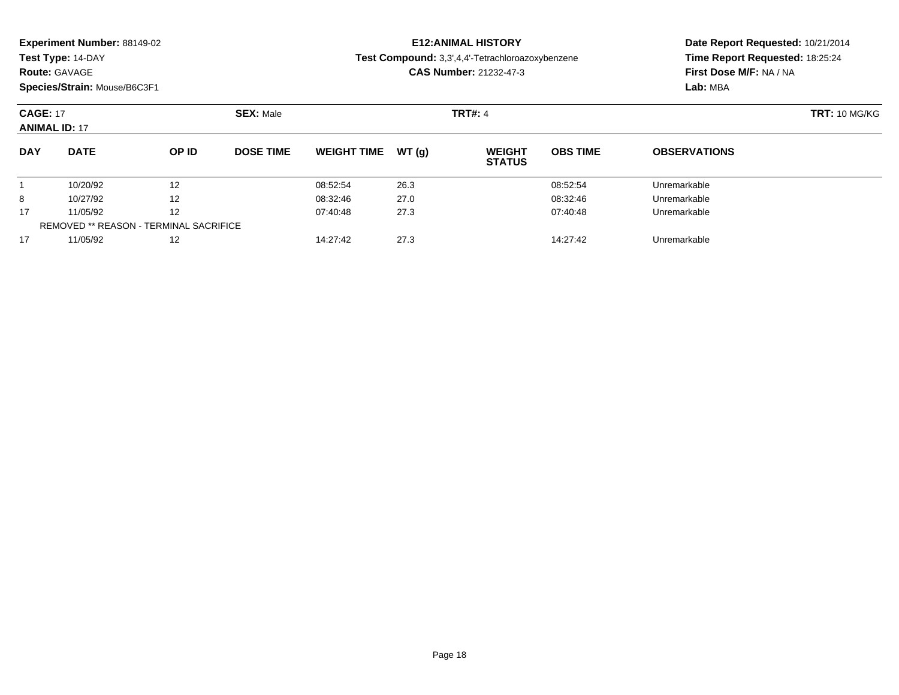**Experiment Number:** 88149-02
**Test Type:** 14-DAY
**Route:** GAVAGE
**Species/Strain:** Mouse/B6C3F1

**E12:ANIMAL HISTORY**
**Test Compound:** 3,3',4,4'-Tetrachloroazoxybenzene
**CAS Number:** 21232-47-3

**Date Report Requested:** 10/21/2014
**Time Report Requested:** 18:25:24
**First Dose M/F:** NA / NA
**Lab:** MBA

**CAGE:** 17 **SEX:** Male **TRT#:** 4 **TRT:** 10 MG/KG
**ANIMAL ID:** 17

| DAY | DATE | OP ID | DOSE TIME | WEIGHT TIME | WT (g) | WEIGHT STATUS | OBS TIME | OBSERVATIONS |
|---|---|---|---|---|---|---|---|---|
| 1 | 10/20/92 | 12 | | 08:52:54 | 26.3 | | 08:52:54 | Unremarkable |
| 8 | 10/27/92 | 12 | | 08:32:46 | 27.0 | | 08:32:46 | Unremarkable |
| 17 | 11/05/92 | 12 | | 07:40:48 | 27.3 | | 07:40:48 | Unremarkable |
| REMOVED ** REASON - TERMINAL SACRIFICE | | | | | | | | |
| 17 | 11/05/92 | 12 | | 14:27:42 | 27.3 | | 14:27:42 | Unremarkable |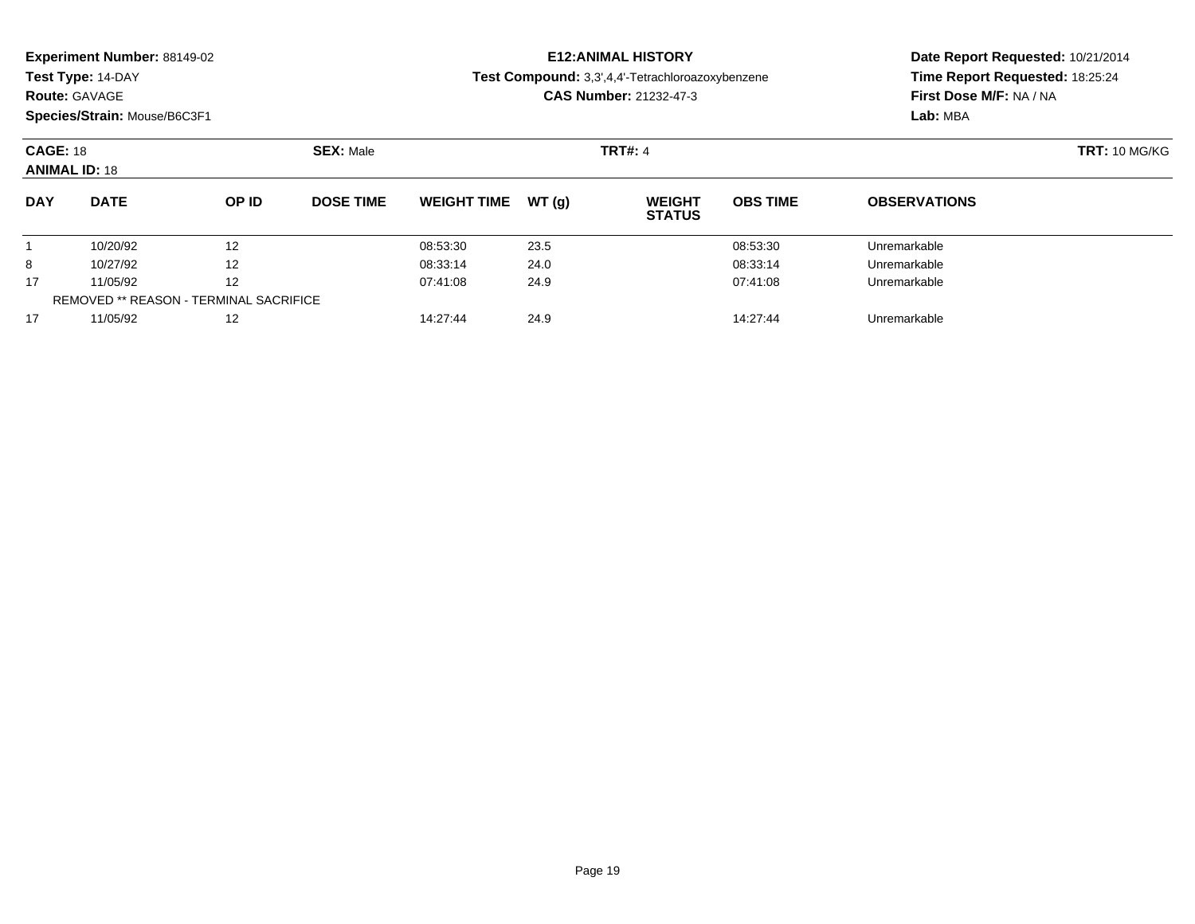**Experiment Number:** 88149-02
**Test Type:** 14-DAY
**Route:** GAVAGE
**Species/Strain:** Mouse/B6C3F1

**E12:ANIMAL HISTORY**
**Test Compound:** 3,3',4,4'-Tetrachloroazoxybenzene
**CAS Number:** 21232-47-3

**Date Report Requested:** 10/21/2014
**Time Report Requested:** 18:25:24
**First Dose M/F:** NA / NA
**Lab:** MBA

**CAGE:** 18
**ANIMAL ID:** 18
**SEX:** Male
**TRT#:** 4
**TRT:** 10 MG/KG

| DAY | DATE | OP ID | DOSE TIME | WEIGHT TIME | WT (g) | WEIGHT STATUS | OBS TIME | OBSERVATIONS |
|---|---|---|---|---|---|---|---|---|
| 1 | 10/20/92 | 12 | | 08:53:30 | 23.5 | | 08:53:30 | Unremarkable |
| 8 | 10/27/92 | 12 | | 08:33:14 | 24.0 | | 08:33:14 | Unremarkable |
| 17 | 11/05/92 | 12 | | 07:41:08 | 24.9 | | 07:41:08 | Unremarkable |
| REMOVED ** REASON - TERMINAL SACRIFICE | | | | | | | | |
| 17 | 11/05/92 | 12 | | 14:27:44 | 24.9 | | 14:27:44 | Unremarkable |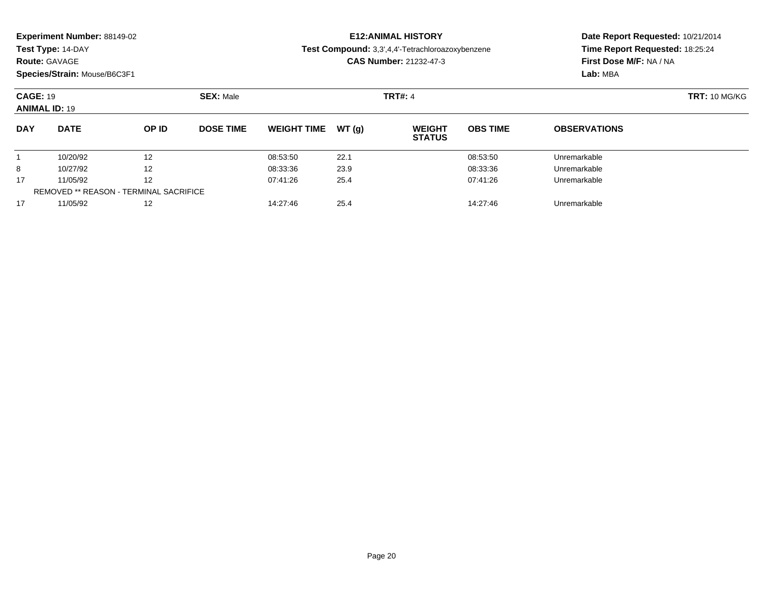**Experiment Number:** 88149-02
**Test Type:** 14-DAY
**Route:** GAVAGE
**Species/Strain:** Mouse/B6C3F1

**E12:ANIMAL HISTORY**
**Test Compound:** 3,3',4,4'-Tetrachloroazoxybenzene
**CAS Number:** 21232-47-3

**Date Report Requested:** 10/21/2014
**Time Report Requested:** 18:25:24
**First Dose M/F:** NA / NA
**Lab:** MBA

**CAGE:** 19
**ANIMAL ID:** 19
**SEX:** Male
**TRT#:** 4
**TRT:** 10 MG/KG

| DAY | DATE | OP ID | DOSE TIME | WEIGHT TIME | WT (g) | WEIGHT STATUS | OBS TIME | OBSERVATIONS |
|---|---|---|---|---|---|---|---|---|
| 1 | 10/20/92 | 12 | | 08:53:50 | 22.1 | | 08:53:50 | Unremarkable |
| 8 | 10/27/92 | 12 | | 08:33:36 | 23.9 | | 08:33:36 | Unremarkable |
| 17 | 11/05/92 | 12 | | 07:41:26 | 25.4 | | 07:41:26 | Unremarkable |
| REMOVED ** REASON - TERMINAL SACRIFICE | | | | | | | | |
| 17 | 11/05/92 | 12 | | 14:27:46 | 25.4 | | 14:27:46 | Unremarkable |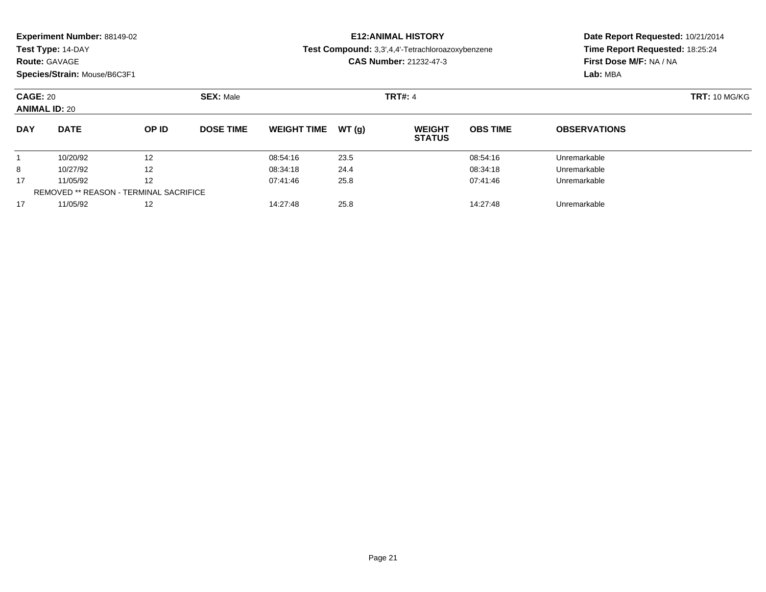**Experiment Number:** 88149-02
**Test Type:** 14-DAY
**Route:** GAVAGE
**Species/Strain:** Mouse/B6C3F1

**E12:ANIMAL HISTORY**
**Test Compound:** 3,3',4,4'-Tetrachloroazoxybenzene
**CAS Number:** 21232-47-3

**Date Report Requested:** 10/21/2014
**Time Report Requested:** 18:25:24
**First Dose M/F:** NA / NA
**Lab:** MBA

**CAGE:** 20
**ANIMAL ID:** 20
**SEX:** Male
**TRT#:** 4
**TRT:** 10 MG/KG

| DAY | DATE | OP ID | DOSE TIME | WEIGHT TIME | WT (g) | WEIGHT STATUS | OBS TIME | OBSERVATIONS |
|---|---|---|---|---|---|---|---|---|
| 1 | 10/20/92 | 12 | | 08:54:16 | 23.5 | | 08:54:16 | Unremarkable |
| 8 | 10/27/92 | 12 | | 08:34:18 | 24.4 | | 08:34:18 | Unremarkable |
| 17 | 11/05/92 | 12 | | 07:41:46 | 25.8 | | 07:41:46 | Unremarkable |
| REMOVED ** REASON - TERMINAL SACRIFICE | | | | | | | | |
| 17 | 11/05/92 | 12 | | 14:27:48 | 25.8 | | 14:27:48 | Unremarkable |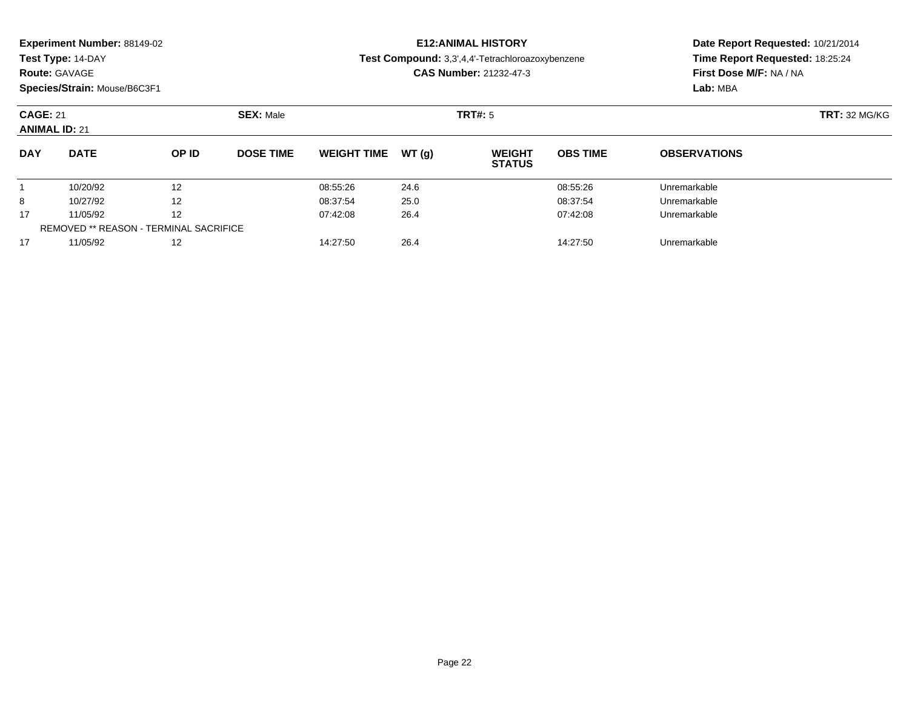**Experiment Number:** 88149-02
**Test Type:** 14-DAY
**Route:** GAVAGE
**Species/Strain:** Mouse/B6C3F1

**E12:ANIMAL HISTORY**
**Test Compound:** 3,3',4,4'-Tetrachloroazoxybenzene
**CAS Number:** 21232-47-3

**Date Report Requested:** 10/21/2014
**Time Report Requested:** 18:25:24
**First Dose M/F:** NA / NA
**Lab:** MBA

**CAGE:** 21 **SEX:** Male **TRT#:** 5 **TRT:** 32 MG/KG
**ANIMAL ID:** 21

| DAY | DATE | OP ID | DOSE TIME | WEIGHT TIME | WT (g) | WEIGHT STATUS | OBS TIME | OBSERVATIONS |
|---|---|---|---|---|---|---|---|---|
| 1 | 10/20/92 | 12 | | 08:55:26 | 24.6 | | 08:55:26 | Unremarkable |
| 8 | 10/27/92 | 12 | | 08:37:54 | 25.0 | | 08:37:54 | Unremarkable |
| 17 | 11/05/92 | 12 | | 07:42:08 | 26.4 | | 07:42:08 | Unremarkable |
| REMOVED ** REASON - TERMINAL SACRIFICE | | | | | | | | |
| 17 | 11/05/92 | 12 | | 14:27:50 | 26.4 | | 14:27:50 | Unremarkable |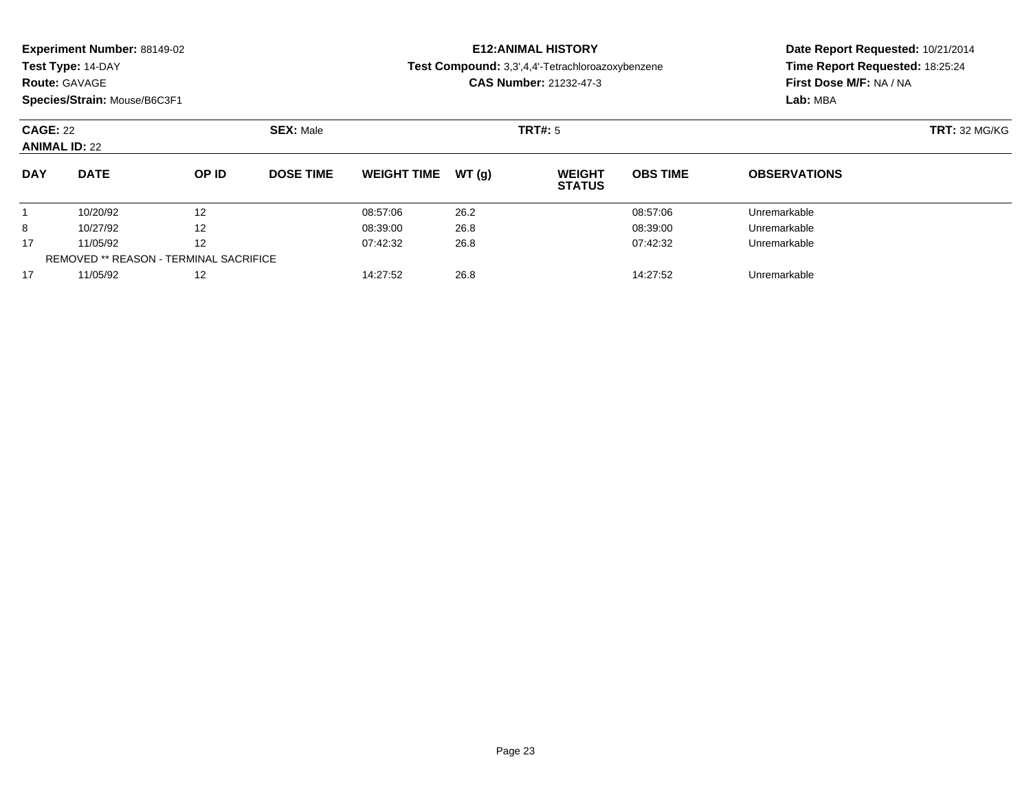**Experiment Number:** 88149-02
**Test Type:** 14-DAY
**Route:** GAVAGE
**Species/Strain:** Mouse/B6C3F1

**E12:ANIMAL HISTORY**
**Test Compound:** 3,3',4,4'-Tetrachloroazoxybenzene
**CAS Number:** 21232-47-3

**Date Report Requested:** 10/21/2014
**Time Report Requested:** 18:25:24
**First Dose M/F:** NA / NA
**Lab:** MBA

**CAGE:** 22 **SEX:** Male **TRT#:** 5 **TRT:** 32 MG/KG
**ANIMAL ID:** 22

| DAY | DATE | OP ID | DOSE TIME | WEIGHT TIME | WT (g) | WEIGHT STATUS | OBS TIME | OBSERVATIONS |
|---|---|---|---|---|---|---|---|---|
| 1 | 10/20/92 | 12 | | 08:57:06 | 26.2 | | 08:57:06 | Unremarkable |
| 8 | 10/27/92 | 12 | | 08:39:00 | 26.8 | | 08:39:00 | Unremarkable |
| 17 | 11/05/92 | 12 | | 07:42:32 | 26.8 | | 07:42:32 | Unremarkable |
| REMOVED ** REASON - TERMINAL SACRIFICE | | | | | | | | |
| 17 | 11/05/92 | 12 | | 14:27:52 | 26.8 | | 14:27:52 | Unremarkable |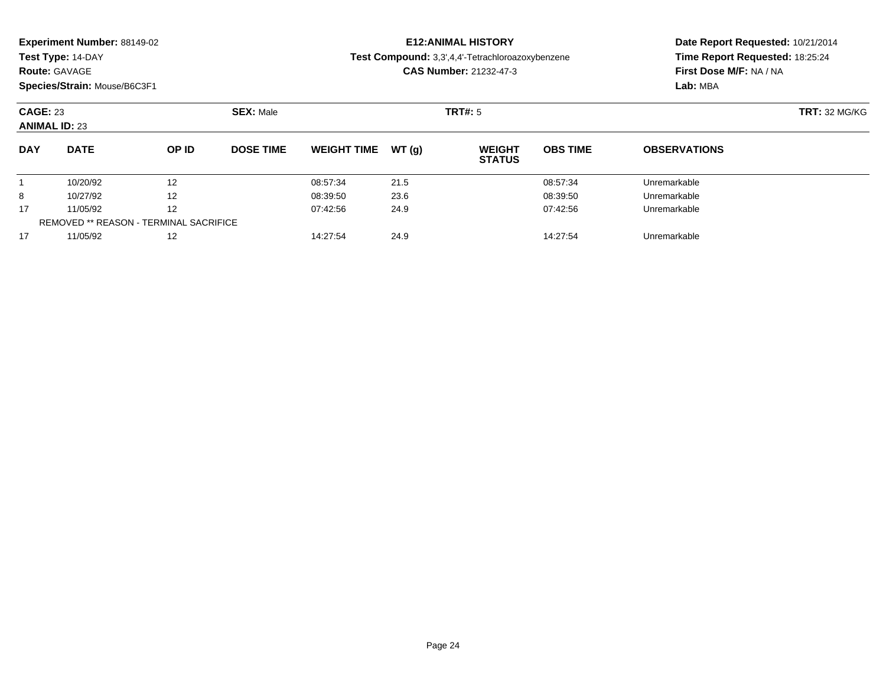**Experiment Number:** 88149-02
**Test Type:** 14-DAY
**Route:** GAVAGE
**Species/Strain:** Mouse/B6C3F1

**E12:ANIMAL HISTORY**
**Test Compound:** 3,3',4,4'-Tetrachloroazoxybenzene
**CAS Number:** 21232-47-3

**Date Report Requested:** 10/21/2014
**Time Report Requested:** 18:25:24
**First Dose M/F:** NA / NA
**Lab:** MBA

**CAGE:** 23
**ANIMAL ID:** 23
**SEX:** Male
**TRT#:** 5
**TRT:** 32 MG/KG

| DAY | DATE | OP ID | DOSE TIME | WEIGHT TIME | WT (g) | WEIGHT STATUS | OBS TIME | OBSERVATIONS |
|---|---|---|---|---|---|---|---|---|
| 1 | 10/20/92 | 12 | | 08:57:34 | 21.5 | | 08:57:34 | Unremarkable |
| 8 | 10/27/92 | 12 | | 08:39:50 | 23.6 | | 08:39:50 | Unremarkable |
| 17 | 11/05/92 | 12 | | 07:42:56 | 24.9 | | 07:42:56 | Unremarkable |
| REMOVED ** REASON - TERMINAL SACRIFICE | | | | | | | | |
| 17 | 11/05/92 | 12 | | 14:27:54 | 24.9 | | 14:27:54 | Unremarkable |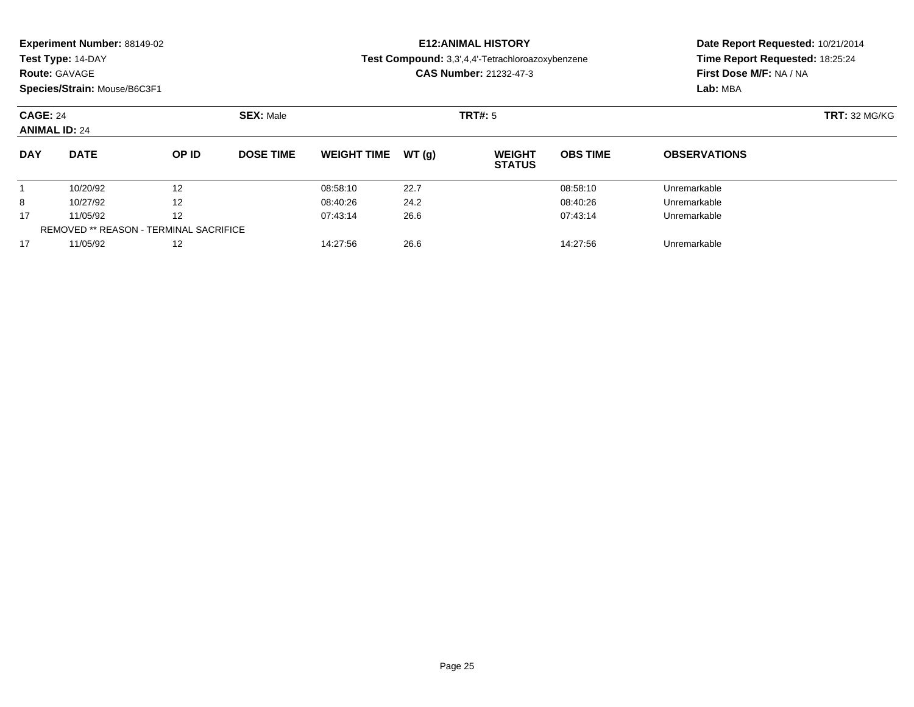**Experiment Number:** 88149-02
**Test Type:** 14-DAY
**Route:** GAVAGE
**Species/Strain:** Mouse/B6C3F1

**E12:ANIMAL HISTORY**
**Test Compound:** 3,3',4,4'-Tetrachloroazoxybenzene
**CAS Number:** 21232-47-3

**Date Report Requested:** 10/21/2014
**Time Report Requested:** 18:25:24
**First Dose M/F:** NA / NA
**Lab:** MBA

**CAGE:** 24 **SEX:** Male **TRT#:** 5 **TRT:** 32 MG/KG
**ANIMAL ID:** 24

| DAY | DATE | OP ID | DOSE TIME | WEIGHT TIME | WT (g) | WEIGHT STATUS | OBS TIME | OBSERVATIONS |
|---|---|---|---|---|---|---|---|---|
| 1 | 10/20/92 | 12 | | 08:58:10 | 22.7 | | 08:58:10 | Unremarkable |
| 8 | 10/27/92 | 12 | | 08:40:26 | 24.2 | | 08:40:26 | Unremarkable |
| 17 | 11/05/92 | 12 | | 07:43:14 | 26.6 | | 07:43:14 | Unremarkable |
| REMOVED ** REASON - TERMINAL SACRIFICE | | | | | | | | |
| 17 | 11/05/92 | 12 | | 14:27:56 | 26.6 | | 14:27:56 | Unremarkable |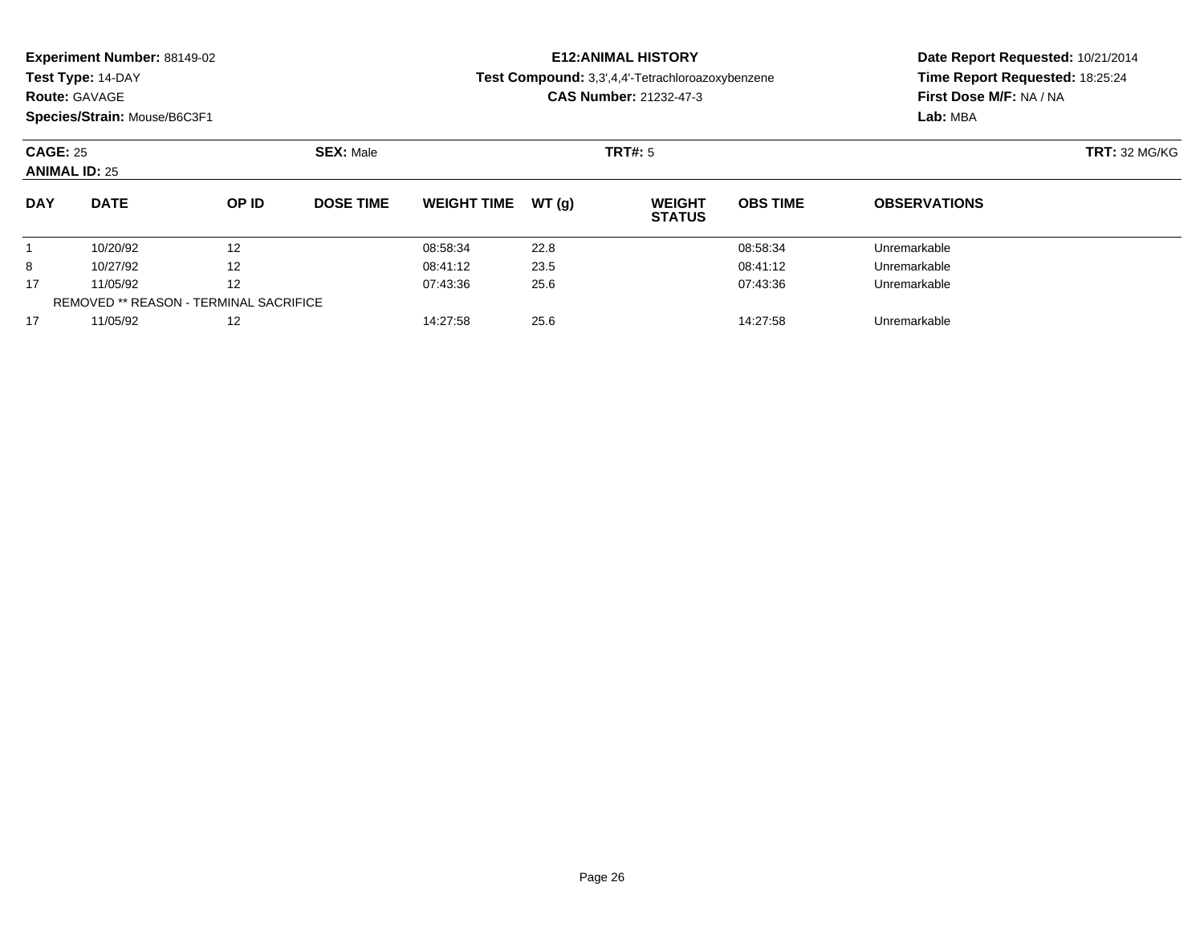**Experiment Number:** 88149-02
**Test Type:** 14-DAY
**Route:** GAVAGE
**Species/Strain:** Mouse/B6C3F1

**E12:ANIMAL HISTORY**
**Test Compound:** 3,3',4,4'-Tetrachloroazoxybenzene
**CAS Number:** 21232-47-3

**Date Report Requested:** 10/21/2014
**Time Report Requested:** 18:25:24
**First Dose M/F:** NA / NA
**Lab:** MBA

**CAGE:** 25 **SEX:** Male **TRT#:** 5 **TRT:** 32 MG/KG
**ANIMAL ID:** 25

| DAY | DATE | OP ID | DOSE TIME | WEIGHT TIME | WT (g) | WEIGHT STATUS | OBS TIME | OBSERVATIONS |
|---|---|---|---|---|---|---|---|---|
| 1 | 10/20/92 | 12 | | 08:58:34 | 22.8 | | 08:58:34 | Unremarkable |
| 8 | 10/27/92 | 12 | | 08:41:12 | 23.5 | | 08:41:12 | Unremarkable |
| 17 | 11/05/92 | 12 | | 07:43:36 | 25.6 | | 07:43:36 | Unremarkable |
| REMOVED ** REASON - TERMINAL SACRIFICE | | | | | | | | |
| 17 | 11/05/92 | 12 | | 14:27:58 | 25.6 | | 14:27:58 | Unremarkable |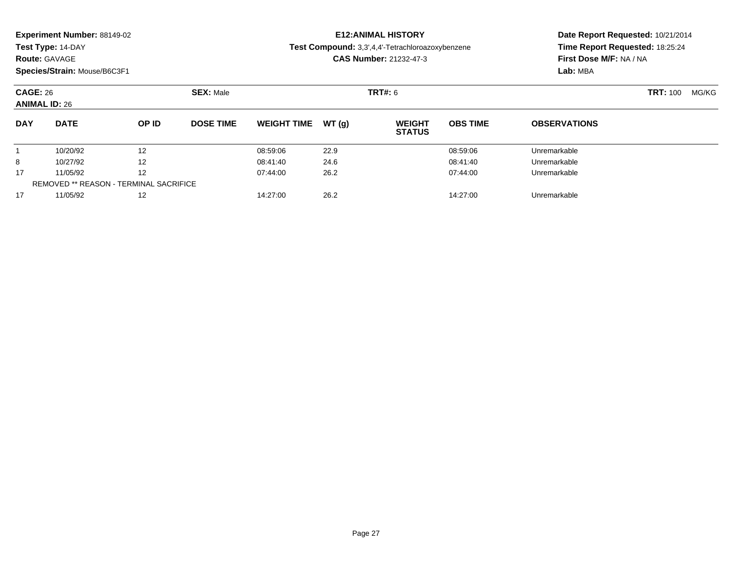**Experiment Number:** 88149-02
**Test Type:** 14-DAY
**Route:** GAVAGE
**Species/Strain:** Mouse/B6C3F1

**E12:ANIMAL HISTORY**
**Test Compound:** 3,3',4,4'-Tetrachloroazoxybenzene
**CAS Number:** 21232-47-3

**Date Report Requested:** 10/21/2014
**Time Report Requested:** 18:25:24
**First Dose M/F:** NA / NA
**Lab:** MBA

**CAGE:** 26 **SEX:** Male **TRT#:** 6 **TRT:** 100 MG/KG
**ANIMAL ID:** 26

| DAY | DATE | OP ID | DOSE TIME | WEIGHT TIME | WT (g) | WEIGHT STATUS | OBS TIME | OBSERVATIONS |
|---|---|---|---|---|---|---|---|---|
| 1 | 10/20/92 | 12 | | 08:59:06 | 22.9 | | 08:59:06 | Unremarkable |
| 8 | 10/27/92 | 12 | | 08:41:40 | 24.6 | | 08:41:40 | Unremarkable |
| 17 | 11/05/92 | 12 | | 07:44:00 | 26.2 | | 07:44:00 | Unremarkable |
| REMOVED ** REASON - TERMINAL SACRIFICE | | | | | | | | |
| 17 | 11/05/92 | 12 | | 14:27:00 | 26.2 | | 14:27:00 | Unremarkable |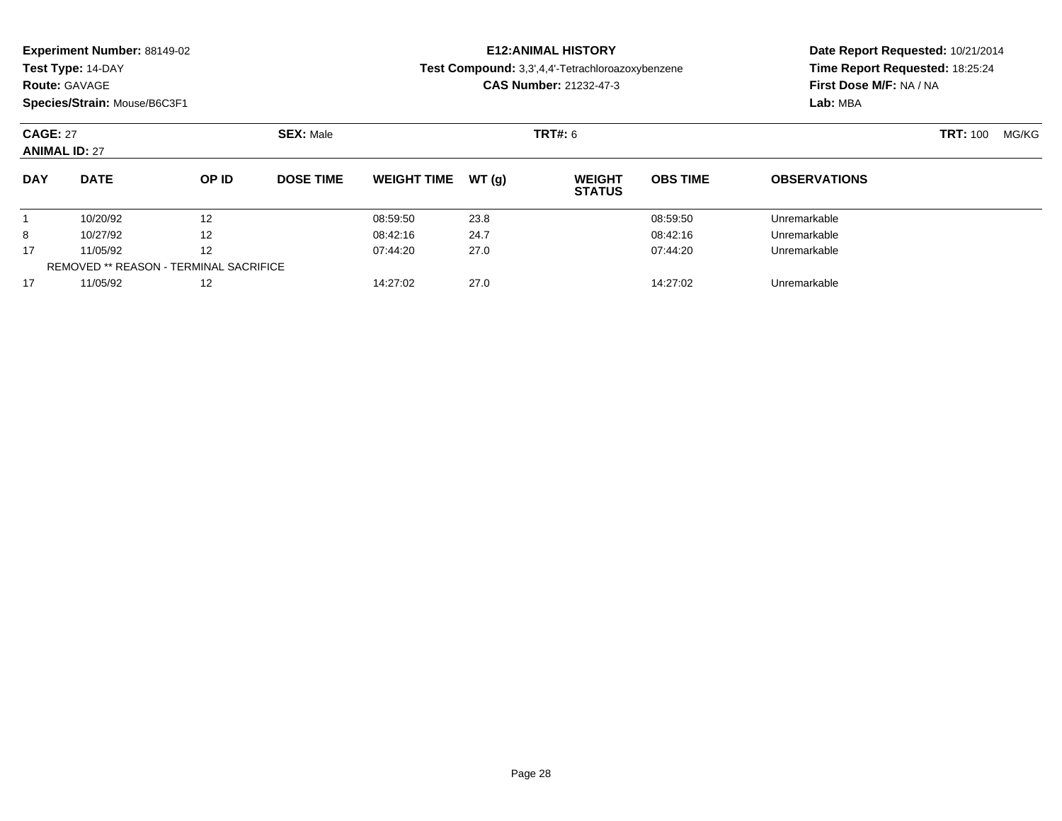**Experiment Number:** 88149-02
**Test Type:** 14-DAY
**Route:** GAVAGE
**Species/Strain:** Mouse/B6C3F1

**E12:ANIMAL HISTORY**
**Test Compound:** 3,3',4,4'-Tetrachloroazoxybenzene
**CAS Number:** 21232-47-3

**Date Report Requested:** 10/21/2014
**Time Report Requested:** 18:25:24
**First Dose M/F:** NA / NA
**Lab:** MBA

**CAGE:** 27 **SEX:** Male **TRT#:** 6 **TRT:** 100 MG/KG
**ANIMAL ID:** 27

| DAY | DATE | OP ID | DOSE TIME | WEIGHT TIME | WT (g) | WEIGHT STATUS | OBS TIME | OBSERVATIONS |
|---|---|---|---|---|---|---|---|---|
| 1 | 10/20/92 | 12 | | 08:59:50 | 23.8 | | 08:59:50 | Unremarkable |
| 8 | 10/27/92 | 12 | | 08:42:16 | 24.7 | | 08:42:16 | Unremarkable |
| 17 | 11/05/92 | 12 | | 07:44:20 | 27.0 | | 07:44:20 | Unremarkable |
| REMOVED ** REASON - TERMINAL SACRIFICE | | | | | | | | |
| 17 | 11/05/92 | 12 | | 14:27:02 | 27.0 | | 14:27:02 | Unremarkable |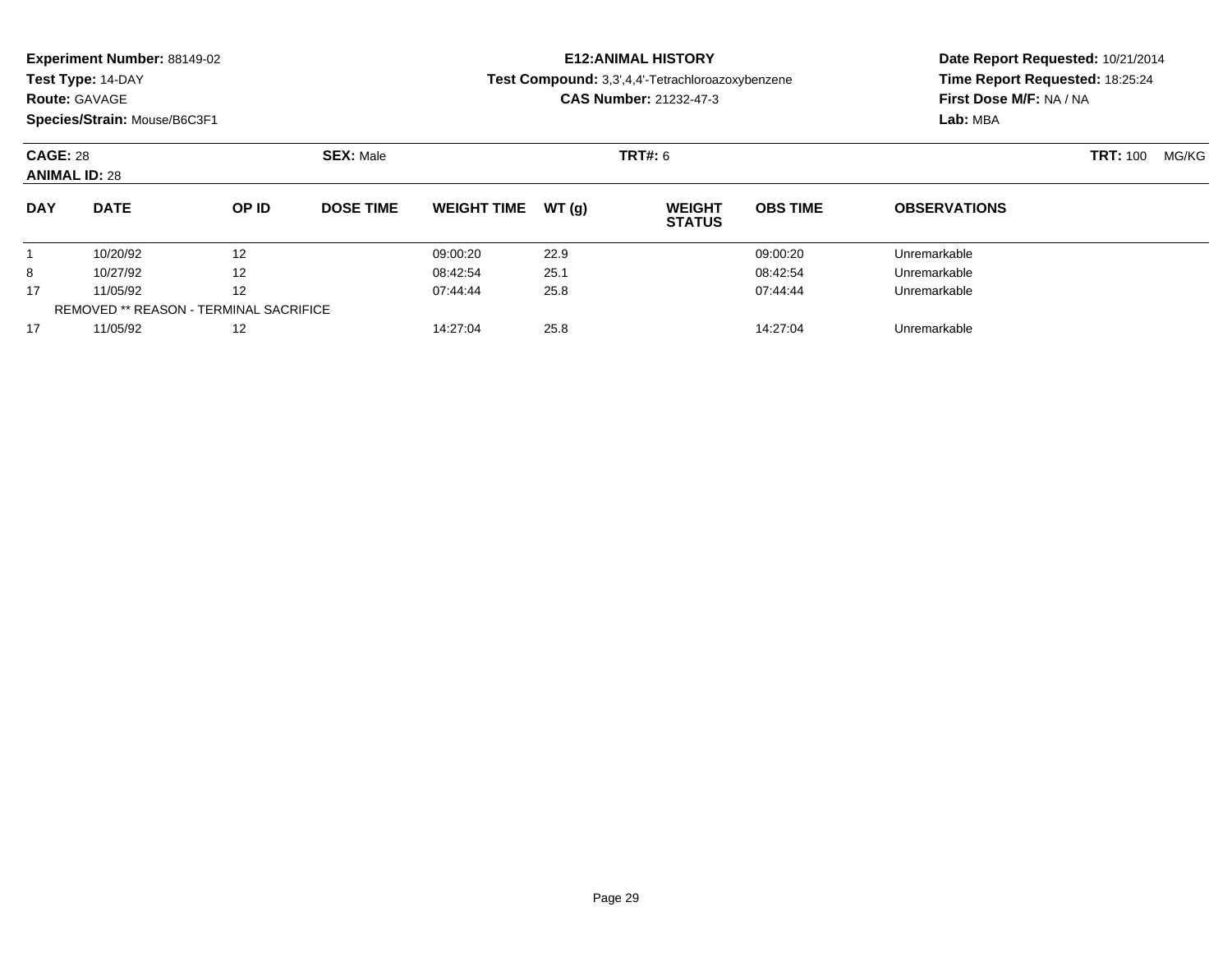**Experiment Number:** 88149-02
**Test Type:** 14-DAY
**Route:** GAVAGE
**Species/Strain:** Mouse/B6C3F1

**E12:ANIMAL HISTORY**
**Test Compound:** 3,3',4,4'-Tetrachloroazoxybenzene
**CAS Number:** 21232-47-3

**Date Report Requested:** 10/21/2014
**Time Report Requested:** 18:25:24
**First Dose M/F:** NA / NA
**Lab:** MBA

**CAGE:** 28 **SEX:** Male **TRT#:** 6 **TRT:** 100 MG/KG
**ANIMAL ID:** 28

| DAY | DATE | OP ID | DOSE TIME | WEIGHT TIME | WT (g) | WEIGHT STATUS | OBS TIME | OBSERVATIONS |
|---|---|---|---|---|---|---|---|---|
| 1 | 10/20/92 | 12 | | 09:00:20 | 22.9 | | 09:00:20 | Unremarkable |
| 8 | 10/27/92 | 12 | | 08:42:54 | 25.1 | | 08:42:54 | Unremarkable |
| 17 | 11/05/92 | 12 | | 07:44:44 | 25.8 | | 07:44:44 | Unremarkable |
| REMOVED ** REASON - TERMINAL SACRIFICE | | | | | | | | |
| 17 | 11/05/92 | 12 | | 14:27:04 | 25.8 | | 14:27:04 | Unremarkable |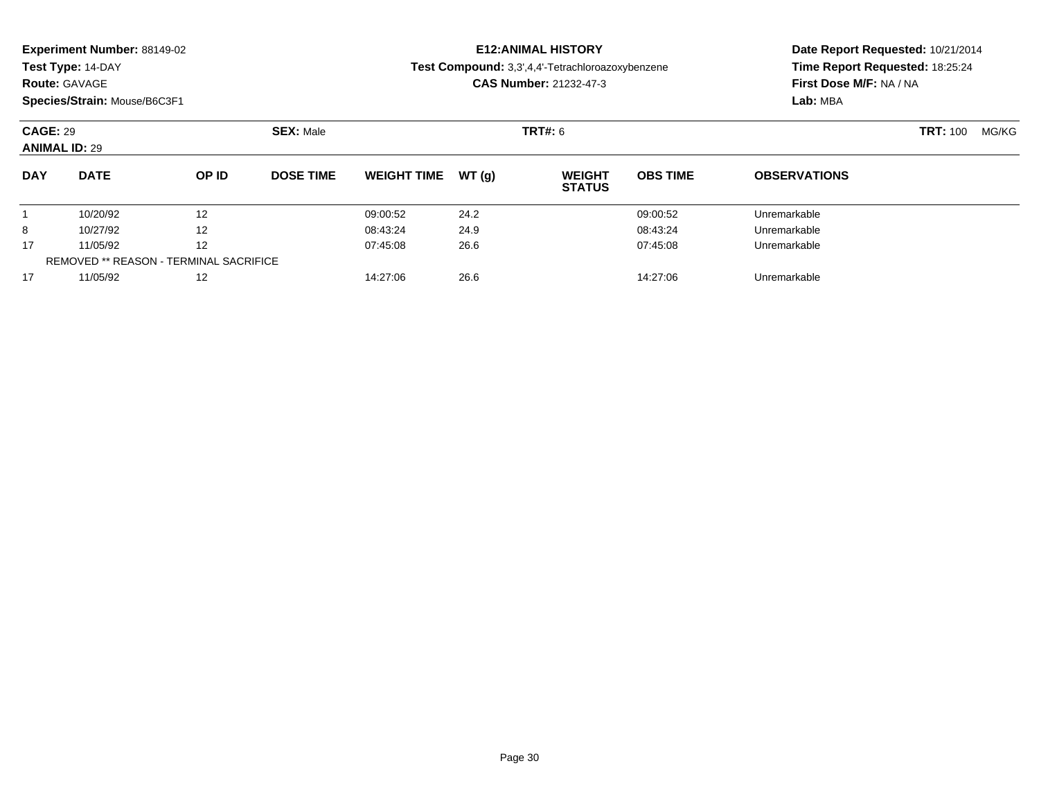**Experiment Number:** 88149-02
**Test Type:** 14-DAY
**Route:** GAVAGE
**Species/Strain:** Mouse/B6C3F1

**E12:ANIMAL HISTORY**
**Test Compound:** 3,3',4,4'-Tetrachloroazoxybenzene
**CAS Number:** 21232-47-3

**Date Report Requested:** 10/21/2014
**Time Report Requested:** 18:25:24
**First Dose M/F:** NA / NA
**Lab:** MBA

**CAGE:** 29 **SEX:** Male **TRT#:** 6 **TRT:** 100 MG/KG
**ANIMAL ID:** 29

| DAY | DATE | OP ID | DOSE TIME | WEIGHT TIME | WT (g) | WEIGHT STATUS | OBS TIME | OBSERVATIONS |
|---|---|---|---|---|---|---|---|---|
| 1 | 10/20/92 | 12 | | 09:00:52 | 24.2 | | 09:00:52 | Unremarkable |
| 8 | 10/27/92 | 12 | | 08:43:24 | 24.9 | | 08:43:24 | Unremarkable |
| 17 | 11/05/92 | 12 | | 07:45:08 | 26.6 | | 07:45:08 | Unremarkable |
| REMOVED ** REASON - TERMINAL SACRIFICE | | | | | | | | |
| 17 | 11/05/92 | 12 | | 14:27:06 | 26.6 | | 14:27:06 | Unremarkable |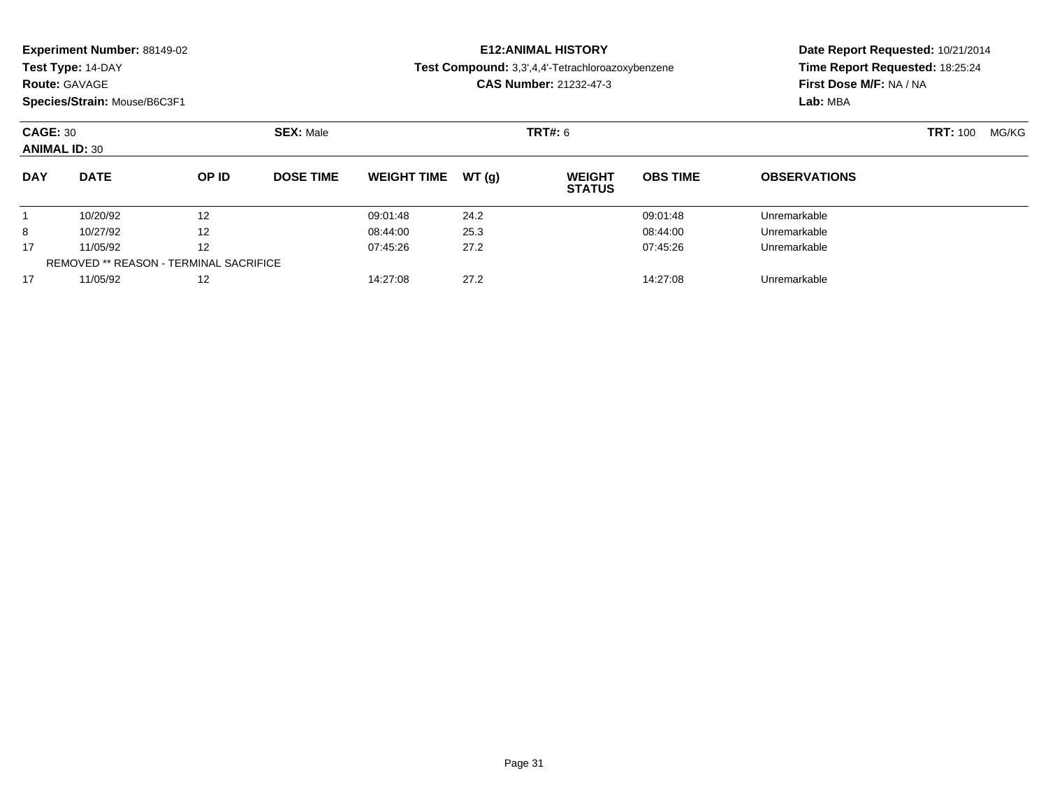**Experiment Number:** 88149-02
**Test Type:** 14-DAY
**Route:** GAVAGE
**Species/Strain:** Mouse/B6C3F1

**E12:ANIMAL HISTORY**
**Test Compound:** 3,3',4,4'-Tetrachloroazoxybenzene
**CAS Number:** 21232-47-3

**Date Report Requested:** 10/21/2014
**Time Report Requested:** 18:25:24
**First Dose M/F:** NA / NA
**Lab:** MBA

**CAGE:** 30 **SEX:** Male **TRT#:** 6 **TRT:** 100 MG/KG
**ANIMAL ID:** 30

| DAY | DATE | OP ID | DOSE TIME | WEIGHT TIME | WT (g) | WEIGHT STATUS | OBS TIME | OBSERVATIONS |
|---|---|---|---|---|---|---|---|---|
| 1 | 10/20/92 | 12 | | 09:01:48 | 24.2 | | 09:01:48 | Unremarkable |
| 8 | 10/27/92 | 12 | | 08:44:00 | 25.3 | | 08:44:00 | Unremarkable |
| 17 | 11/05/92 | 12 | | 07:45:26 | 27.2 | | 07:45:26 | Unremarkable |
| REMOVED ** REASON - TERMINAL SACRIFICE | | | | | | | | |
| 17 | 11/05/92 | 12 | | 14:27:08 | 27.2 | | 14:27:08 | Unremarkable |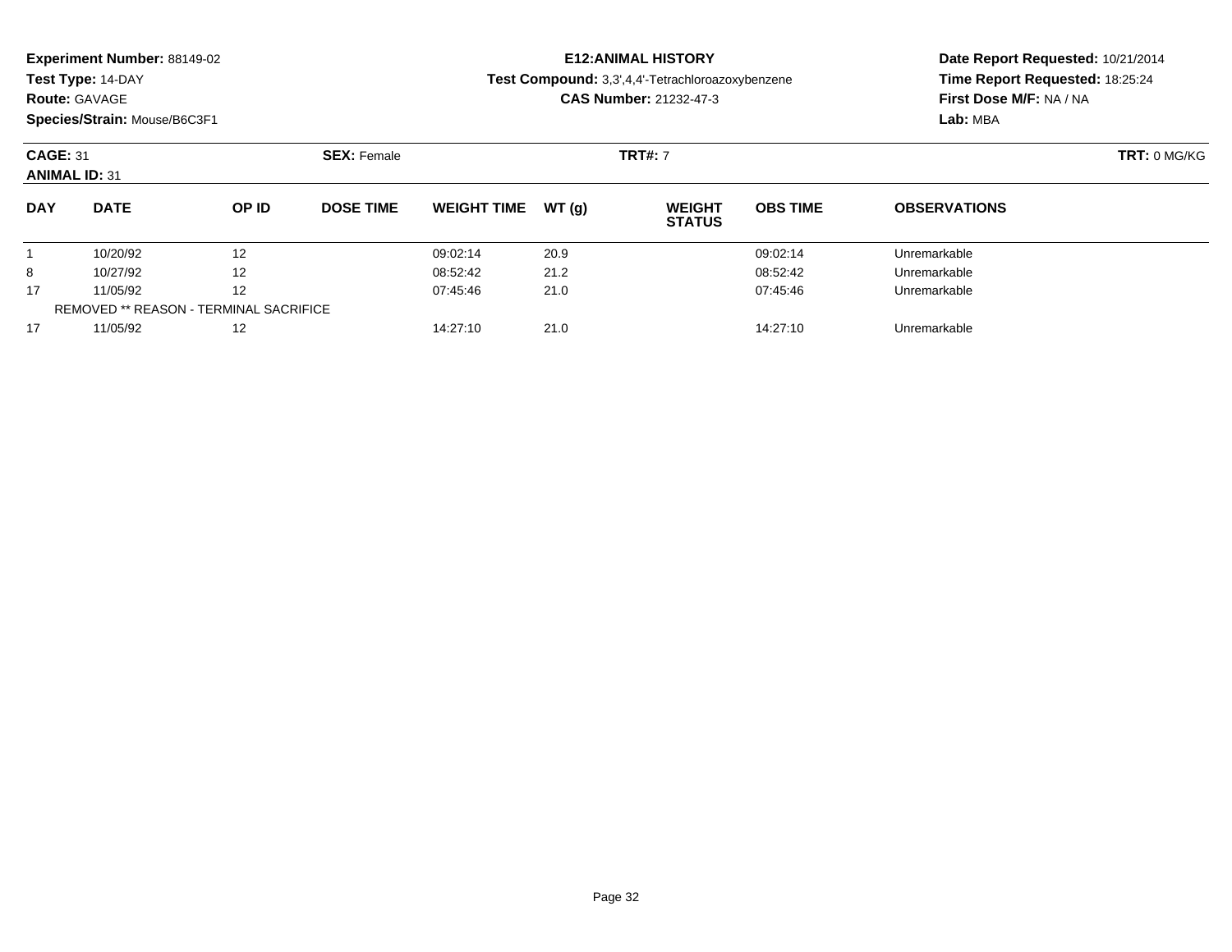**Experiment Number:** 88149-02
**Test Type:** 14-DAY
**Route:** GAVAGE
**Species/Strain:** Mouse/B6C3F1

**E12:ANIMAL HISTORY**
**Test Compound:** 3,3',4,4'-Tetrachloroazoxybenzene
**CAS Number:** 21232-47-3

**Date Report Requested:** 10/21/2014
**Time Report Requested:** 18:25:24
**First Dose M/F:** NA / NA
**Lab:** MBA

**CAGE:** 31 **SEX:** Female **TRT#:** 7 **TRT:** 0 MG/KG
**ANIMAL ID:** 31

| DAY | DATE | OP ID | DOSE TIME | WEIGHT TIME | WT (g) | WEIGHT STATUS | OBS TIME | OBSERVATIONS |
|---|---|---|---|---|---|---|---|---|
| 1 | 10/20/92 | 12 | | 09:02:14 | 20.9 | | 09:02:14 | Unremarkable |
| 8 | 10/27/92 | 12 | | 08:52:42 | 21.2 | | 08:52:42 | Unremarkable |
| 17 | 11/05/92 | 12 | | 07:45:46 | 21.0 | | 07:45:46 | Unremarkable |
| REMOVED ** REASON - TERMINAL SACRIFICE | | | | | | | | |
| 17 | 11/05/92 | 12 | | 14:27:10 | 21.0 | | 14:27:10 | Unremarkable |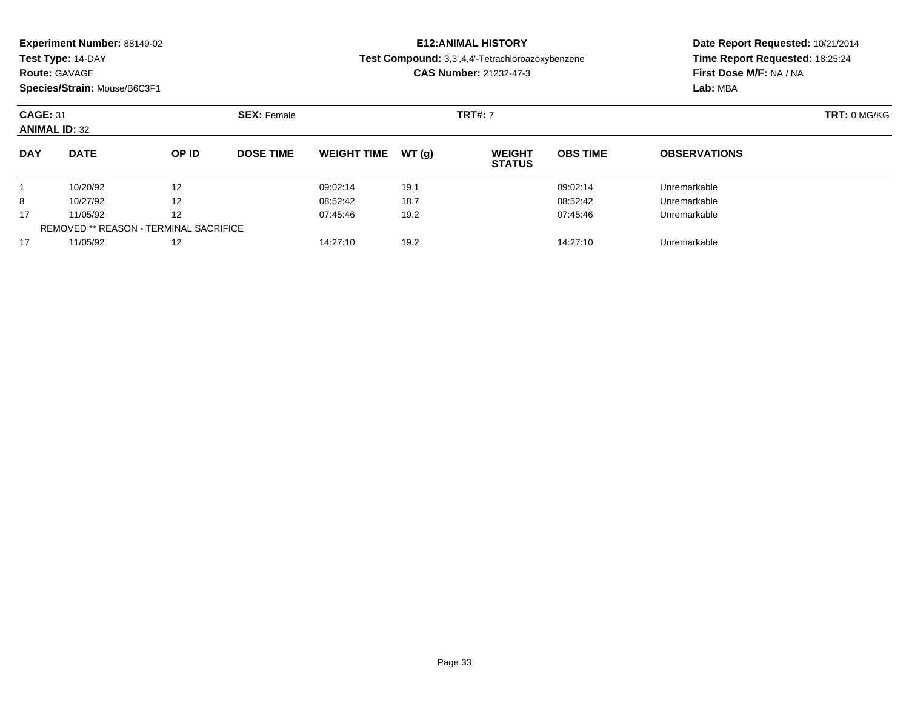**Experiment Number:** 88149-02
**Test Type:** 14-DAY
**Route:** GAVAGE
**Species/Strain:** Mouse/B6C3F1

**E12:ANIMAL HISTORY**
**Test Compound:** 3,3',4,4'-Tetrachloroazoxybenzene
**CAS Number:** 21232-47-3

**Date Report Requested:** 10/21/2014
**Time Report Requested:** 18:25:24
**First Dose M/F:** NA / NA
**Lab:** MBA

**CAGE:** 31 **SEX:** Female **TRT#:** 7 **TRT:** 0 MG/KG
**ANIMAL ID:** 32

| DAY | DATE | OP ID | DOSE TIME | WEIGHT TIME | WT (g) | WEIGHT STATUS | OBS TIME | OBSERVATIONS |
|---|---|---|---|---|---|---|---|---|
| 1 | 10/20/92 | 12 | | 09:02:14 | 19.1 | | 09:02:14 | Unremarkable |
| 8 | 10/27/92 | 12 | | 08:52:42 | 18.7 | | 08:52:42 | Unremarkable |
| 17 | 11/05/92 | 12 | | 07:45:46 | 19.2 | | 07:45:46 | Unremarkable |
| REMOVED ** REASON - TERMINAL SACRIFICE | | | | | | | | |
| 17 | 11/05/92 | 12 | | 14:27:10 | 19.2 | | 14:27:10 | Unremarkable |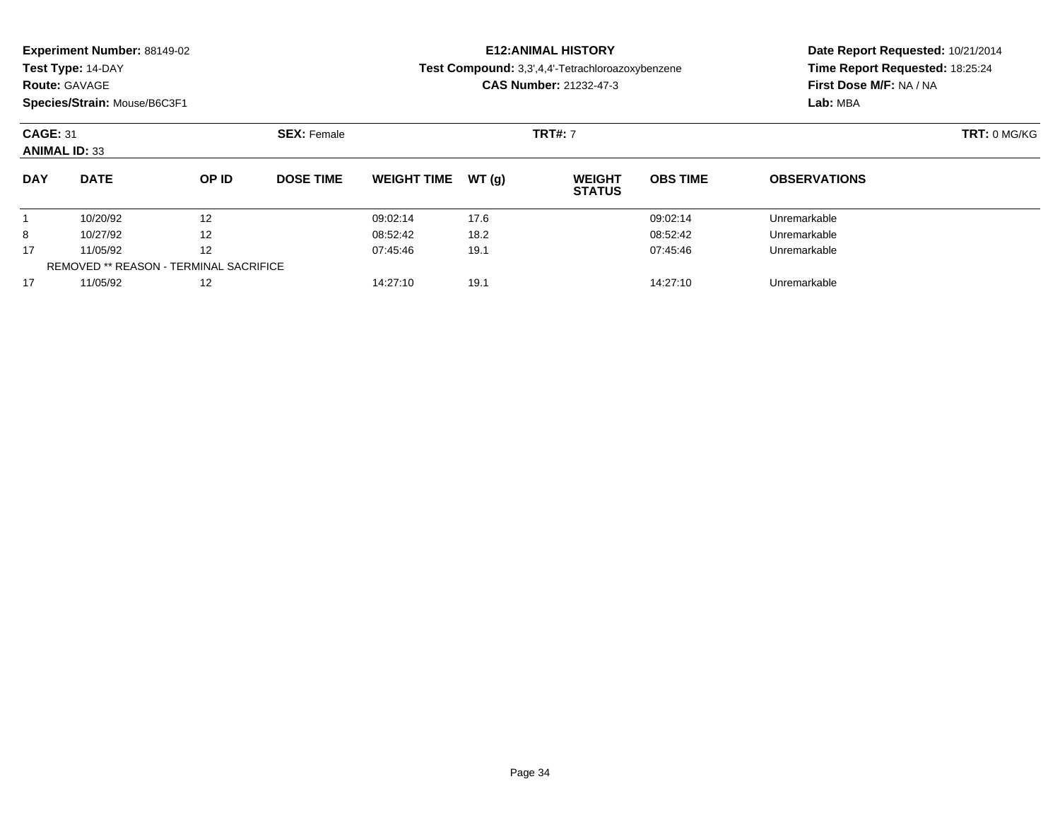**Experiment Number:** 88149-02
**Test Type:** 14-DAY
**Route:** GAVAGE
**Species/Strain:** Mouse/B6C3F1

**E12:ANIMAL HISTORY**
**Test Compound:** 3,3',4,4'-Tetrachloroazoxybenzene
**CAS Number:** 21232-47-3

**Date Report Requested:** 10/21/2014
**Time Report Requested:** 18:25:24
**First Dose M/F:** NA / NA
**Lab:** MBA

**CAGE:** 31 **SEX:** Female **TRT#:** 7 **TRT:** 0 MG/KG
**ANIMAL ID:** 33

| DAY | DATE | OP ID | DOSE TIME | WEIGHT TIME | WT (g) | WEIGHT STATUS | OBS TIME | OBSERVATIONS |
|---|---|---|---|---|---|---|---|---|
| 1 | 10/20/92 | 12 | | 09:02:14 | 17.6 | | 09:02:14 | Unremarkable |
| 8 | 10/27/92 | 12 | | 08:52:42 | 18.2 | | 08:52:42 | Unremarkable |
| 17 | 11/05/92 | 12 | | 07:45:46 | 19.1 | | 07:45:46 | Unremarkable |
| REMOVED ** REASON - TERMINAL SACRIFICE | | | | | | | | |
| 17 | 11/05/92 | 12 | | 14:27:10 | 19.1 | | 14:27:10 | Unremarkable |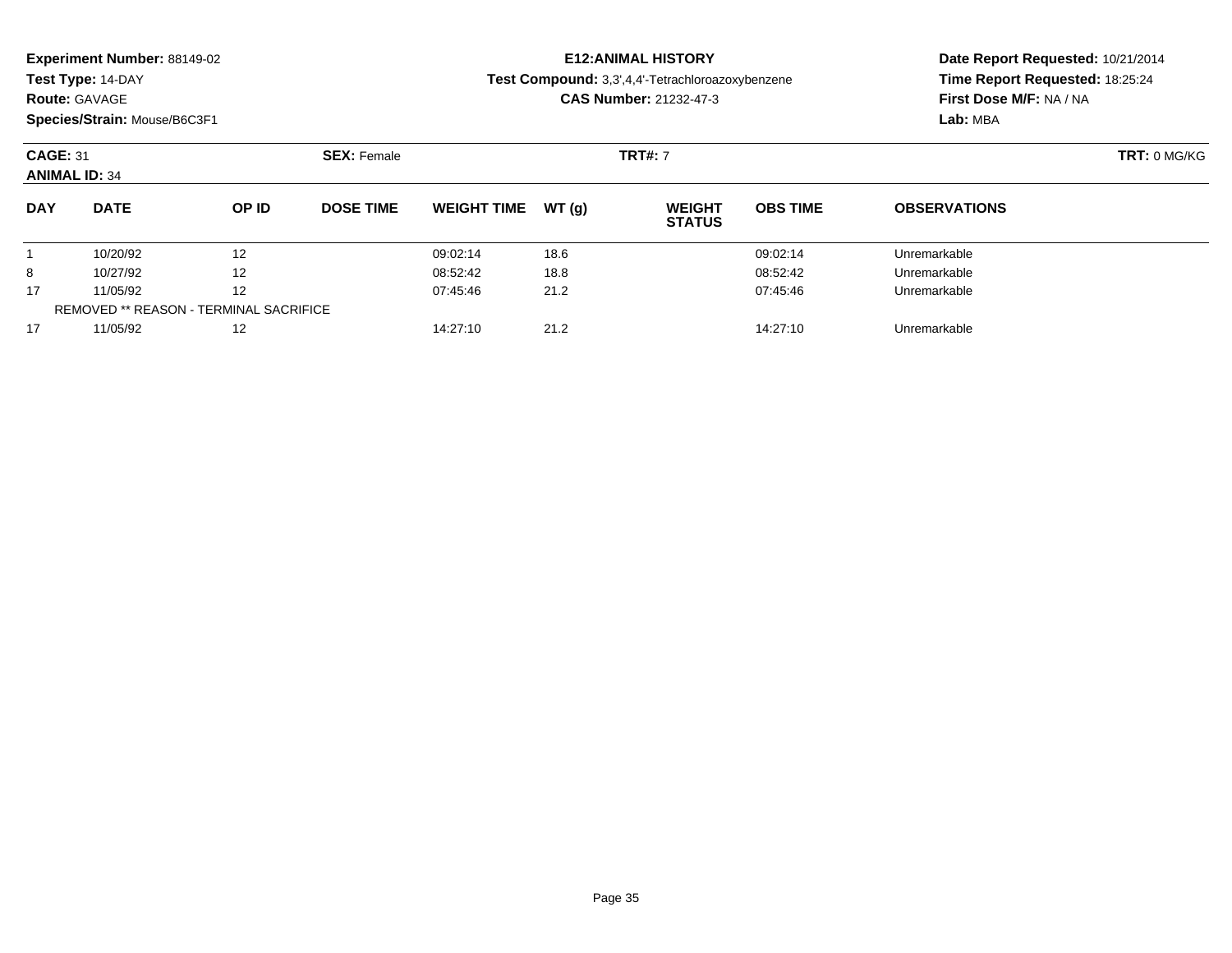**Experiment Number:** 88149-02
**Test Type:** 14-DAY
**Route:** GAVAGE
**Species/Strain:** Mouse/B6C3F1

**E12:ANIMAL HISTORY**
**Test Compound:** 3,3',4,4'-Tetrachloroazoxybenzene
**CAS Number:** 21232-47-3

**Date Report Requested:** 10/21/2014
**Time Report Requested:** 18:25:24
**First Dose M/F:** NA / NA
**Lab:** MBA

**CAGE:** 31 **SEX:** Female **TRT#:** 7 **TRT:** 0 MG/KG
**ANIMAL ID:** 34

| DAY | DATE | OP ID | DOSE TIME | WEIGHT TIME | WT (g) | WEIGHT STATUS | OBS TIME | OBSERVATIONS |
|---|---|---|---|---|---|---|---|---|
| 1 | 10/20/92 | 12 | | 09:02:14 | 18.6 | | 09:02:14 | Unremarkable |
| 8 | 10/27/92 | 12 | | 08:52:42 | 18.8 | | 08:52:42 | Unremarkable |
| 17 | 11/05/92 | 12 | | 07:45:46 | 21.2 | | 07:45:46 | Unremarkable |
| REMOVED ** REASON - TERMINAL SACRIFICE | | | | | | | | |
| 17 | 11/05/92 | 12 | | 14:27:10 | 21.2 | | 14:27:10 | Unremarkable |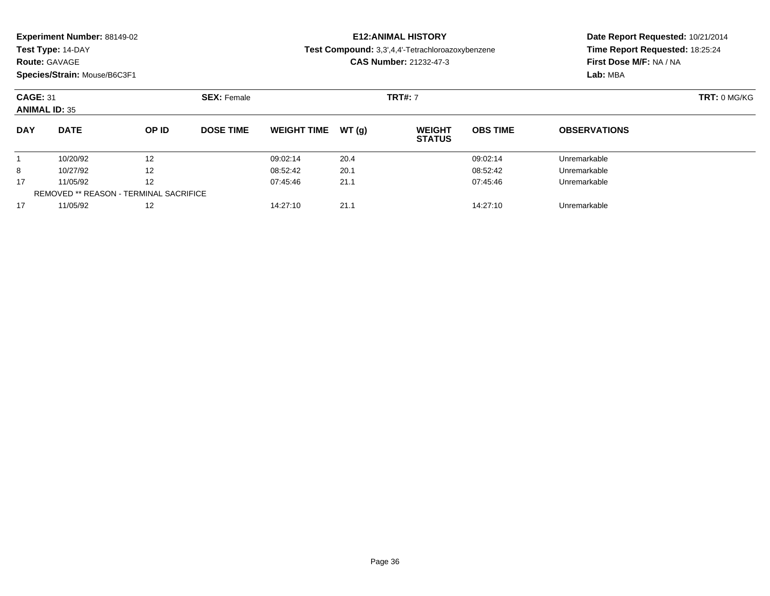**Experiment Number:** 88149-02
**Test Type:** 14-DAY
**Route:** GAVAGE
**Species/Strain:** Mouse/B6C3F1

**E12:ANIMAL HISTORY**
**Test Compound:** 3,3',4,4'-Tetrachloroazoxybenzene
**CAS Number:** 21232-47-3

**Date Report Requested:** 10/21/2014
**Time Report Requested:** 18:25:24
**First Dose M/F:** NA / NA
**Lab:** MBA

**CAGE:** 31 **SEX:** Female **TRT#:** 7 **TRT:** 0 MG/KG
**ANIMAL ID:** 35

| DAY | DATE | OP ID | DOSE TIME | WEIGHT TIME | WT (g) | WEIGHT STATUS | OBS TIME | OBSERVATIONS |
|---|---|---|---|---|---|---|---|---|
| 1 | 10/20/92 | 12 | | 09:02:14 | 20.4 | | 09:02:14 | Unremarkable |
| 8 | 10/27/92 | 12 | | 08:52:42 | 20.1 | | 08:52:42 | Unremarkable |
| 17 | 11/05/92 | 12 | | 07:45:46 | 21.1 | | 07:45:46 | Unremarkable |
| REMOVED ** REASON - TERMINAL SACRIFICE | | | | | | | | |
| 17 | 11/05/92 | 12 | | 14:27:10 | 21.1 | | 14:27:10 | Unremarkable |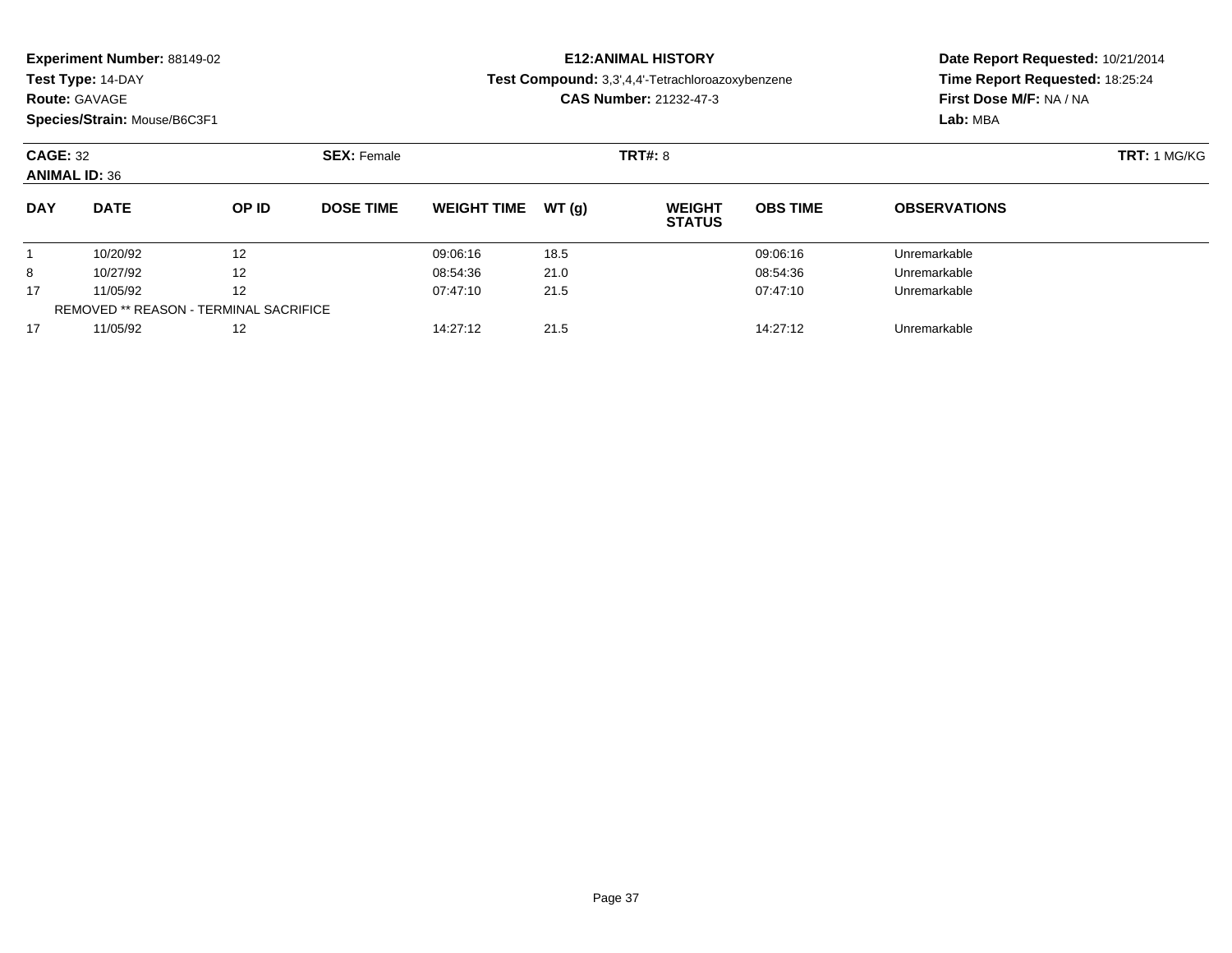**Experiment Number:** 88149-02
**Test Type:** 14-DAY
**Route:** GAVAGE
**Species/Strain:** Mouse/B6C3F1

**E12:ANIMAL HISTORY**
**Test Compound:** 3,3',4,4'-Tetrachloroazoxybenzene
**CAS Number:** 21232-47-3

**Date Report Requested:** 10/21/2014
**Time Report Requested:** 18:25:24
**First Dose M/F:** NA / NA
**Lab:** MBA

**CAGE:** 32 **SEX:** Female **TRT#:** 8 **TRT:** 1 MG/KG
**ANIMAL ID:** 36

| DAY | DATE | OP ID | DOSE TIME | WEIGHT TIME | WT (g) | WEIGHT STATUS | OBS TIME | OBSERVATIONS |
|---|---|---|---|---|---|---|---|---|
| 1 | 10/20/92 | 12 | | 09:06:16 | 18.5 | | 09:06:16 | Unremarkable |
| 8 | 10/27/92 | 12 | | 08:54:36 | 21.0 | | 08:54:36 | Unremarkable |
| 17 | 11/05/92 | 12 | | 07:47:10 | 21.5 | | 07:47:10 | Unremarkable |
| REMOVED ** REASON - TERMINAL SACRIFICE | | | | | | | | |
| 17 | 11/05/92 | 12 | | 14:27:12 | 21.5 | | 14:27:12 | Unremarkable |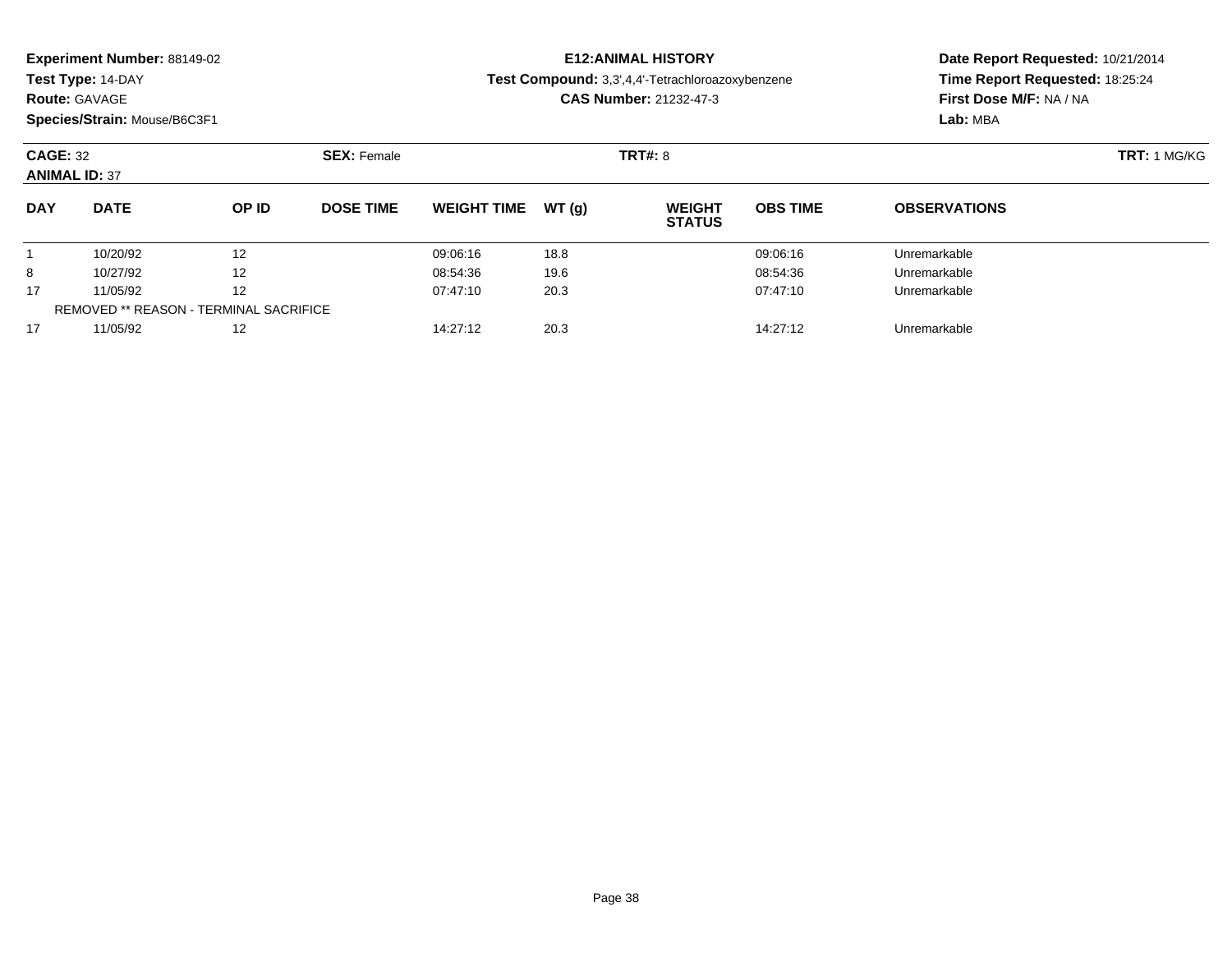**Experiment Number:** 88149-02
**Test Type:** 14-DAY
**Route:** GAVAGE
**Species/Strain:** Mouse/B6C3F1

**E12:ANIMAL HISTORY**
**Test Compound:** 3,3',4,4'-Tetrachloroazoxybenzene
**CAS Number:** 21232-47-3

**Date Report Requested:** 10/21/2014
**Time Report Requested:** 18:25:24
**First Dose M/F:** NA / NA
**Lab:** MBA

**CAGE:** 32
**ANIMAL ID:** 37
**SEX:** Female
**TRT#:** 8
**TRT:** 1 MG/KG

| DAY | DATE | OP ID | DOSE TIME | WEIGHT TIME | WT (g) | WEIGHT STATUS | OBS TIME | OBSERVATIONS |
|---|---|---|---|---|---|---|---|---|
| 1 | 10/20/92 | 12 | | 09:06:16 | 18.8 | | 09:06:16 | Unremarkable |
| 8 | 10/27/92 | 12 | | 08:54:36 | 19.6 | | 08:54:36 | Unremarkable |
| 17 | 11/05/92 | 12 | | 07:47:10 | 20.3 | | 07:47:10 | Unremarkable |
| REMOVED ** REASON - TERMINAL SACRIFICE | | | | | | | | |
| 17 | 11/05/92 | 12 | | 14:27:12 | 20.3 | | 14:27:12 | Unremarkable |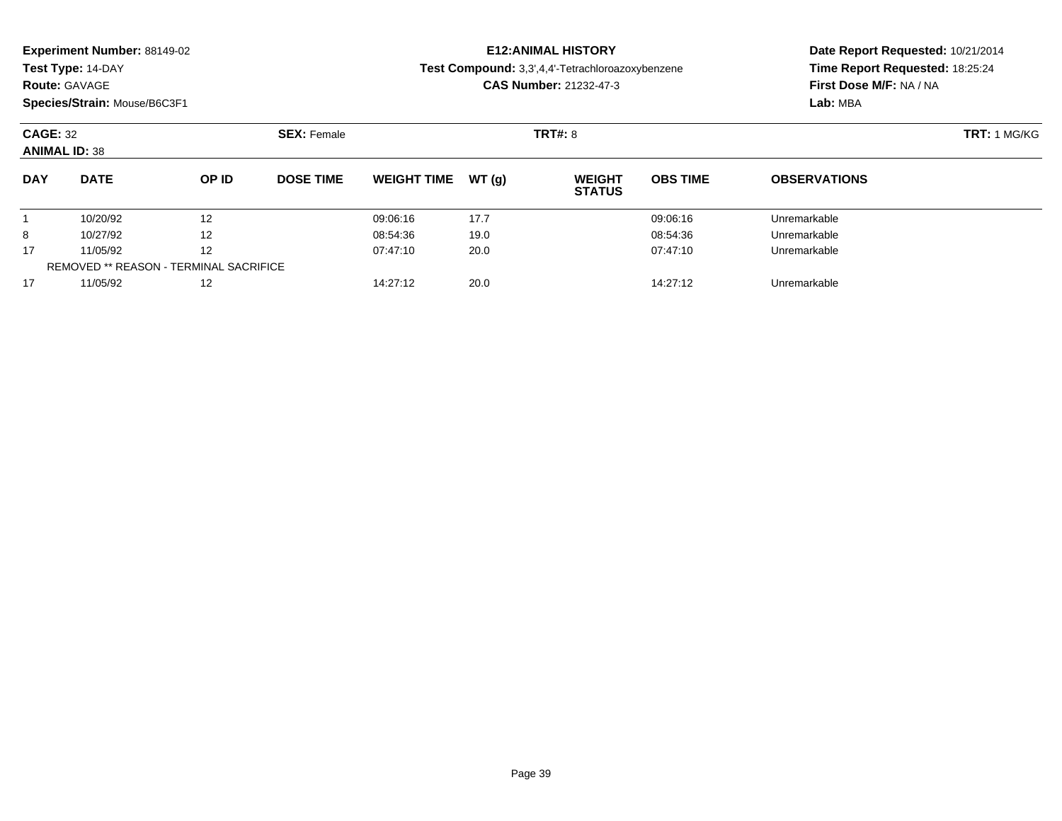**Experiment Number:** 88149-02
**Test Type:** 14-DAY
**Route:** GAVAGE
**Species/Strain:** Mouse/B6C3F1

**E12:ANIMAL HISTORY**
**Test Compound:** 3,3',4,4'-Tetrachloroazoxybenzene
**CAS Number:** 21232-47-3

**Date Report Requested:** 10/21/2014
**Time Report Requested:** 18:25:24
**First Dose M/F:** NA / NA
**Lab:** MBA

**CAGE:** 32 **SEX:** Female **TRT#:** 8 **TRT:** 1 MG/KG
**ANIMAL ID:** 38

| DAY | DATE | OP ID | DOSE TIME | WEIGHT TIME | WT (g) | WEIGHT STATUS | OBS TIME | OBSERVATIONS |
|---|---|---|---|---|---|---|---|---|
| 1 | 10/20/92 | 12 | | 09:06:16 | 17.7 | | 09:06:16 | Unremarkable |
| 8 | 10/27/92 | 12 | | 08:54:36 | 19.0 | | 08:54:36 | Unremarkable |
| 17 | 11/05/92 | 12 | | 07:47:10 | 20.0 | | 07:47:10 | Unremarkable |
| REMOVED ** REASON - TERMINAL SACRIFICE | | | | | | | | |
| 17 | 11/05/92 | 12 | | 14:27:12 | 20.0 | | 14:27:12 | Unremarkable |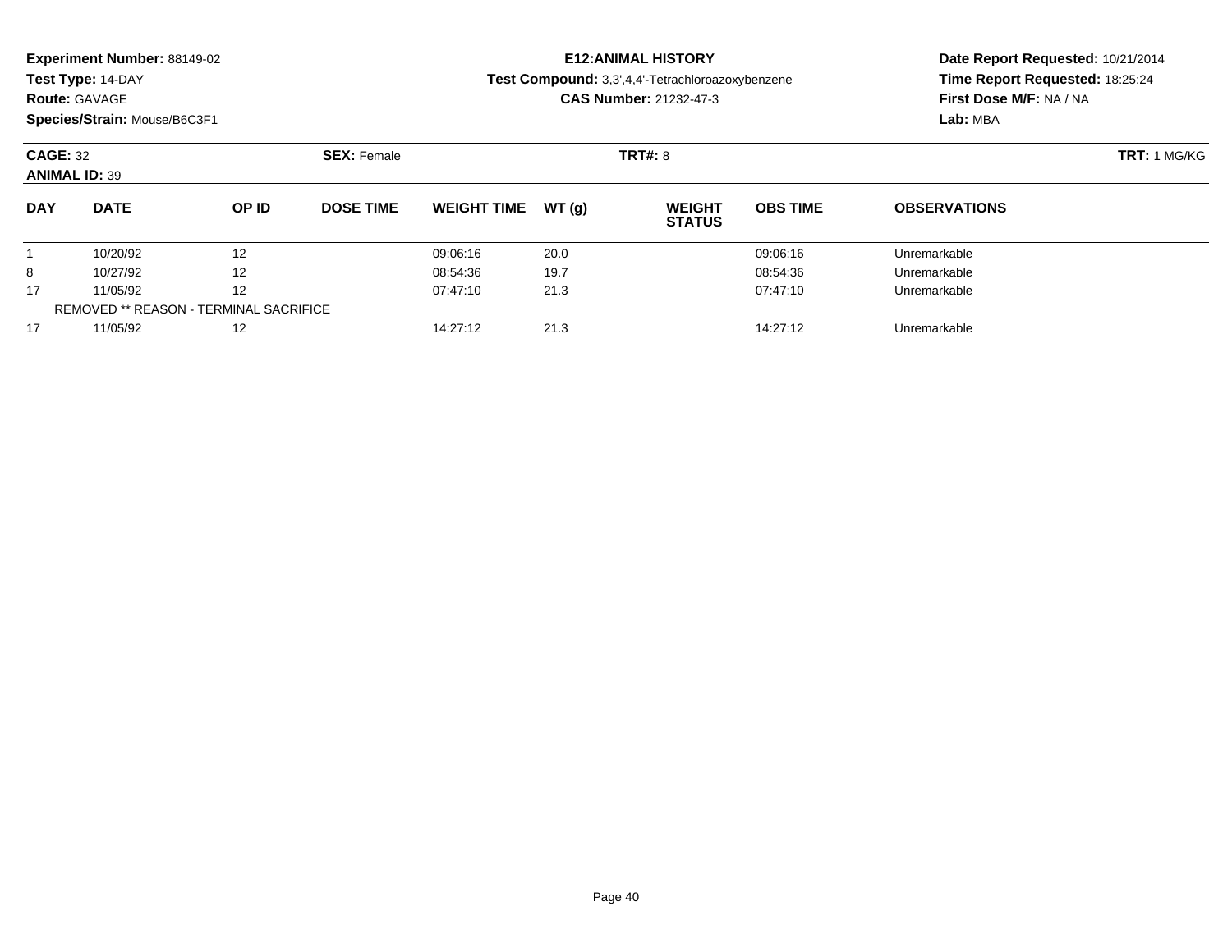**Experiment Number:** 88149-02
**Test Type:** 14-DAY
**Route:** GAVAGE
**Species/Strain:** Mouse/B6C3F1

**E12:ANIMAL HISTORY**
**Test Compound:** 3,3',4,4'-Tetrachloroazoxybenzene
**CAS Number:** 21232-47-3

**Date Report Requested:** 10/21/2014
**Time Report Requested:** 18:25:24
**First Dose M/F:** NA / NA
**Lab:** MBA

**CAGE:** 32
**ANIMAL ID:** 39
**SEX:** Female
**TRT#:** 8
**TRT:** 1 MG/KG

| DAY | DATE | OP ID | DOSE TIME | WEIGHT TIME | WT (g) | WEIGHT STATUS | OBS TIME | OBSERVATIONS |
|---|---|---|---|---|---|---|---|---|
| 1 | 10/20/92 | 12 | | 09:06:16 | 20.0 | | 09:06:16 | Unremarkable |
| 8 | 10/27/92 | 12 | | 08:54:36 | 19.7 | | 08:54:36 | Unremarkable |
| 17 | 11/05/92 | 12 | | 07:47:10 | 21.3 | | 07:47:10 | Unremarkable |
| REMOVED ** REASON - TERMINAL SACRIFICE | | | | | | | | |
| 17 | 11/05/92 | 12 | | 14:27:12 | 21.3 | | 14:27:12 | Unremarkable |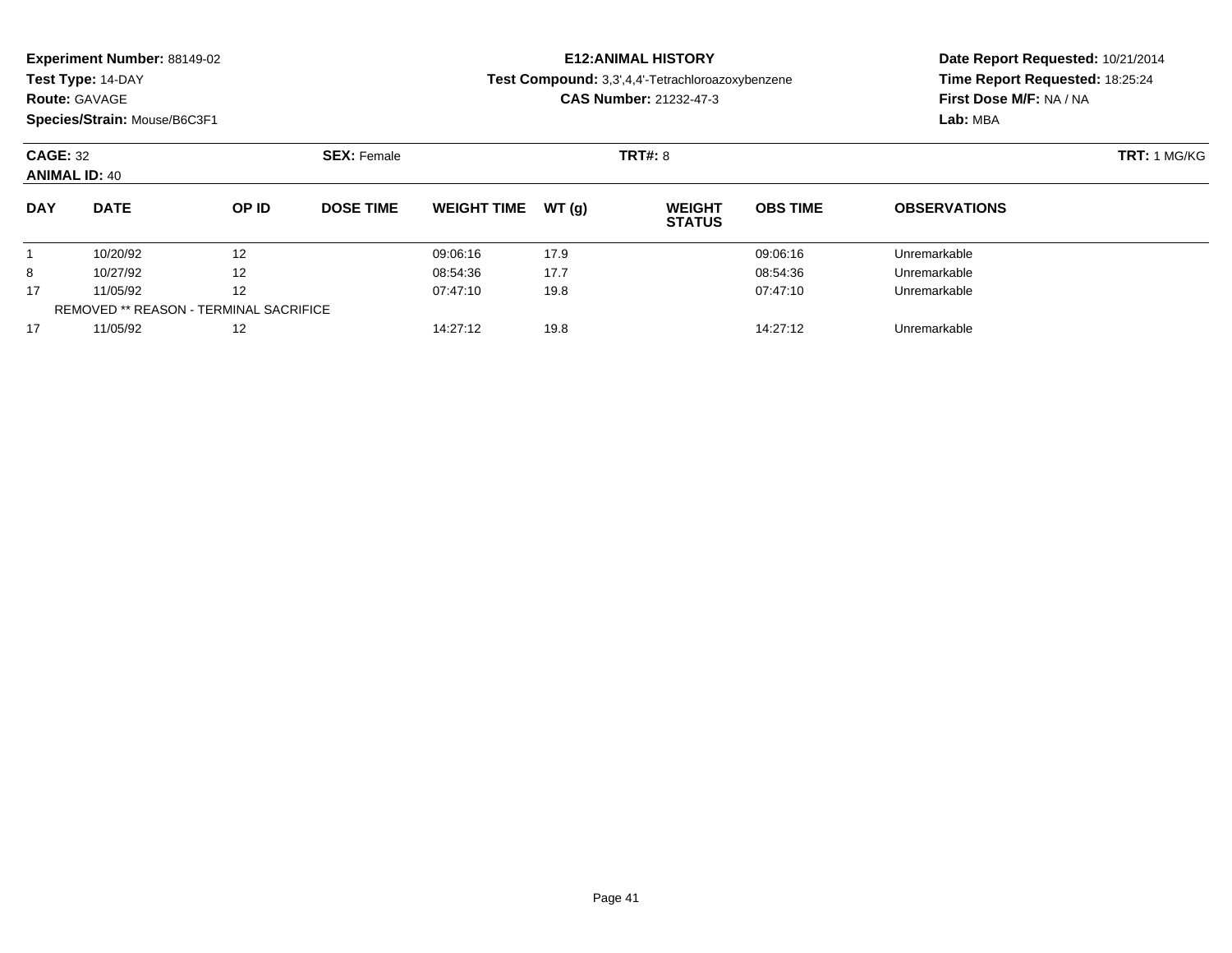**Experiment Number:** 88149-02
**Test Type:** 14-DAY
**Route:** GAVAGE
**Species/Strain:** Mouse/B6C3F1

**E12:ANIMAL HISTORY**
**Test Compound:** 3,3',4,4'-Tetrachloroazoxybenzene
**CAS Number:** 21232-47-3

**Date Report Requested:** 10/21/2014
**Time Report Requested:** 18:25:24
**First Dose M/F:** NA / NA
**Lab:** MBA

**CAGE:** 32 **SEX:** Female **TRT#:** 8 **TRT:** 1 MG/KG
**ANIMAL ID:** 40

| DAY | DATE | OP ID | DOSE TIME | WEIGHT TIME | WT (g) | WEIGHT STATUS | OBS TIME | OBSERVATIONS |
|---|---|---|---|---|---|---|---|---|
| 1 | 10/20/92 | 12 | | 09:06:16 | 17.9 | | 09:06:16 | Unremarkable |
| 8 | 10/27/92 | 12 | | 08:54:36 | 17.7 | | 08:54:36 | Unremarkable |
| 17 | 11/05/92 | 12 | | 07:47:10 | 19.8 | | 07:47:10 | Unremarkable |
| REMOVED ** REASON - TERMINAL SACRIFICE | | | | | | | | |
| 17 | 11/05/92 | 12 | | 14:27:12 | 19.8 | | 14:27:12 | Unremarkable |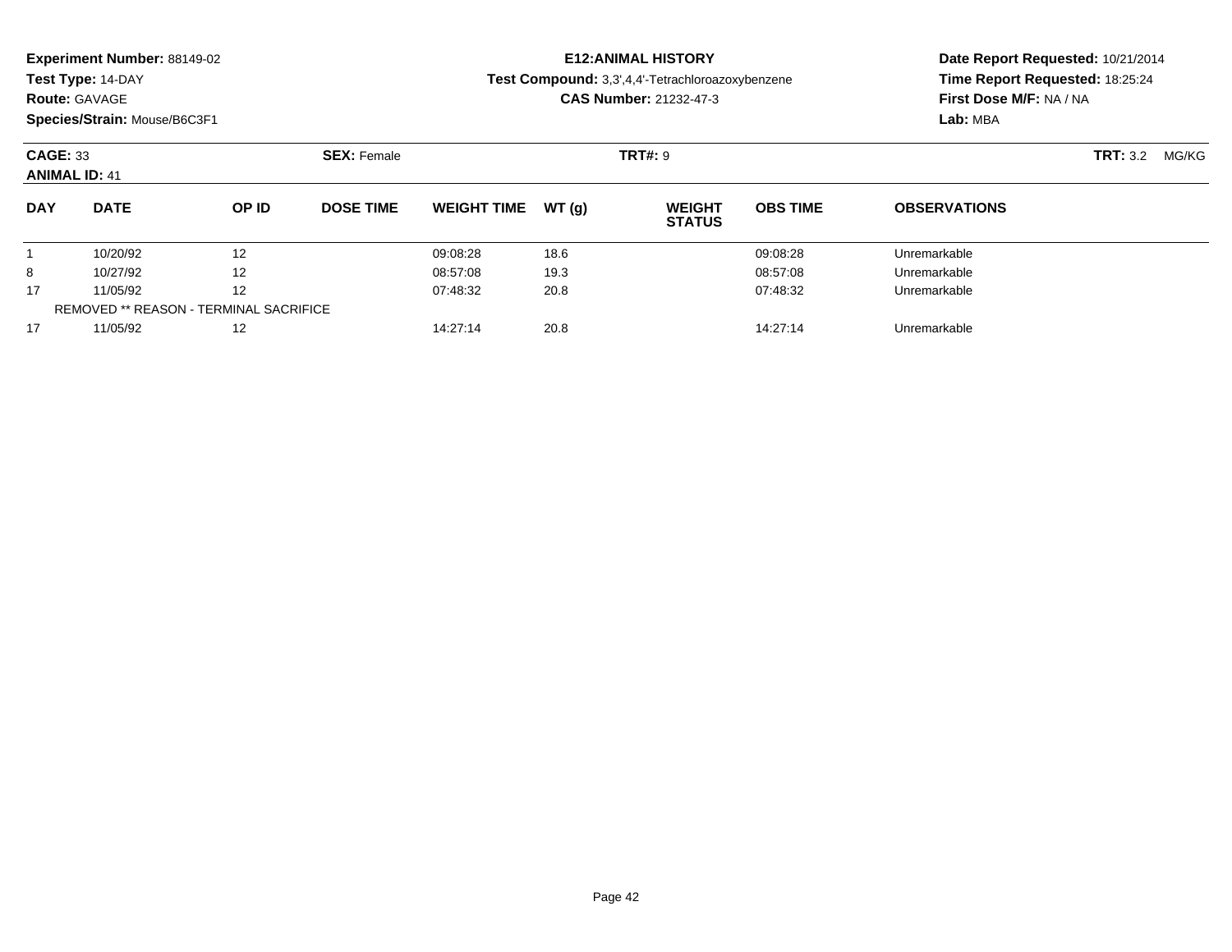**Experiment Number:** 88149-02
**Test Type:** 14-DAY
**Route:** GAVAGE
**Species/Strain:** Mouse/B6C3F1

**E12:ANIMAL HISTORY**
**Test Compound:** 3,3',4,4'-Tetrachloroazoxybenzene
**CAS Number:** 21232-47-3

**Date Report Requested:** 10/21/2014
**Time Report Requested:** 18:25:24
**First Dose M/F:** NA / NA
**Lab:** MBA

**CAGE:** 33 **SEX:** Female **TRT#:** 9 **TRT:** 3.2 MG/KG
**ANIMAL ID:** 41

| DAY | DATE | OP ID | DOSE TIME | WEIGHT TIME | WT (g) | WEIGHT STATUS | OBS TIME | OBSERVATIONS |
|---|---|---|---|---|---|---|---|---|
| 1 | 10/20/92 | 12 | | 09:08:28 | 18.6 | | 09:08:28 | Unremarkable |
| 8 | 10/27/92 | 12 | | 08:57:08 | 19.3 | | 08:57:08 | Unremarkable |
| 17 | 11/05/92 | 12 | | 07:48:32 | 20.8 | | 07:48:32 | Unremarkable |
| REMOVED ** REASON - TERMINAL SACRIFICE | | | | | | | | |
| 17 | 11/05/92 | 12 | | 14:27:14 | 20.8 | | 14:27:14 | Unremarkable |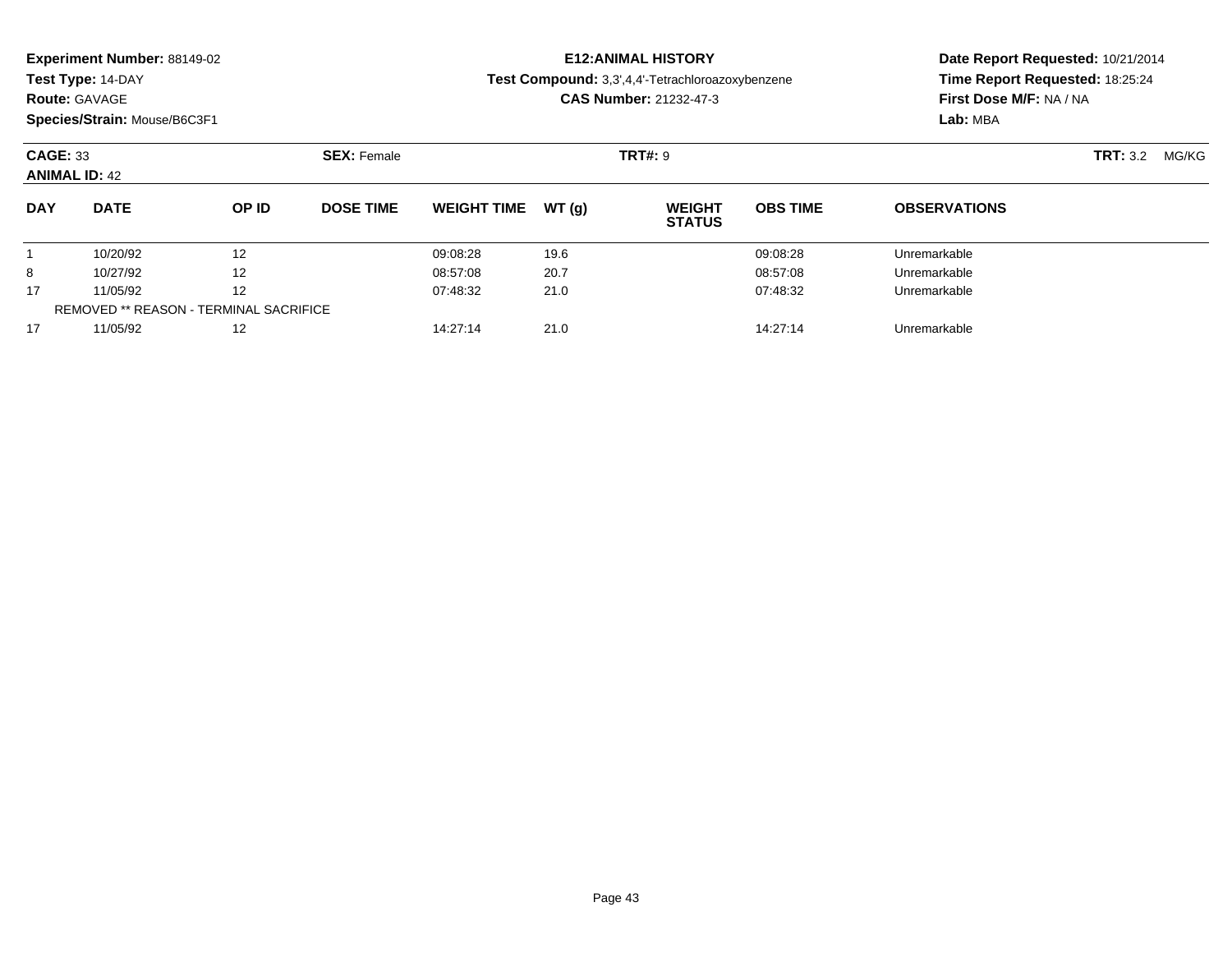**Experiment Number:** 88149-02
**Test Type:** 14-DAY
**Route:** GAVAGE
**Species/Strain:** Mouse/B6C3F1

**E12:ANIMAL HISTORY**
**Test Compound:** 3,3',4,4'-Tetrachloroazoxybenzene
**CAS Number:** 21232-47-3

**Date Report Requested:** 10/21/2014
**Time Report Requested:** 18:25:24
**First Dose M/F:** NA / NA
**Lab:** MBA

**CAGE:** 33
**ANIMAL ID:** 42
**SEX:** Female
**TRT#:** 9
**TRT:** 3.2 MG/KG

| DAY | DATE | OP ID | DOSE TIME | WEIGHT TIME | WT (g) | WEIGHT STATUS | OBS TIME | OBSERVATIONS |
|---|---|---|---|---|---|---|---|---|
| 1 | 10/20/92 | 12 | | 09:08:28 | 19.6 | | 09:08:28 | Unremarkable |
| 8 | 10/27/92 | 12 | | 08:57:08 | 20.7 | | 08:57:08 | Unremarkable |
| 17 | 11/05/92 | 12 | | 07:48:32 | 21.0 | | 07:48:32 | Unremarkable |
| REMOVED ** REASON - TERMINAL SACRIFICE | | | | | | | | |
| 17 | 11/05/92 | 12 | | 14:27:14 | 21.0 | | 14:27:14 | Unremarkable |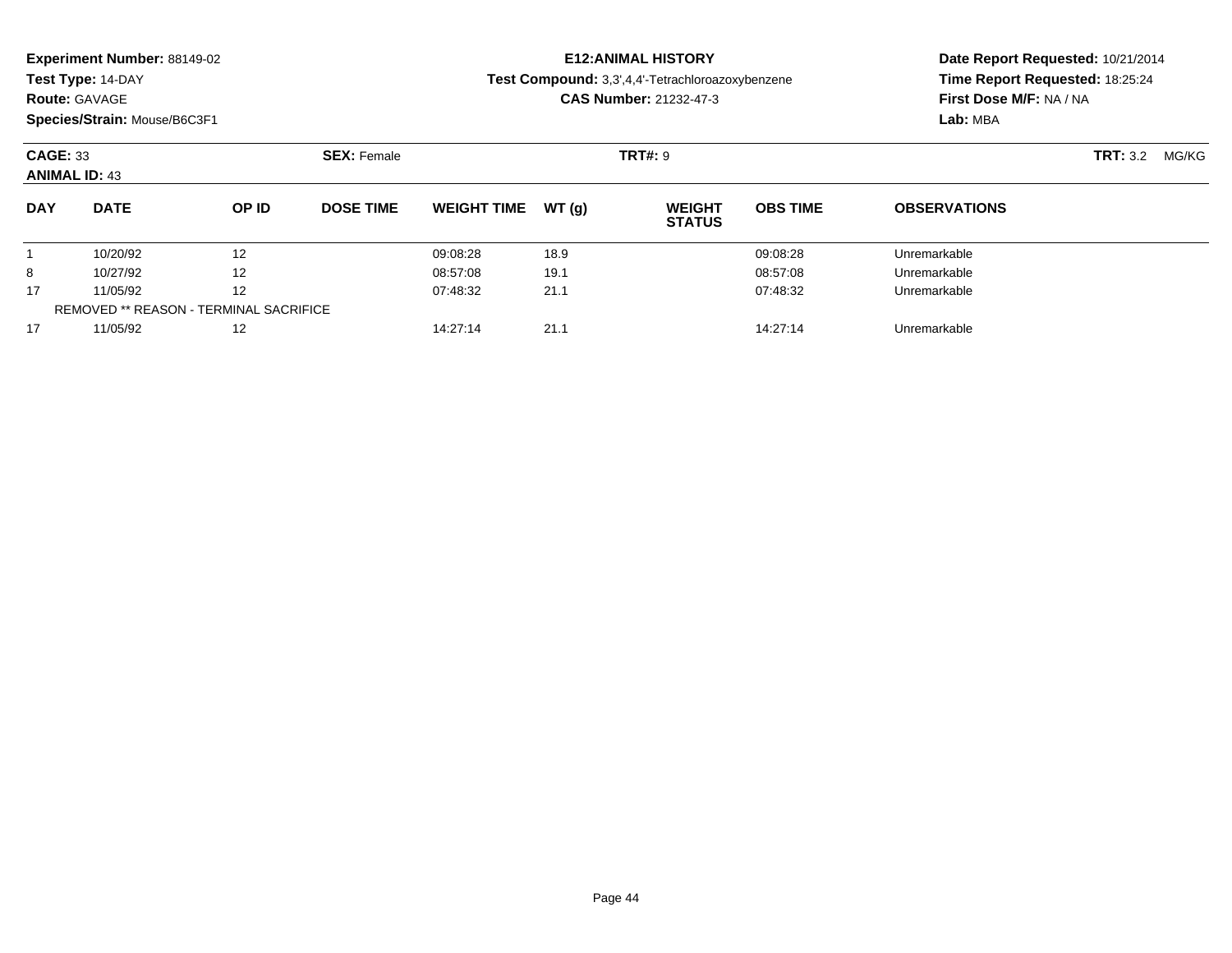**Experiment Number:** 88149-02
**Test Type:** 14-DAY
**Route:** GAVAGE
**Species/Strain:** Mouse/B6C3F1

**E12:ANIMAL HISTORY**
**Test Compound:** 3,3',4,4'-Tetrachloroazoxybenzene
**CAS Number:** 21232-47-3

**Date Report Requested:** 10/21/2014
**Time Report Requested:** 18:25:24
**First Dose M/F:** NA / NA
**Lab:** MBA

**CAGE:** 33 **SEX:** Female **TRT#:** 9 **TRT:** 3.2 MG/KG
**ANIMAL ID:** 43

| DAY | DATE | OP ID | DOSE TIME | WEIGHT TIME | WT (g) | WEIGHT STATUS | OBS TIME | OBSERVATIONS |
|---|---|---|---|---|---|---|---|---|
| 1 | 10/20/92 | 12 | | 09:08:28 | 18.9 | | 09:08:28 | Unremarkable |
| 8 | 10/27/92 | 12 | | 08:57:08 | 19.1 | | 08:57:08 | Unremarkable |
| 17 | 11/05/92 | 12 | | 07:48:32 | 21.1 | | 07:48:32 | Unremarkable |
| REMOVED ** REASON - TERMINAL SACRIFICE | | | | | | | | |
| 17 | 11/05/92 | 12 | | 14:27:14 | 21.1 | | 14:27:14 | Unremarkable |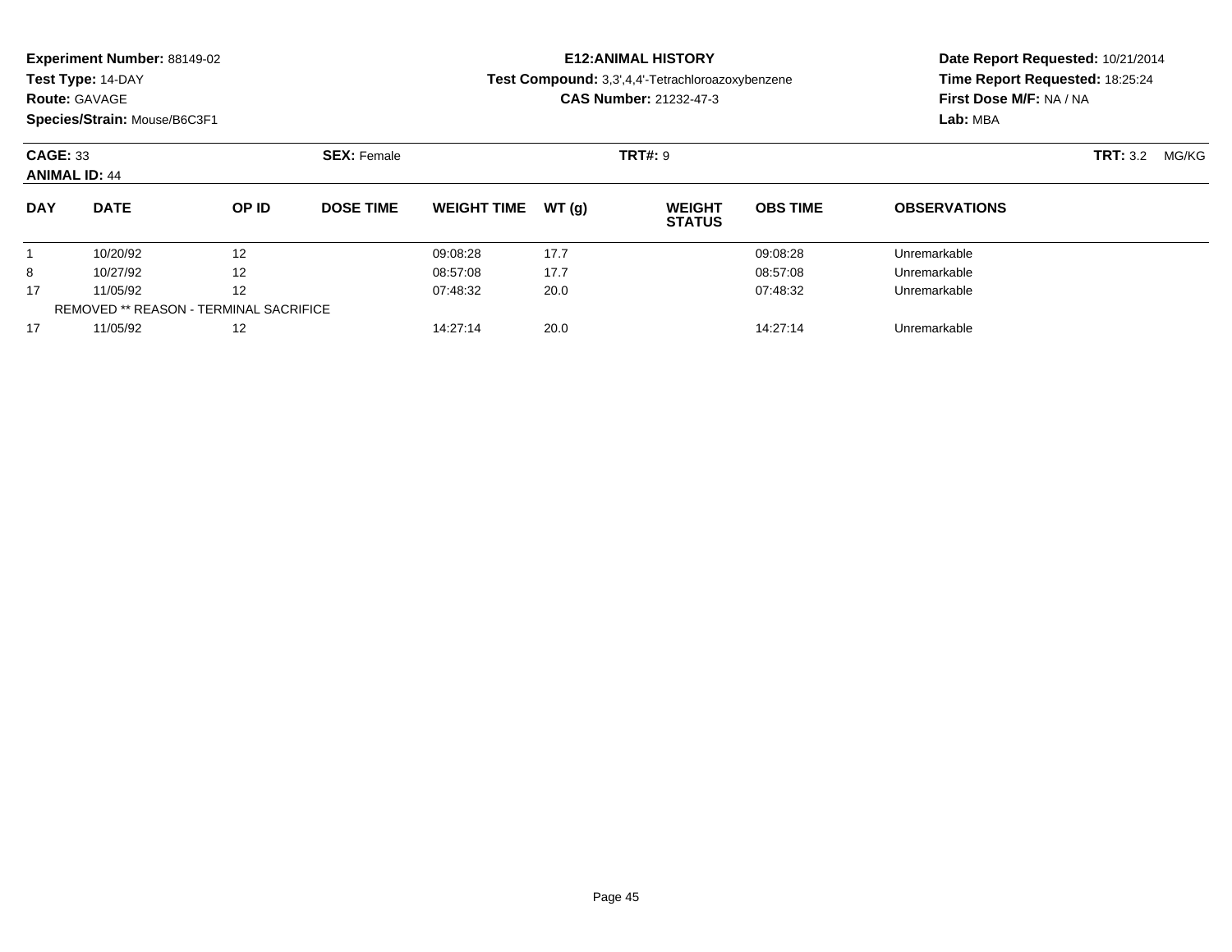**Experiment Number:** 88149-02
**Test Type:** 14-DAY
**Route:** GAVAGE
**Species/Strain:** Mouse/B6C3F1

**E12:ANIMAL HISTORY**
**Test Compound:** 3,3',4,4'-Tetrachloroazoxybenzene
**CAS Number:** 21232-47-3

**Date Report Requested:** 10/21/2014
**Time Report Requested:** 18:25:24
**First Dose M/F:** NA / NA
**Lab:** MBA

**CAGE:** 33 **SEX:** Female **TRT#:** 9 **TRT:** 3.2 MG/KG
**ANIMAL ID:** 44

| DAY | DATE | OP ID | DOSE TIME | WEIGHT TIME | WT (g) | WEIGHT STATUS | OBS TIME | OBSERVATIONS |
|---|---|---|---|---|---|---|---|---|
| 1 | 10/20/92 | 12 | | 09:08:28 | 17.7 | | 09:08:28 | Unremarkable |
| 8 | 10/27/92 | 12 | | 08:57:08 | 17.7 | | 08:57:08 | Unremarkable |
| 17 | 11/05/92 | 12 | | 07:48:32 | 20.0 | | 07:48:32 | Unremarkable |
| REMOVED ** REASON - TERMINAL SACRIFICE | | | | | | | | |
| 17 | 11/05/92 | 12 | | 14:27:14 | 20.0 | | 14:27:14 | Unremarkable |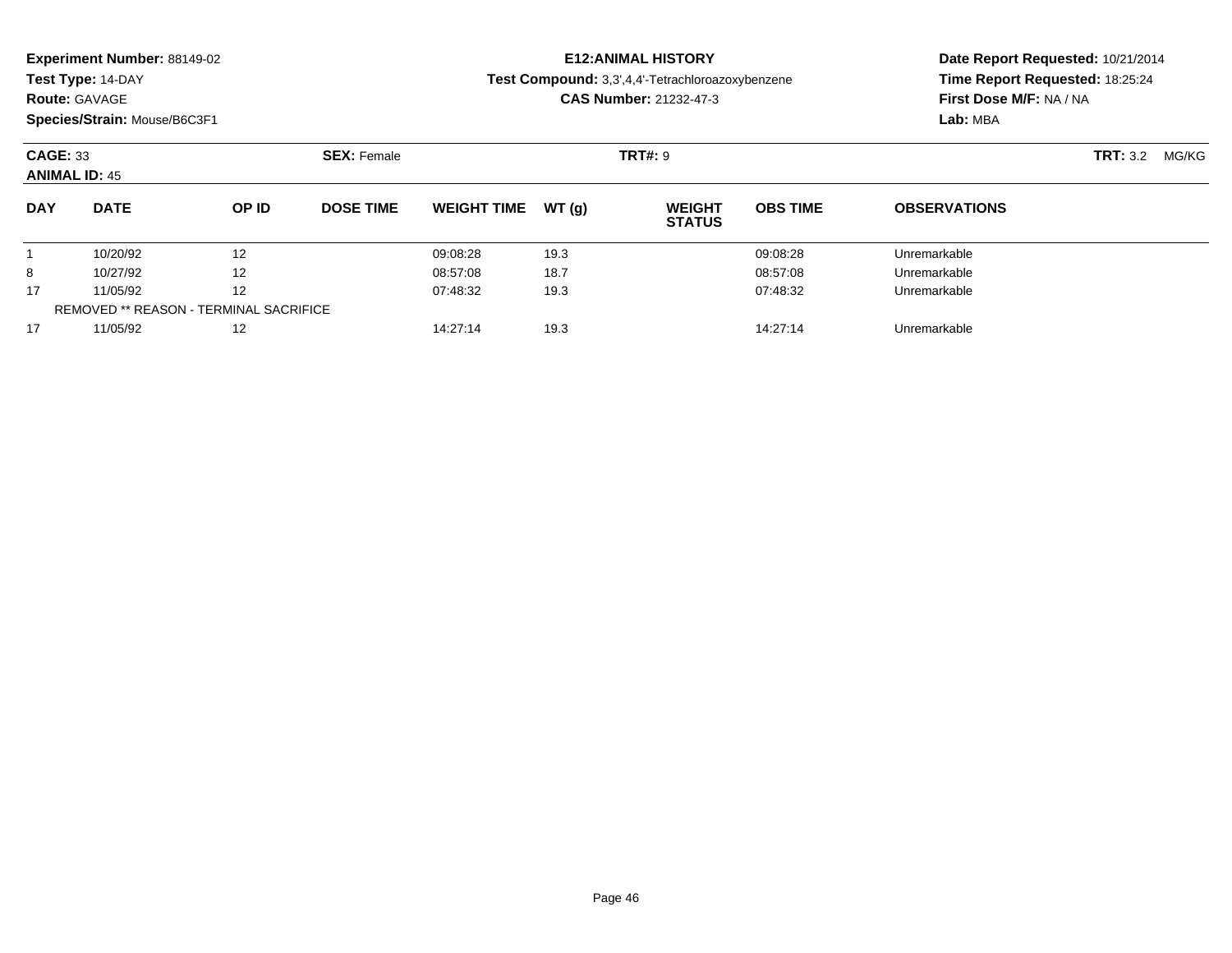**Experiment Number:** 88149-02
**Test Type:** 14-DAY
**Route:** GAVAGE
**Species/Strain:** Mouse/B6C3F1

**E12:ANIMAL HISTORY**
**Test Compound:** 3,3',4,4'-Tetrachloroazoxybenzene
**CAS Number:** 21232-47-3

**Date Report Requested:** 10/21/2014
**Time Report Requested:** 18:25:24
**First Dose M/F:** NA / NA
**Lab:** MBA

**CAGE:** 33
**ANIMAL ID:** 45
**SEX:** Female
**TRT#:** 9
**TRT:** 3.2 MG/KG

| DAY | DATE | OP ID | DOSE TIME | WEIGHT TIME | WT (g) | WEIGHT STATUS | OBS TIME | OBSERVATIONS |
|---|---|---|---|---|---|---|---|---|
| 1 | 10/20/92 | 12 | | 09:08:28 | 19.3 | | 09:08:28 | Unremarkable |
| 8 | 10/27/92 | 12 | | 08:57:08 | 18.7 | | 08:57:08 | Unremarkable |
| 17 | 11/05/92 | 12 | | 07:48:32 | 19.3 | | 07:48:32 | Unremarkable |
| REMOVED ** REASON - TERMINAL SACRIFICE | | | | | | | | |
| 17 | 11/05/92 | 12 | | 14:27:14 | 19.3 | | 14:27:14 | Unremarkable |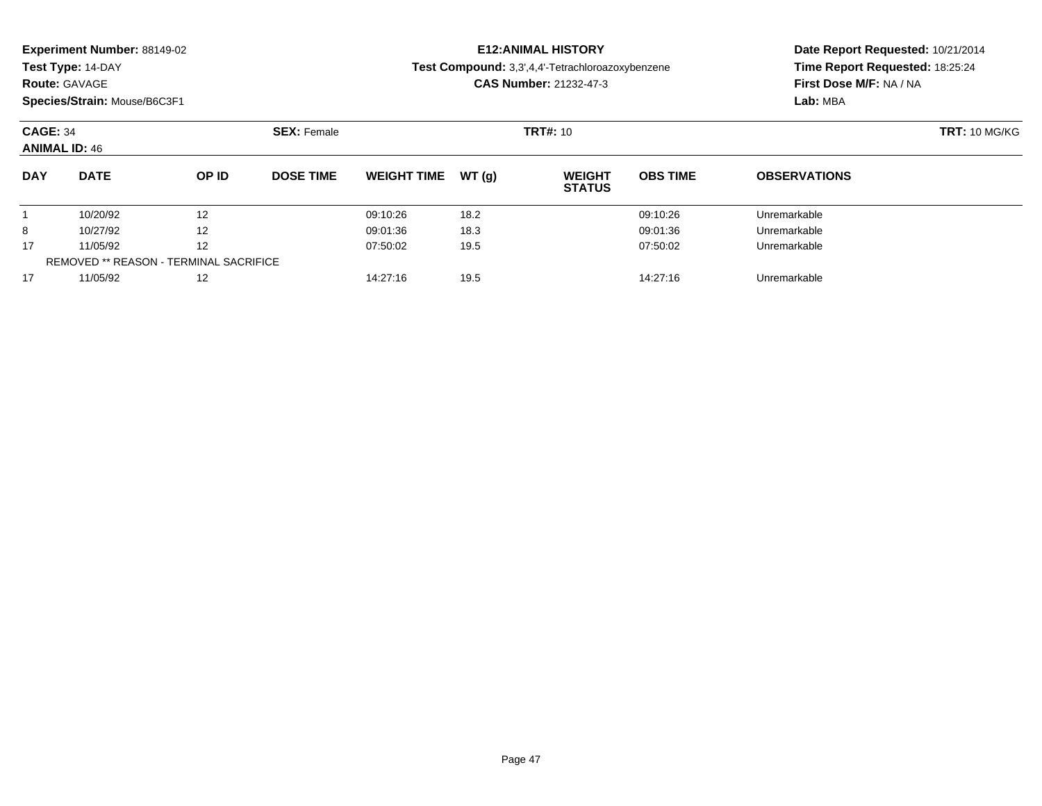**Experiment Number:** 88149-02
**Test Type:** 14-DAY
**Route:** GAVAGE
**Species/Strain:** Mouse/B6C3F1

**E12:ANIMAL HISTORY**
**Test Compound:** 3,3',4,4'-Tetrachloroazoxybenzene
**CAS Number:** 21232-47-3

**Date Report Requested:** 10/21/2014
**Time Report Requested:** 18:25:24
**First Dose M/F:** NA / NA
**Lab:** MBA

**CAGE:** 34
**ANIMAL ID:** 46
**SEX:** Female
**TRT#:** 10
**TRT:** 10 MG/KG

| DAY | DATE | OP ID | DOSE TIME | WEIGHT TIME | WT (g) | WEIGHT STATUS | OBS TIME | OBSERVATIONS |
|---|---|---|---|---|---|---|---|---|
| 1 | 10/20/92 | 12 | | 09:10:26 | 18.2 | | 09:10:26 | Unremarkable |
| 8 | 10/27/92 | 12 | | 09:01:36 | 18.3 | | 09:01:36 | Unremarkable |
| 17 | 11/05/92 | 12 | | 07:50:02 | 19.5 | | 07:50:02 | Unremarkable |
| REMOVED ** REASON - TERMINAL SACRIFICE | | | | | | | | |
| 17 | 11/05/92 | 12 | | 14:27:16 | 19.5 | | 14:27:16 | Unremarkable |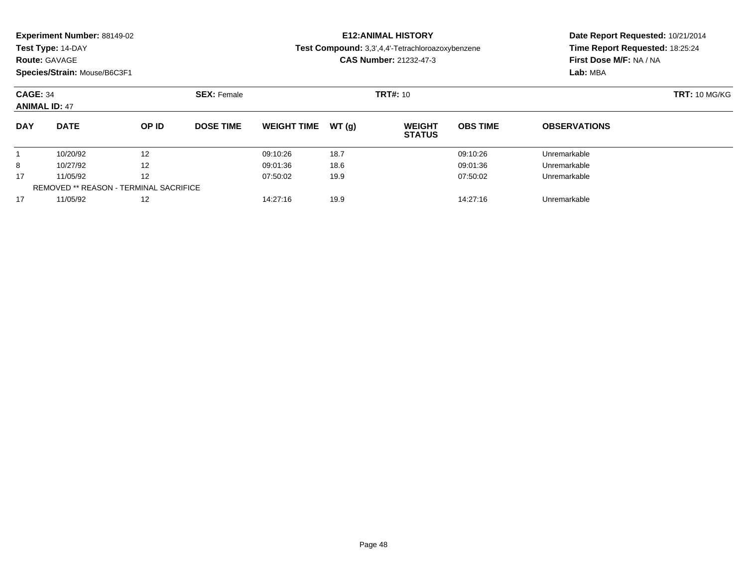**Experiment Number:** 88149-02
**Test Type:** 14-DAY
**Route:** GAVAGE
**Species/Strain:** Mouse/B6C3F1

**E12:ANIMAL HISTORY**
**Test Compound:** 3,3',4,4'-Tetrachloroazoxybenzene
**CAS Number:** 21232-47-3

**Date Report Requested:** 10/21/2014
**Time Report Requested:** 18:25:24
**First Dose M/F:** NA / NA
**Lab:** MBA

**CAGE:** 34 **SEX:** Female **TRT#:** 10 **TRT:** 10 MG/KG
**ANIMAL ID:** 47

| DAY | DATE | OP ID | DOSE TIME | WEIGHT TIME | WT (g) | WEIGHT STATUS | OBS TIME | OBSERVATIONS |
|---|---|---|---|---|---|---|---|---|
| 1 | 10/20/92 | 12 | | 09:10:26 | 18.7 | | 09:10:26 | Unremarkable |
| 8 | 10/27/92 | 12 | | 09:01:36 | 18.6 | | 09:01:36 | Unremarkable |
| 17 | 11/05/92 | 12 | | 07:50:02 | 19.9 | | 07:50:02 | Unremarkable |
| REMOVED ** REASON - TERMINAL SACRIFICE | | | | | | | | |
| 17 | 11/05/92 | 12 | | 14:27:16 | 19.9 | | 14:27:16 | Unremarkable |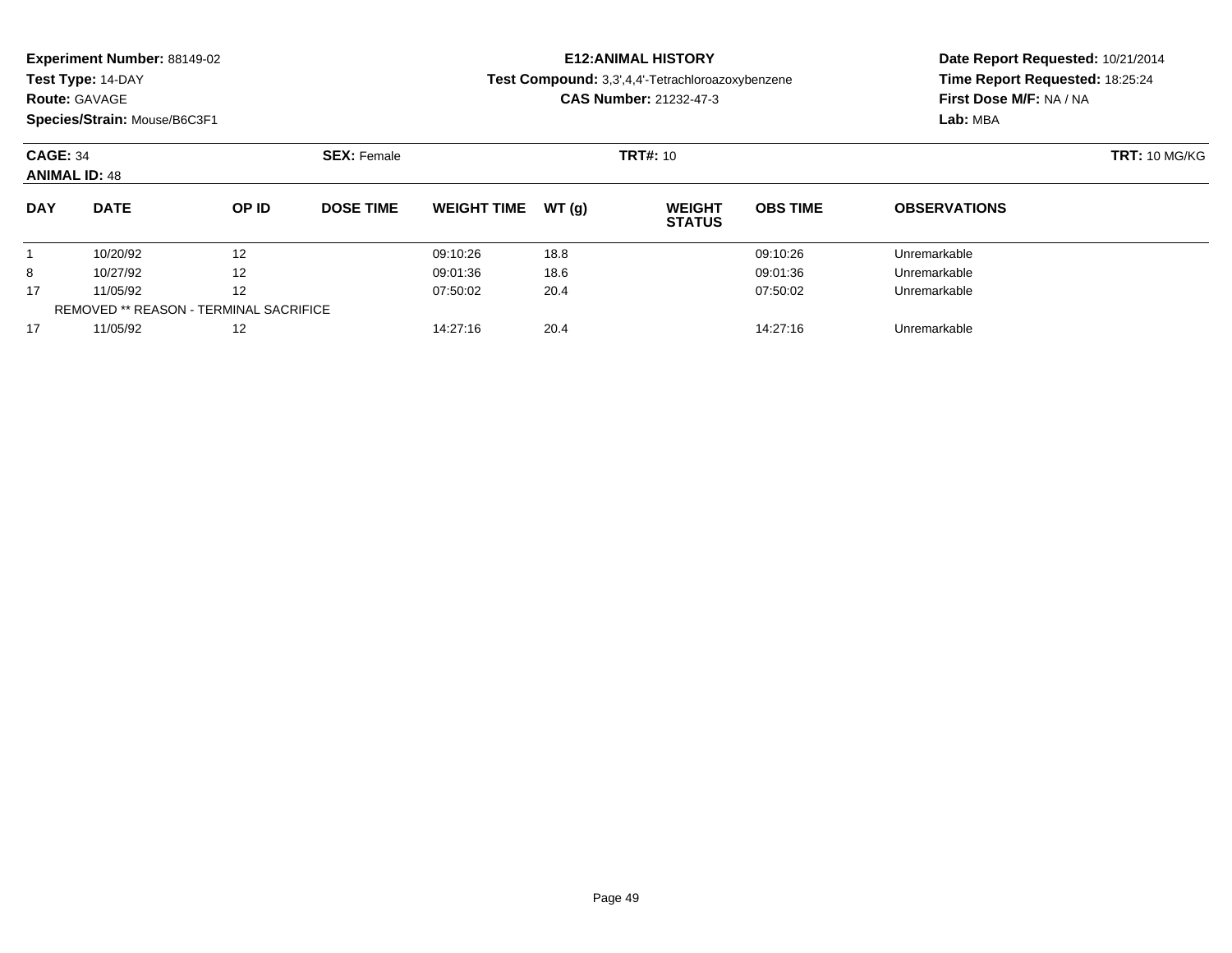**Experiment Number:** 88149-02
**Test Type:** 14-DAY
**Route:** GAVAGE
**Species/Strain:** Mouse/B6C3F1

**E12:ANIMAL HISTORY**
**Test Compound:** 3,3',4,4'-Tetrachloroazoxybenzene
**CAS Number:** 21232-47-3

**Date Report Requested:** 10/21/2014
**Time Report Requested:** 18:25:24
**First Dose M/F:** NA / NA
**Lab:** MBA

**CAGE:** 34
**ANIMAL ID:** 48
**SEX:** Female
**TRT#:** 10
**TRT:** 10 MG/KG

| DAY | DATE | OP ID | DOSE TIME | WEIGHT TIME | WT (g) | WEIGHT STATUS | OBS TIME | OBSERVATIONS |
|---|---|---|---|---|---|---|---|---|
| 1 | 10/20/92 | 12 | | 09:10:26 | 18.8 | | 09:10:26 | Unremarkable |
| 8 | 10/27/92 | 12 | | 09:01:36 | 18.6 | | 09:01:36 | Unremarkable |
| 17 | 11/05/92 | 12 | | 07:50:02 | 20.4 | | 07:50:02 | Unremarkable |
| REMOVED ** REASON - TERMINAL SACRIFICE | | | | | | | | |
| 17 | 11/05/92 | 12 | | 14:27:16 | 20.4 | | 14:27:16 | Unremarkable |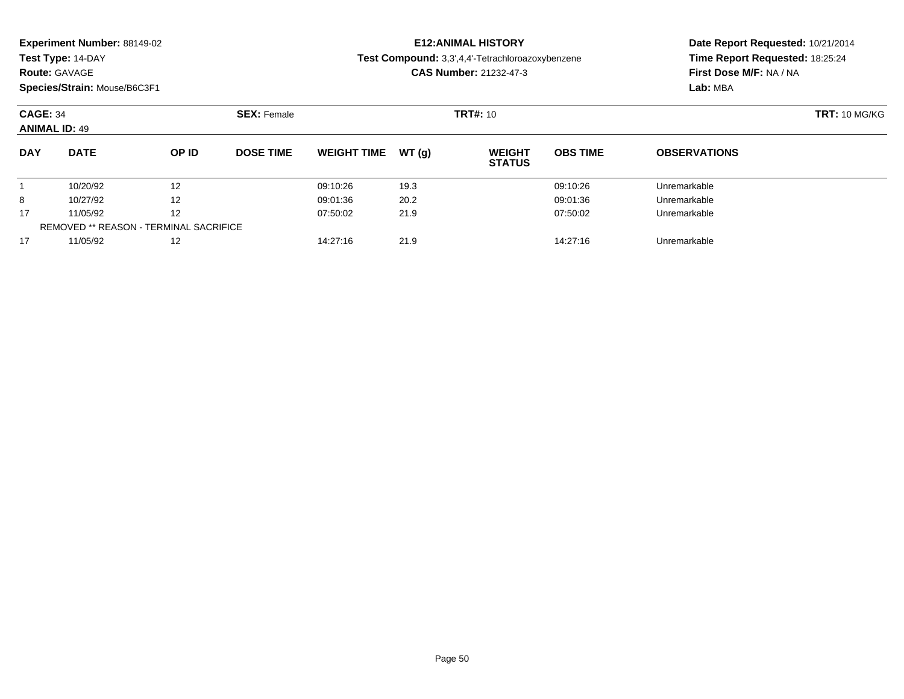**Experiment Number:** 88149-02
**Test Type:** 14-DAY
**Route:** GAVAGE
**Species/Strain:** Mouse/B6C3F1

**E12:ANIMAL HISTORY**
**Test Compound:** 3,3',4,4'-Tetrachloroazoxybenzene
**CAS Number:** 21232-47-3

**Date Report Requested:** 10/21/2014
**Time Report Requested:** 18:25:24
**First Dose M/F:** NA / NA
**Lab:** MBA

**CAGE:** 34 **SEX:** Female **TRT#:** 10 **TRT:** 10 MG/KG
**ANIMAL ID:** 49

| DAY | DATE | OP ID | DOSE TIME | WEIGHT TIME | WT (g) | WEIGHT STATUS | OBS TIME | OBSERVATIONS |
|---|---|---|---|---|---|---|---|---|
| 1 | 10/20/92 | 12 | | 09:10:26 | 19.3 | | 09:10:26 | Unremarkable |
| 8 | 10/27/92 | 12 | | 09:01:36 | 20.2 | | 09:01:36 | Unremarkable |
| 17 | 11/05/92 | 12 | | 07:50:02 | 21.9 | | 07:50:02 | Unremarkable |
| REMOVED ** REASON - TERMINAL SACRIFICE | | | | | | | | |
| 17 | 11/05/92 | 12 | | 14:27:16 | 21.9 | | 14:27:16 | Unremarkable |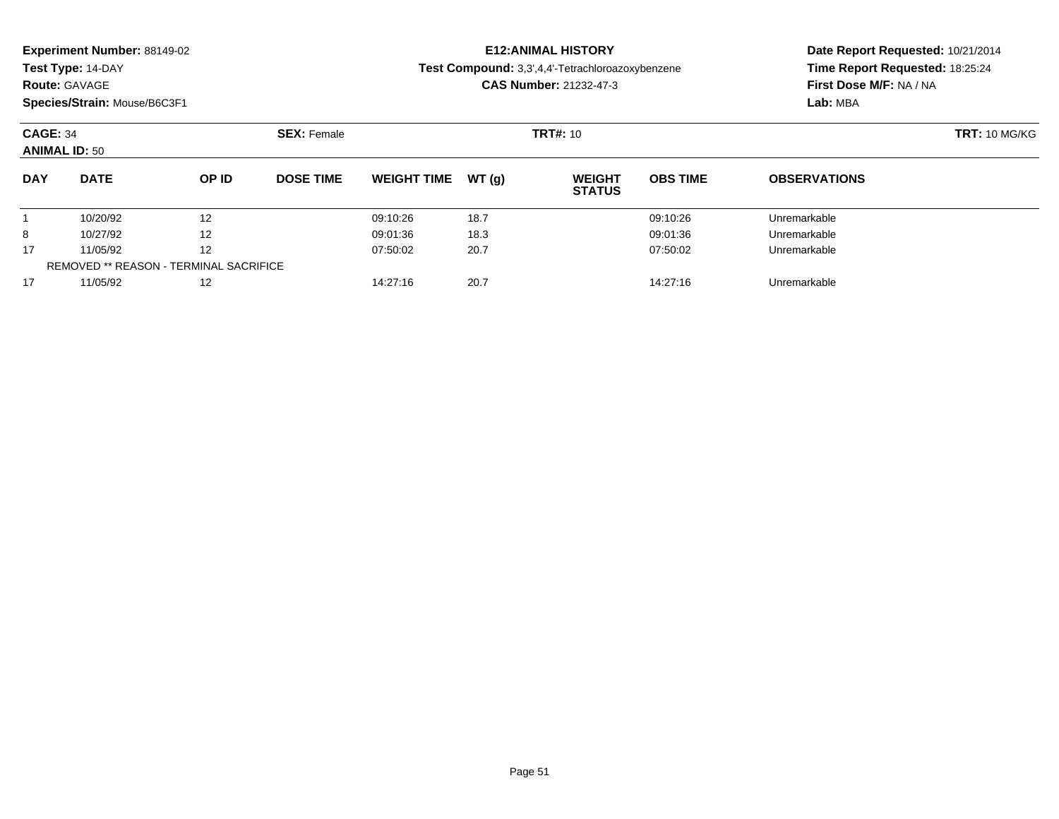**Experiment Number:** 88149-02
**Test Type:** 14-DAY
**Route:** GAVAGE
**Species/Strain:** Mouse/B6C3F1

**E12:ANIMAL HISTORY**
**Test Compound:** 3,3',4,4'-Tetrachloroazoxybenzene
**CAS Number:** 21232-47-3

**Date Report Requested:** 10/21/2014
**Time Report Requested:** 18:25:24
**First Dose M/F:** NA / NA
**Lab:** MBA

**CAGE:** 34 **SEX:** Female **TRT#:** 10 **TRT:** 10 MG/KG
**ANIMAL ID:** 50

| DAY | DATE | OP ID | DOSE TIME | WEIGHT TIME | WT (g) | WEIGHT STATUS | OBS TIME | OBSERVATIONS |
|---|---|---|---|---|---|---|---|---|
| 1 | 10/20/92 | 12 | | 09:10:26 | 18.7 | | 09:10:26 | Unremarkable |
| 8 | 10/27/92 | 12 | | 09:01:36 | 18.3 | | 09:01:36 | Unremarkable |
| 17 | 11/05/92 | 12 | | 07:50:02 | 20.7 | | 07:50:02 | Unremarkable |
| REMOVED ** REASON - TERMINAL SACRIFICE | | | | | | | | |
| 17 | 11/05/92 | 12 | | 14:27:16 | 20.7 | | 14:27:16 | Unremarkable |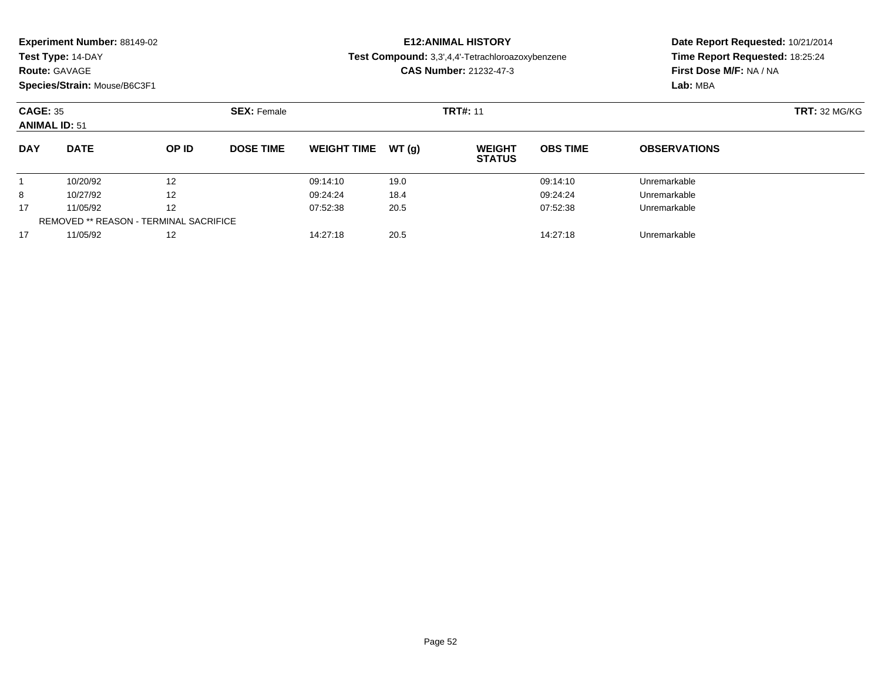**Experiment Number:** 88149-02
**Test Type:** 14-DAY
**Route:** GAVAGE
**Species/Strain:** Mouse/B6C3F1

**E12:ANIMAL HISTORY**
**Test Compound:** 3,3',4,4'-Tetrachloroazoxybenzene
**CAS Number:** 21232-47-3

**Date Report Requested:** 10/21/2014
**Time Report Requested:** 18:25:24
**First Dose M/F:** NA / NA
**Lab:** MBA

**CAGE:** 35
**ANIMAL ID:** 51
**SEX:** Female
**TRT#:** 11
**TRT:** 32 MG/KG

| DAY | DATE | OP ID | DOSE TIME | WEIGHT TIME | WT (g) | WEIGHT STATUS | OBS TIME | OBSERVATIONS |
|---|---|---|---|---|---|---|---|---|
| 1 | 10/20/92 | 12 | | 09:14:10 | 19.0 | | 09:14:10 | Unremarkable |
| 8 | 10/27/92 | 12 | | 09:24:24 | 18.4 | | 09:24:24 | Unremarkable |
| 17 | 11/05/92 | 12 | | 07:52:38 | 20.5 | | 07:52:38 | Unremarkable |
| REMOVED ** REASON - TERMINAL SACRIFICE | | | | | | | | |
| 17 | 11/05/92 | 12 | | 14:27:18 | 20.5 | | 14:27:18 | Unremarkable |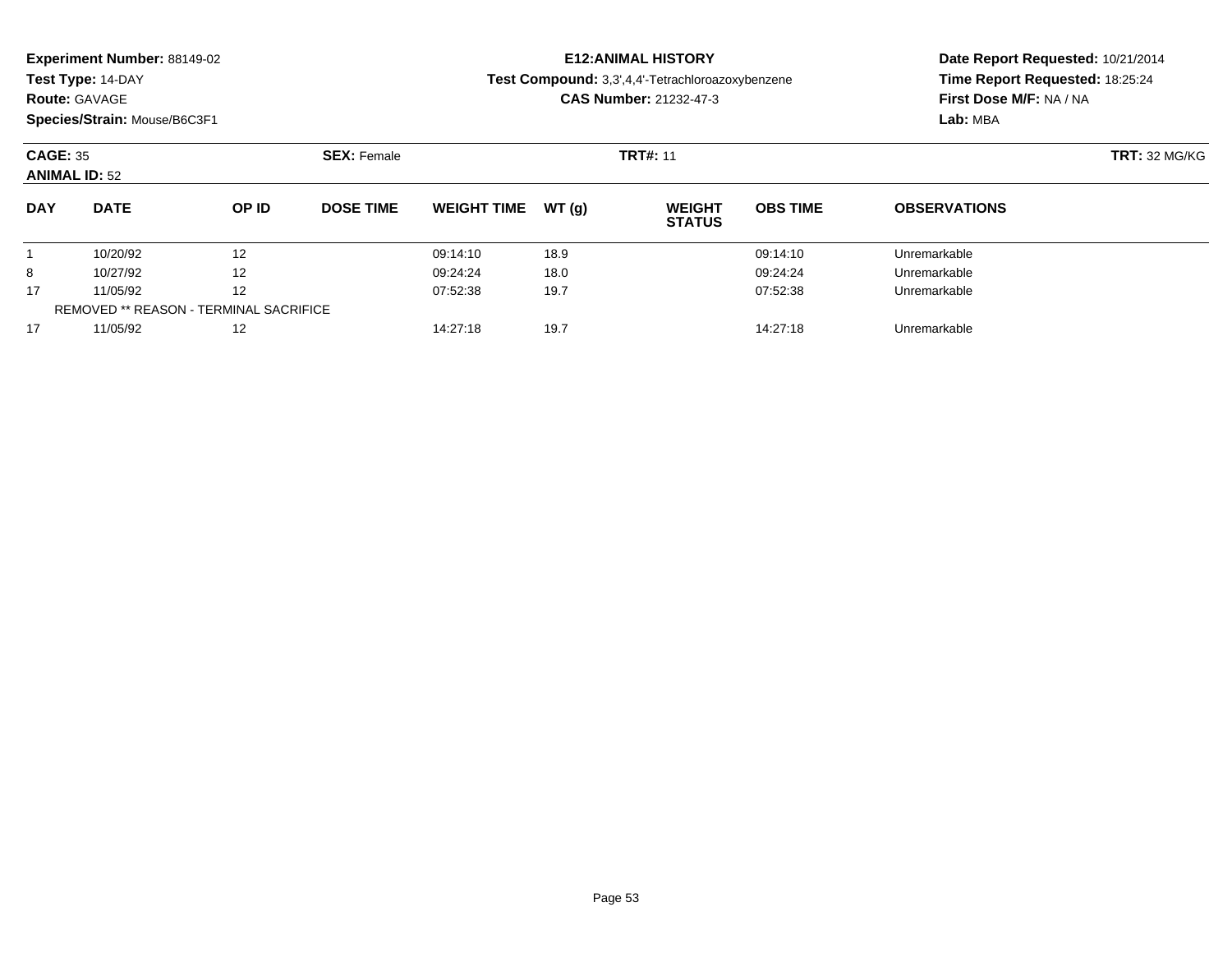**Experiment Number:** 88149-02
**Test Type:** 14-DAY
**Route:** GAVAGE
**Species/Strain:** Mouse/B6C3F1

**E12:ANIMAL HISTORY**
**Test Compound:** 3,3',4,4'-Tetrachloroazoxybenzene
**CAS Number:** 21232-47-3

**Date Report Requested:** 10/21/2014
**Time Report Requested:** 18:25:24
**First Dose M/F:** NA / NA
**Lab:** MBA

**CAGE:** 35 **SEX:** Female **TRT#:** 11 **TRT:** 32 MG/KG
**ANIMAL ID:** 52

| DAY | DATE | OP ID | DOSE TIME | WEIGHT TIME | WT (g) | WEIGHT STATUS | OBS TIME | OBSERVATIONS |
|---|---|---|---|---|---|---|---|---|
| 1 | 10/20/92 | 12 | | 09:14:10 | 18.9 | | 09:14:10 | Unremarkable |
| 8 | 10/27/92 | 12 | | 09:24:24 | 18.0 | | 09:24:24 | Unremarkable |
| 17 | 11/05/92 | 12 | | 07:52:38 | 19.7 | | 07:52:38 | Unremarkable |
| REMOVED ** REASON - TERMINAL SACRIFICE | | | | | | | | |
| 17 | 11/05/92 | 12 | | 14:27:18 | 19.7 | | 14:27:18 | Unremarkable |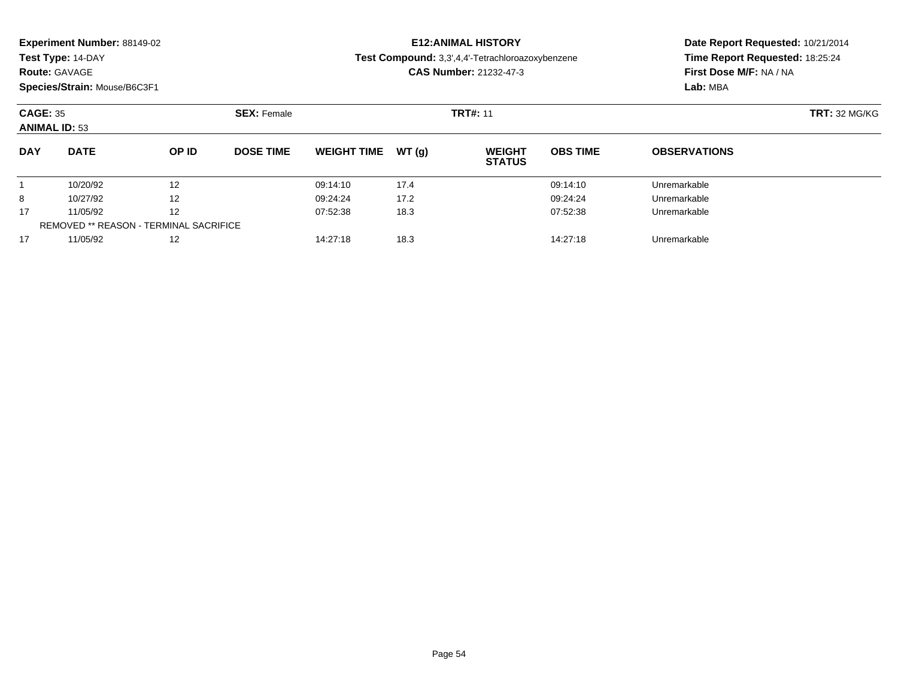**Experiment Number:** 88149-02
**Test Type:** 14-DAY
**Route:** GAVAGE
**Species/Strain:** Mouse/B6C3F1

**E12:ANIMAL HISTORY**
**Test Compound:** 3,3',4,4'-Tetrachloroazoxybenzene
**CAS Number:** 21232-47-3

**Date Report Requested:** 10/21/2014
**Time Report Requested:** 18:25:24
**First Dose M/F:** NA / NA
**Lab:** MBA

**CAGE:** 35
**ANIMAL ID:** 53
**SEX:** Female
**TRT#:** 11
**TRT:** 32 MG/KG

| DAY | DATE | OP ID | DOSE TIME | WEIGHT TIME | WT (g) | WEIGHT STATUS | OBS TIME | OBSERVATIONS |
|---|---|---|---|---|---|---|---|---|
| 1 | 10/20/92 | 12 | | 09:14:10 | 17.4 | | 09:14:10 | Unremarkable |
| 8 | 10/27/92 | 12 | | 09:24:24 | 17.2 | | 09:24:24 | Unremarkable |
| 17 | 11/05/92 | 12 | | 07:52:38 | 18.3 | | 07:52:38 | Unremarkable |
| REMOVED ** REASON - TERMINAL SACRIFICE | | | | | | | | |
| 17 | 11/05/92 | 12 | | 14:27:18 | 18.3 | | 14:27:18 | Unremarkable |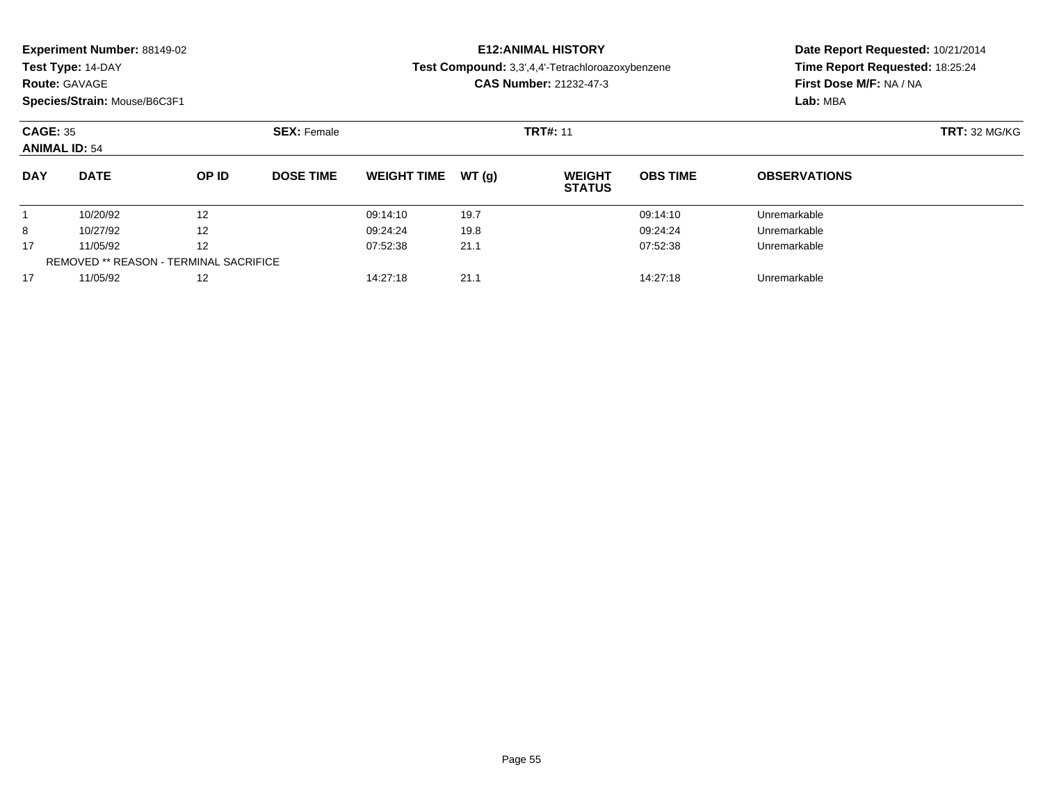**Experiment Number:** 88149-02
**Test Type:** 14-DAY
**Route:** GAVAGE
**Species/Strain:** Mouse/B6C3F1

**E12:ANIMAL HISTORY**
**Test Compound:** 3,3',4,4'-Tetrachloroazoxybenzene
**CAS Number:** 21232-47-3

**Date Report Requested:** 10/21/2014
**Time Report Requested:** 18:25:24
**First Dose M/F:** NA / NA
**Lab:** MBA

**CAGE:** 35 **SEX:** Female **TRT#:** 11 **TRT:** 32 MG/KG
**ANIMAL ID:** 54

| DAY | DATE | OP ID | DOSE TIME | WEIGHT TIME | WT (g) | WEIGHT STATUS | OBS TIME | OBSERVATIONS |
|---|---|---|---|---|---|---|---|---|
| 1 | 10/20/92 | 12 | | 09:14:10 | 19.7 | | 09:14:10 | Unremarkable |
| 8 | 10/27/92 | 12 | | 09:24:24 | 19.8 | | 09:24:24 | Unremarkable |
| 17 | 11/05/92 | 12 | | 07:52:38 | 21.1 | | 07:52:38 | Unremarkable |
| REMOVED ** REASON - TERMINAL SACRIFICE | | | | | | | | |
| 17 | 11/05/92 | 12 | | 14:27:18 | 21.1 | | 14:27:18 | Unremarkable |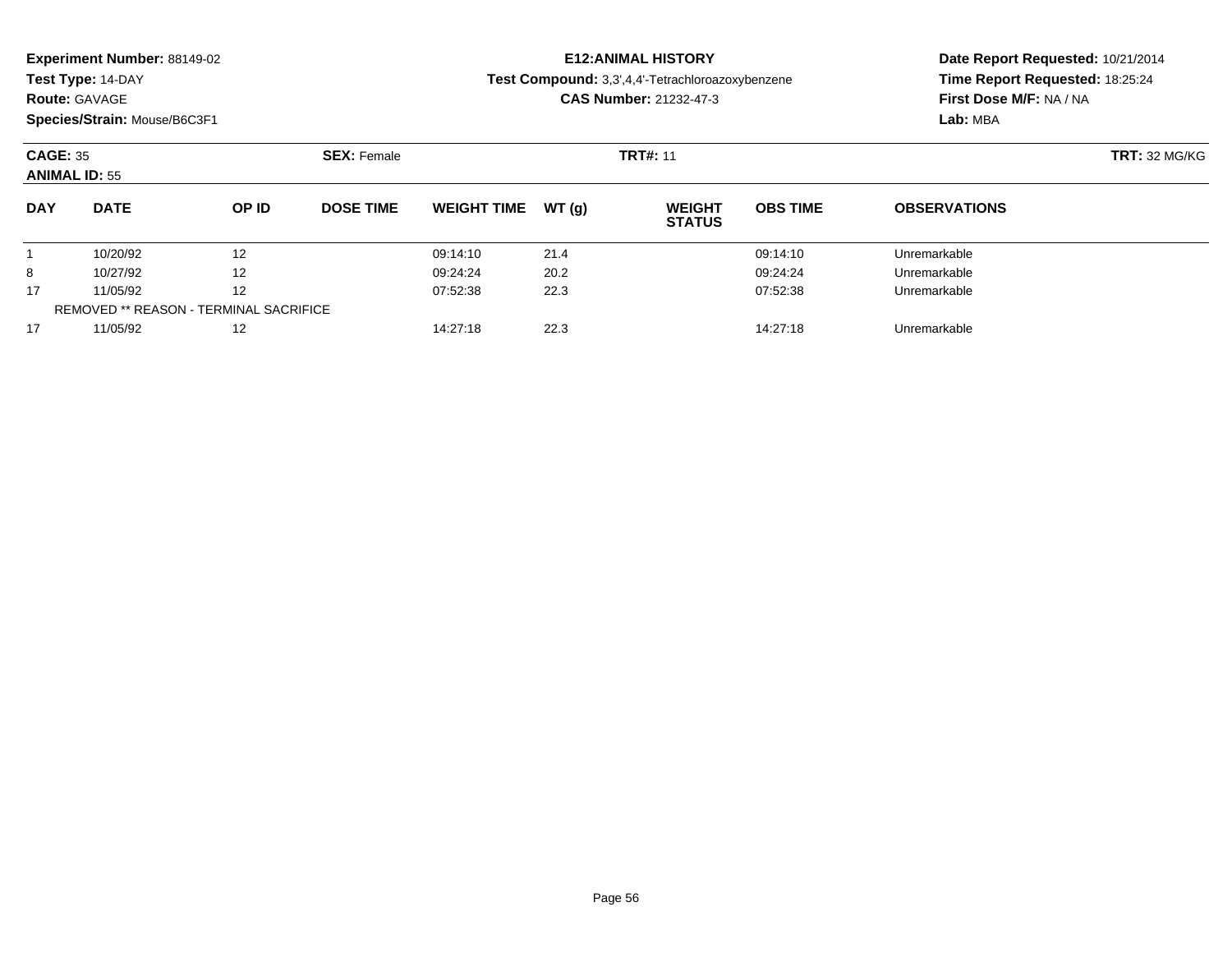**Experiment Number:** 88149-02
**Test Type:** 14-DAY
**Route:** GAVAGE
**Species/Strain:** Mouse/B6C3F1

**E12:ANIMAL HISTORY**
**Test Compound:** 3,3',4,4'-Tetrachloroazoxybenzene
**CAS Number:** 21232-47-3

**Date Report Requested:** 10/21/2014
**Time Report Requested:** 18:25:24
**First Dose M/F:** NA / NA
**Lab:** MBA

**CAGE:** 35 **SEX:** Female **TRT#:** 11 **TRT:** 32 MG/KG
**ANIMAL ID:** 55

| DAY | DATE | OP ID | DOSE TIME | WEIGHT TIME | WT (g) | WEIGHT STATUS | OBS TIME | OBSERVATIONS |
|---|---|---|---|---|---|---|---|---|
| 1 | 10/20/92 | 12 | | 09:14:10 | 21.4 | | 09:14:10 | Unremarkable |
| 8 | 10/27/92 | 12 | | 09:24:24 | 20.2 | | 09:24:24 | Unremarkable |
| 17 | 11/05/92 | 12 | | 07:52:38 | 22.3 | | 07:52:38 | Unremarkable |
| REMOVED ** REASON - TERMINAL SACRIFICE | | | | | | | | |
| 17 | 11/05/92 | 12 | | 14:27:18 | 22.3 | | 14:27:18 | Unremarkable |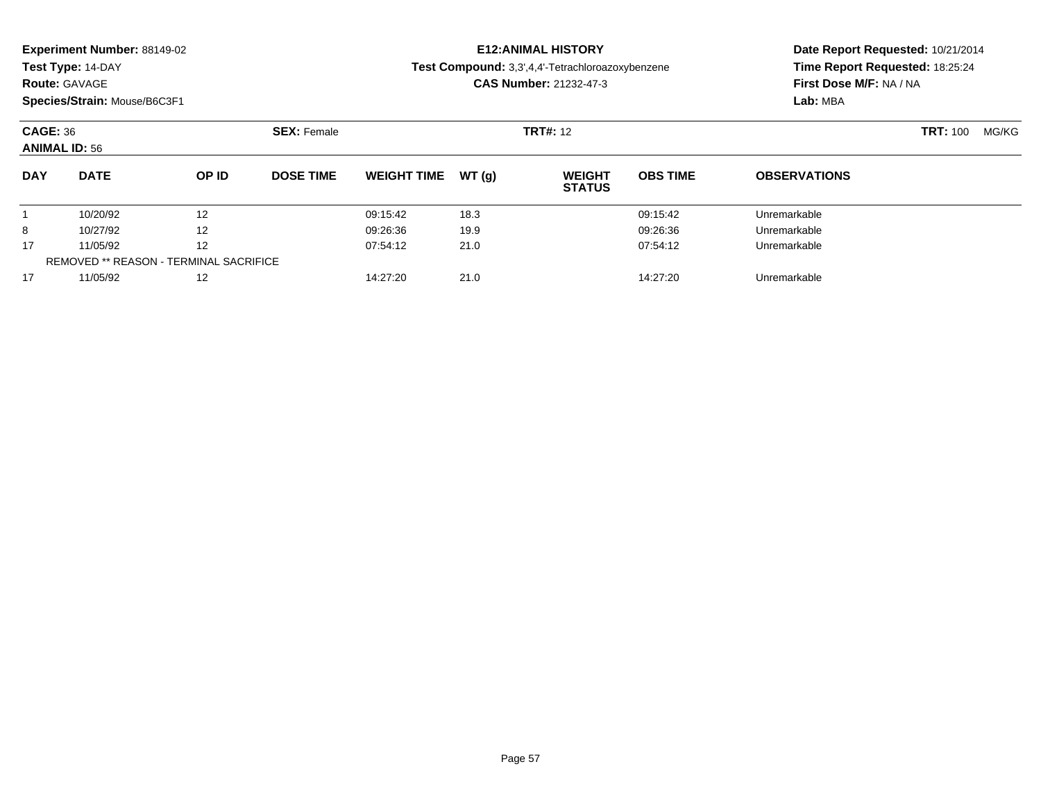**Experiment Number:** 88149-02
**Test Type:** 14-DAY
**Route:** GAVAGE
**Species/Strain:** Mouse/B6C3F1

**E12:ANIMAL HISTORY**
**Test Compound:** 3,3',4,4'-Tetrachloroazoxybenzene
**CAS Number:** 21232-47-3

**Date Report Requested:** 10/21/2014
**Time Report Requested:** 18:25:24
**First Dose M/F:** NA / NA
**Lab:** MBA

**CAGE:** 36 **SEX:** Female **TRT#:** 12 **TRT:** 100 MG/KG
**ANIMAL ID:** 56

| DAY | DATE | OP ID | DOSE TIME | WEIGHT TIME | WT (g) | WEIGHT STATUS | OBS TIME | OBSERVATIONS |
|---|---|---|---|---|---|---|---|---|
| 1 | 10/20/92 | 12 | | 09:15:42 | 18.3 | | 09:15:42 | Unremarkable |
| 8 | 10/27/92 | 12 | | 09:26:36 | 19.9 | | 09:26:36 | Unremarkable |
| 17 | 11/05/92 | 12 | | 07:54:12 | 21.0 | | 07:54:12 | Unremarkable |
| REMOVED ** REASON - TERMINAL SACRIFICE | | | | | | | | |
| 17 | 11/05/92 | 12 | | 14:27:20 | 21.0 | | 14:27:20 | Unremarkable |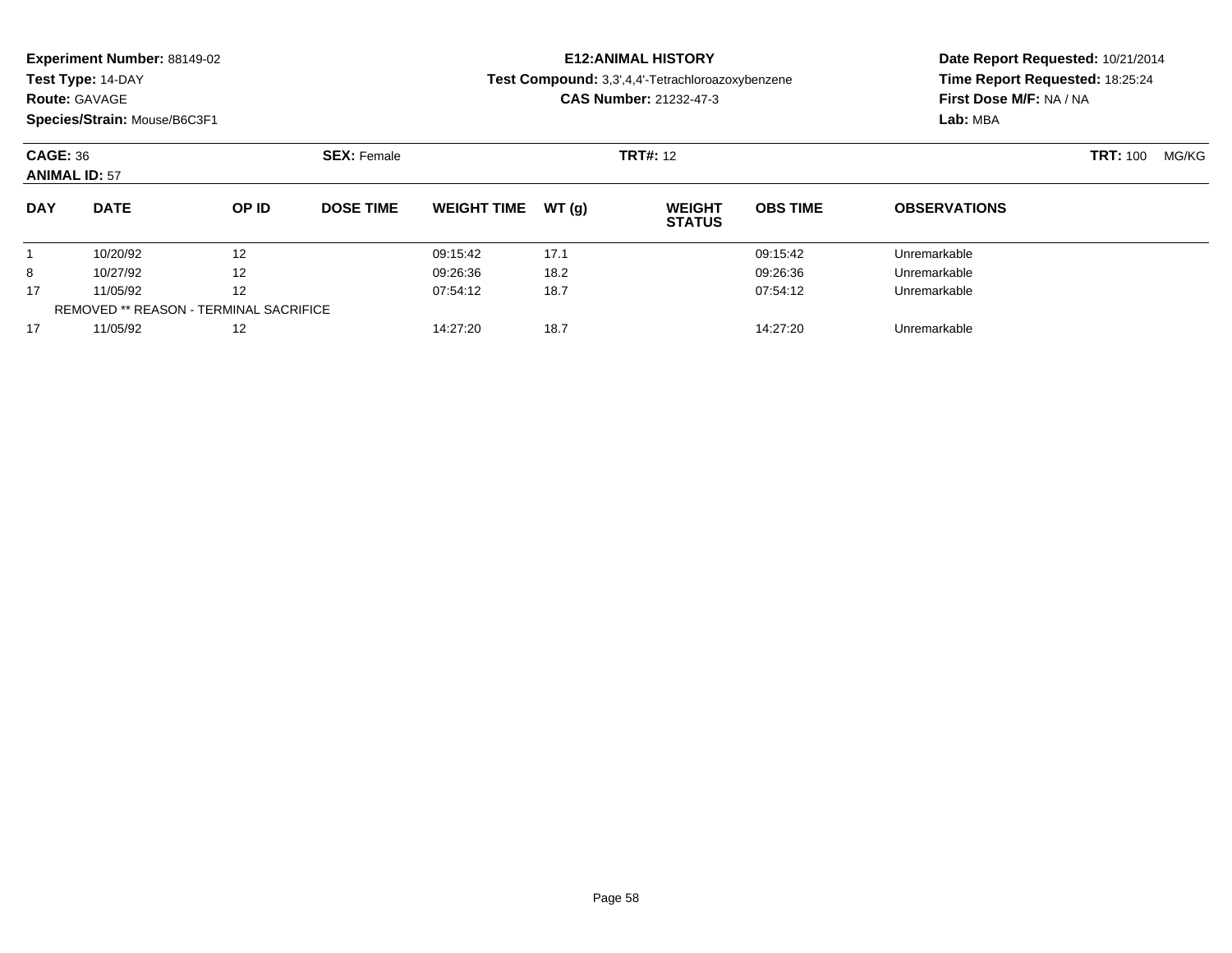**Experiment Number:** 88149-02
**Test Type:** 14-DAY
**Route:** GAVAGE
**Species/Strain:** Mouse/B6C3F1

**E12:ANIMAL HISTORY**
**Test Compound:** 3,3',4,4'-Tetrachloroazoxybenzene
**CAS Number:** 21232-47-3

**Date Report Requested:** 10/21/2014
**Time Report Requested:** 18:25:24
**First Dose M/F:** NA / NA
**Lab:** MBA

**CAGE:** 36 **SEX:** Female **TRT#:** 12 **TRT:** 100 MG/KG
**ANIMAL ID:** 57

| DAY | DATE | OP ID | DOSE TIME | WEIGHT TIME | WT (g) | WEIGHT STATUS | OBS TIME | OBSERVATIONS |
|---|---|---|---|---|---|---|---|---|
| 1 | 10/20/92 | 12 | | 09:15:42 | 17.1 | | 09:15:42 | Unremarkable |
| 8 | 10/27/92 | 12 | | 09:26:36 | 18.2 | | 09:26:36 | Unremarkable |
| 17 | 11/05/92 | 12 | | 07:54:12 | 18.7 | | 07:54:12 | Unremarkable |
| REMOVED ** REASON - TERMINAL SACRIFICE | | | | | | | | |
| 17 | 11/05/92 | 12 | | 14:27:20 | 18.7 | | 14:27:20 | Unremarkable |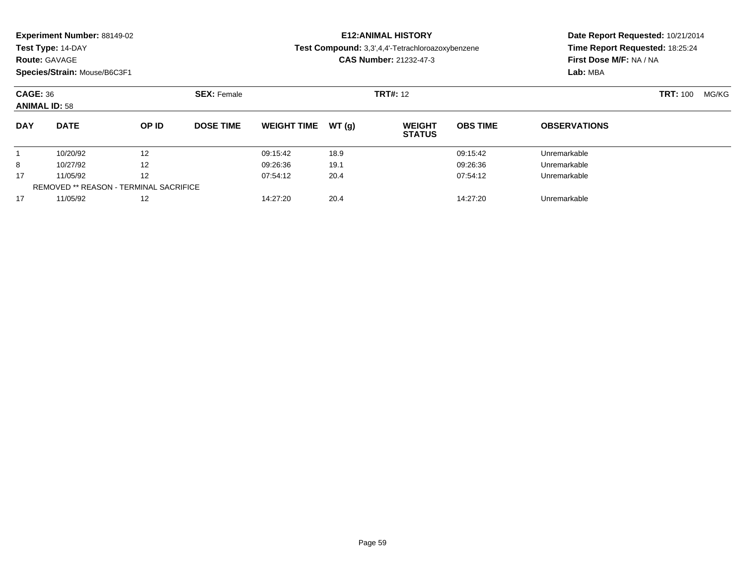**Experiment Number:** 88149-02
**Test Type:** 14-DAY
**Route:** GAVAGE
**Species/Strain:** Mouse/B6C3F1

**E12:ANIMAL HISTORY**
**Test Compound:** 3,3',4,4'-Tetrachloroazoxybenzene
**CAS Number:** 21232-47-3

**Date Report Requested:** 10/21/2014
**Time Report Requested:** 18:25:24
**First Dose M/F:** NA / NA
**Lab:** MBA

**CAGE:** 36 **SEX:** Female **TRT#:** 12 **TRT:** 100 MG/KG
**ANIMAL ID:** 58

| DAY | DATE | OP ID | DOSE TIME | WEIGHT TIME | WT (g) | WEIGHT STATUS | OBS TIME | OBSERVATIONS |
|---|---|---|---|---|---|---|---|---|
| 1 | 10/20/92 | 12 | | 09:15:42 | 18.9 | | 09:15:42 | Unremarkable |
| 8 | 10/27/92 | 12 | | 09:26:36 | 19.1 | | 09:26:36 | Unremarkable |
| 17 | 11/05/92 | 12 | | 07:54:12 | 20.4 | | 07:54:12 | Unremarkable |
| REMOVED ** REASON - TERMINAL SACRIFICE | | | | | | | | |
| 17 | 11/05/92 | 12 | | 14:27:20 | 20.4 | | 14:27:20 | Unremarkable |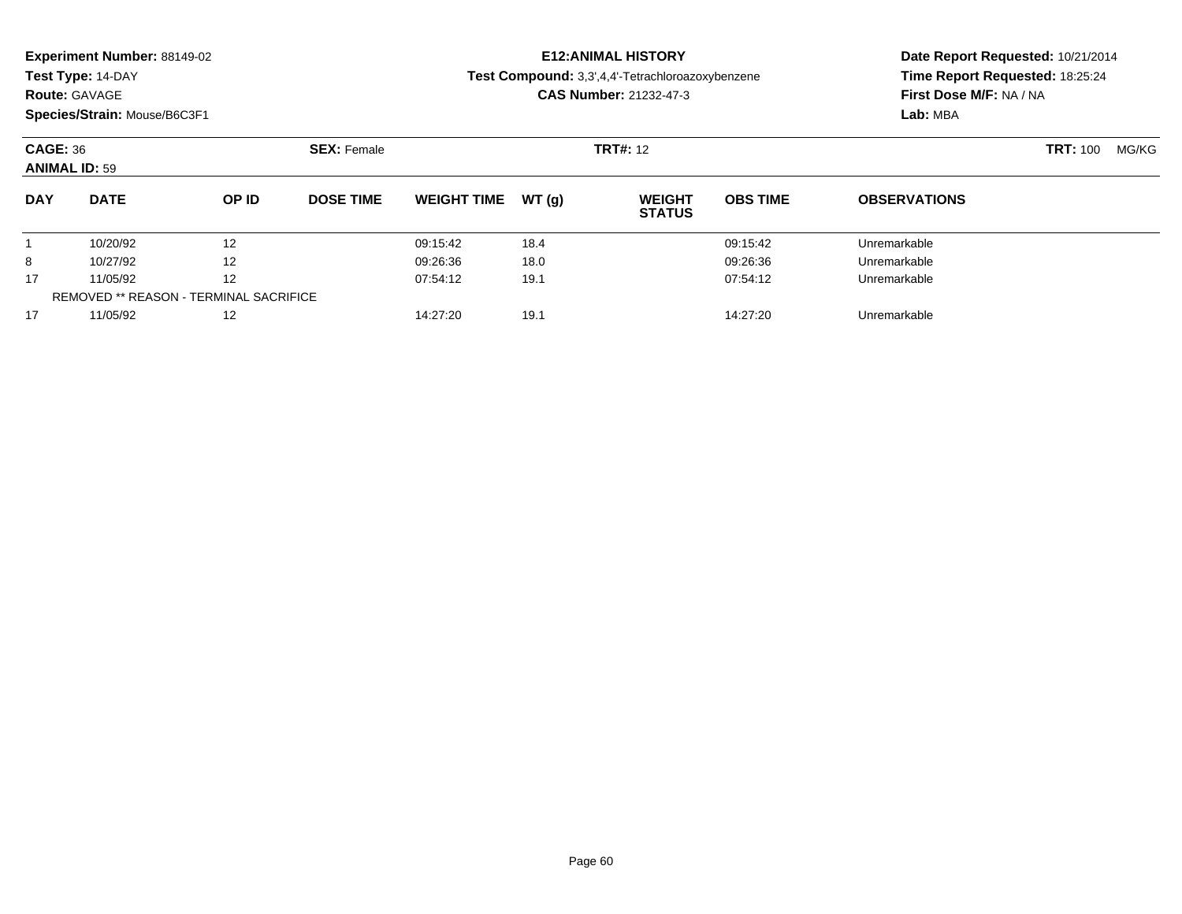**Experiment Number:** 88149-02
**Test Type:** 14-DAY
**Route:** GAVAGE
**Species/Strain:** Mouse/B6C3F1

**E12:ANIMAL HISTORY**
**Test Compound:** 3,3',4,4'-Tetrachloroazoxybenzene
**CAS Number:** 21232-47-3

**Date Report Requested:** 10/21/2014
**Time Report Requested:** 18:25:24
**First Dose M/F:** NA / NA
**Lab:** MBA

**CAGE:** 36 **SEX:** Female **TRT#:** 12 **TRT:** 100 MG/KG
**ANIMAL ID:** 59

| DAY | DATE | OP ID | DOSE TIME | WEIGHT TIME | WT (g) | WEIGHT STATUS | OBS TIME | OBSERVATIONS |
|---|---|---|---|---|---|---|---|---|
| 1 | 10/20/92 | 12 | | 09:15:42 | 18.4 | | 09:15:42 | Unremarkable |
| 8 | 10/27/92 | 12 | | 09:26:36 | 18.0 | | 09:26:36 | Unremarkable |
| 17 | 11/05/92 | 12 | | 07:54:12 | 19.1 | | 07:54:12 | Unremarkable |
| REMOVED ** REASON - TERMINAL SACRIFICE | | | | | | | | |
| 17 | 11/05/92 | 12 | | 14:27:20 | 19.1 | | 14:27:20 | Unremarkable |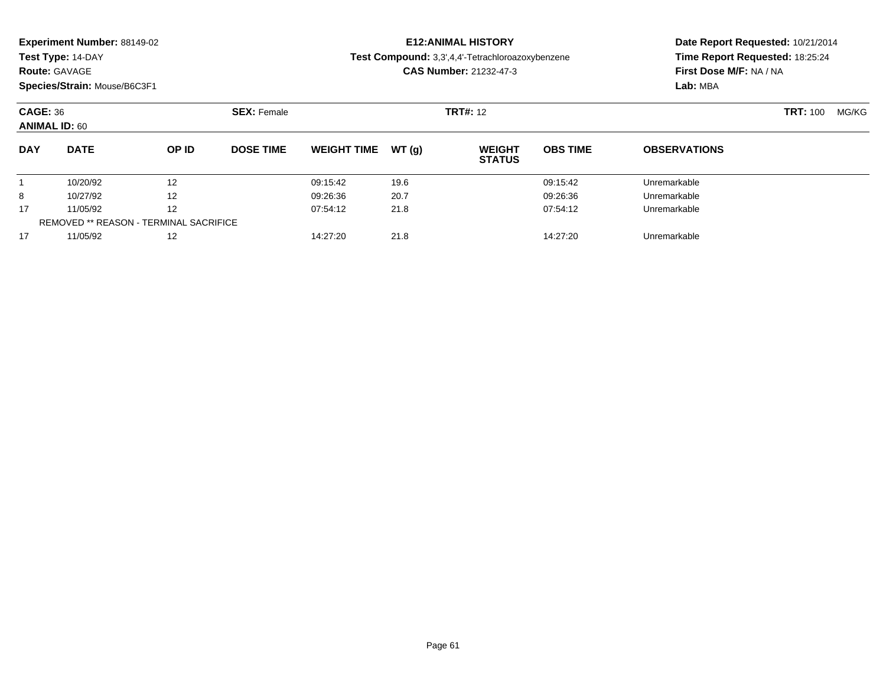**Experiment Number:** 88149-02
**Test Type:** 14-DAY
**Route:** GAVAGE
**Species/Strain:** Mouse/B6C3F1

**E12:ANIMAL HISTORY**
**Test Compound:** 3,3',4,4'-Tetrachloroazoxybenzene
**CAS Number:** 21232-47-3

**Date Report Requested:** 10/21/2014
**Time Report Requested:** 18:25:24
**First Dose M/F:** NA / NA
**Lab:** MBA

**CAGE:** 36 **SEX:** Female **TRT#:** 12 **TRT:** 100 MG/KG
**ANIMAL ID:** 60

| DAY | DATE | OP ID | DOSE TIME | WEIGHT TIME | WT (g) | WEIGHT STATUS | OBS TIME | OBSERVATIONS |
|---|---|---|---|---|---|---|---|---|
| 1 | 10/20/92 | 12 | | 09:15:42 | 19.6 | | 09:15:42 | Unremarkable |
| 8 | 10/27/92 | 12 | | 09:26:36 | 20.7 | | 09:26:36 | Unremarkable |
| 17 | 11/05/92 | 12 | | 07:54:12 | 21.8 | | 07:54:12 | Unremarkable |
| REMOVED ** REASON - TERMINAL SACRIFICE | | | | | | | | |
| 17 | 11/05/92 | 12 | | 14:27:20 | 21.8 | | 14:27:20 | Unremarkable |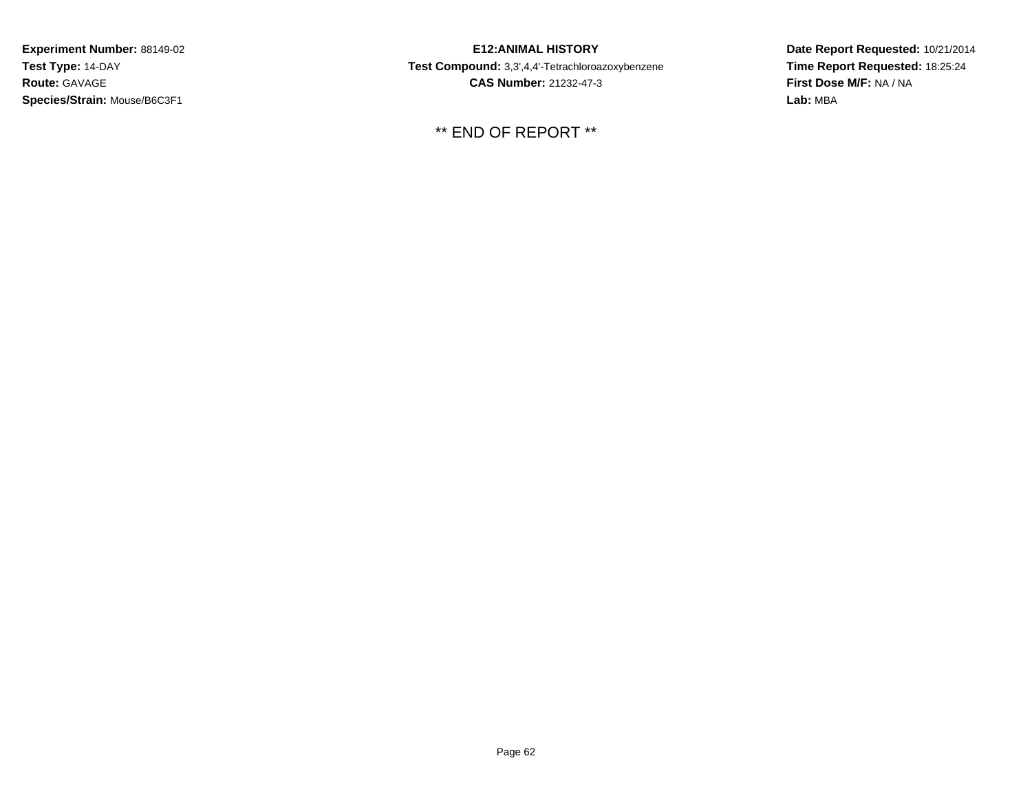**Experiment Number:** 88149-02
**Test Type:** 14-DAY
**Route:** GAVAGE
**Species/Strain:** Mouse/B6C3F1

**E12:ANIMAL HISTORY**
**Test Compound:** 3,3',4,4'-Tetrachloroazoxybenzene
**CAS Number:** 21232-47-3

**Date Report Requested:** 10/21/2014
**Time Report Requested:** 18:25:24
**First Dose M/F:** NA / NA
**Lab:** MBA

** END OF REPORT **